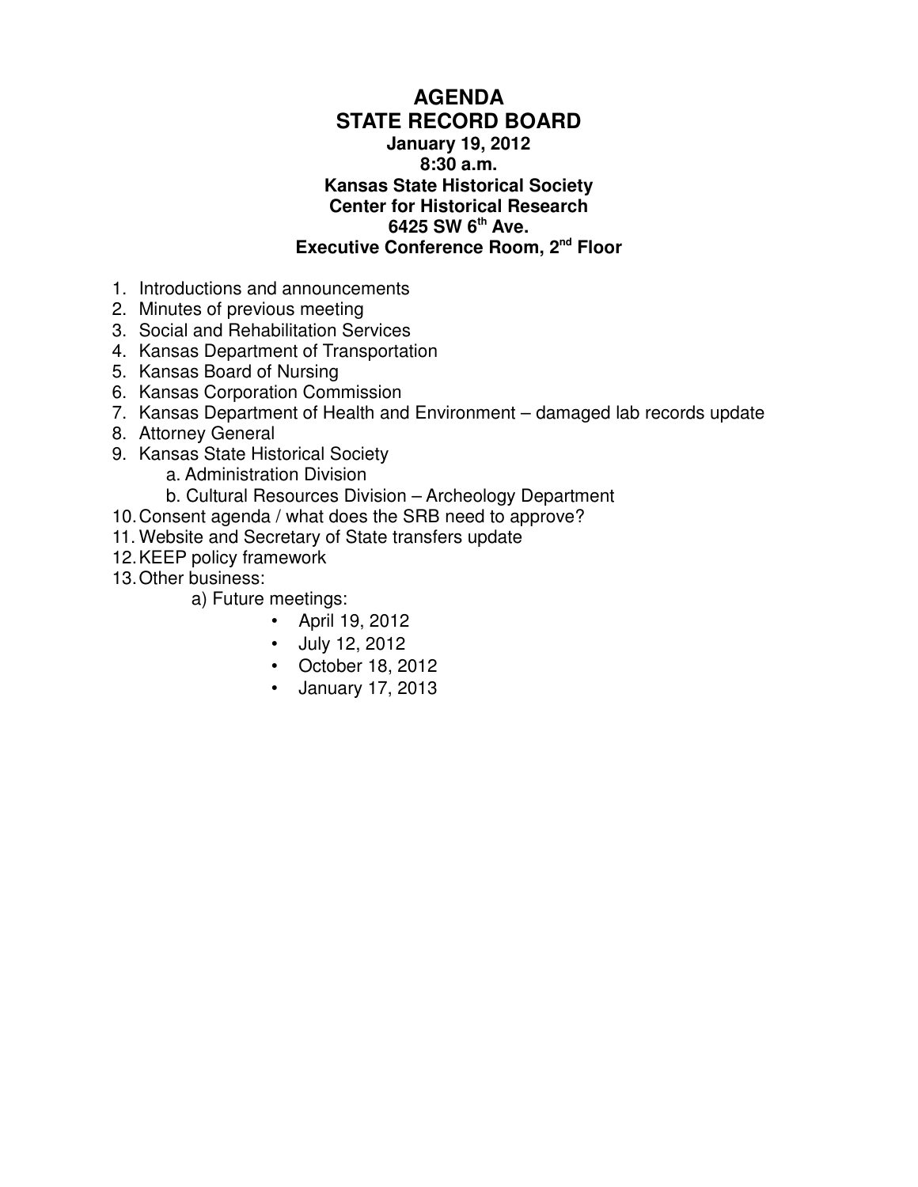# AGENDA
## STATE RECORD BOARD

**January 19, 2012**
**8:30 a.m.**
**Kansas State Historical Society**
**Center for Historical Research**
**6425 SW 6th Ave.**
**Executive Conference Room, 2nd Floor**

1. Introductions and announcements
2. Minutes of previous meeting
3. Social and Rehabilitation Services
4. Kansas Department of Transportation
5. Kansas Board of Nursing
6. Kansas Corporation Commission
7. Kansas Department of Health and Environment – damaged lab records update
8. Attorney General
9. Kansas State Historical Society
   a. Administration Division
   b. Cultural Resources Division – Archeology Department
10. Consent agenda / what does the SRB need to approve?
11. Website and Secretary of State transfers update
12. KEEP policy framework
13. Other business:
    a) Future meetings:
       - April 19, 2012
       - July 12, 2012
       - October 18, 2012
       - January 17, 2013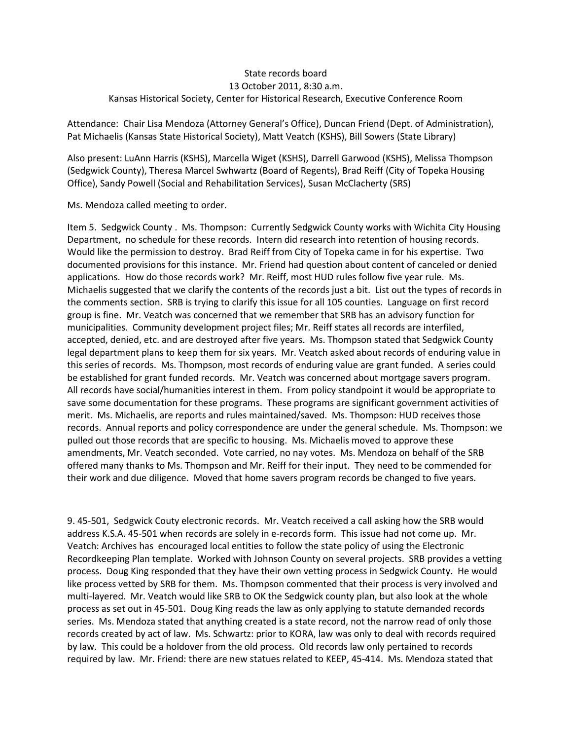State records board
13 October 2011, 8:30 a.m.
Kansas Historical Society, Center for Historical Research, Executive Conference Room

Attendance: Chair Lisa Mendoza (Attorney General's Office), Duncan Friend (Dept. of Administration), Pat Michaelis (Kansas State Historical Society), Matt Veatch (KSHS), Bill Sowers (State Library)

Also present: LuAnn Harris (KSHS), Marcella Wiget (KSHS), Darrell Garwood (KSHS), Melissa Thompson (Sedgwick County), Theresa Marcel Swhwartz (Board of Regents), Brad Reiff (City of Topeka Housing Office), Sandy Powell (Social and Rehabilitation Services), Susan McClacherty (SRS)

Ms. Mendoza called meeting to order.

Item 5. Sedgwick County . Ms. Thompson: Currently Sedgwick County works with Wichita City Housing Department, no schedule for these records. Intern did research into retention of housing records. Would like the permission to destroy. Brad Reiff from City of Topeka came in for his expertise. Two documented provisions for this instance. Mr. Friend had question about content of canceled or denied applications. How do those records work? Mr. Reiff, most HUD rules follow five year rule. Ms. Michaelis suggested that we clarify the contents of the records just a bit. List out the types of records in the comments section. SRB is trying to clarify this issue for all 105 counties. Language on first record group is fine. Mr. Veatch was concerned that we remember that SRB has an advisory function for municipalities. Community development project files; Mr. Reiff states all records are interfiled, accepted, denied, etc. and are destroyed after five years. Ms. Thompson stated that Sedgwick County legal department plans to keep them for six years. Mr. Veatch asked about records of enduring value in this series of records. Ms. Thompson, most records of enduring value are grant funded. A series could be established for grant funded records. Mr. Veatch was concerned about mortgage savers program. All records have social/humanities interest in them. From policy standpoint it would be appropriate to save some documentation for these programs. These programs are significant government activities of merit. Ms. Michaelis, are reports and rules maintained/saved. Ms. Thompson: HUD receives those records. Annual reports and policy correspondence are under the general schedule. Ms. Thompson: we pulled out those records that are specific to housing. Ms. Michaelis moved to approve these amendments, Mr. Veatch seconded. Vote carried, no nay votes. Ms. Mendoza on behalf of the SRB offered many thanks to Ms. Thompson and Mr. Reiff for their input. They need to be commended for their work and due diligence. Moved that home savers program records be changed to five years.

9. 45-501, Sedgwick Couty electronic records. Mr. Veatch received a call asking how the SRB would address K.S.A. 45-501 when records are solely in e-records form. This issue had not come up. Mr. Veatch: Archives has encouraged local entities to follow the state policy of using the Electronic Recordkeeping Plan template. Worked with Johnson County on several projects. SRB provides a vetting process. Doug King responded that they have their own vetting process in Sedgwick County. He would like process vetted by SRB for them. Ms. Thompson commented that their process is very involved and multi-layered. Mr. Veatch would like SRB to OK the Sedgwick county plan, but also look at the whole process as set out in 45-501. Doug King reads the law as only applying to statute demanded records series. Ms. Mendoza stated that anything created is a state record, not the narrow read of only those records created by act of law. Ms. Schwartz: prior to KORA, law was only to deal with records required by law. This could be a holdover from the old process. Old records law only pertained to records required by law. Mr. Friend: there are new statues related to KEEP, 45-414. Ms. Mendoza stated that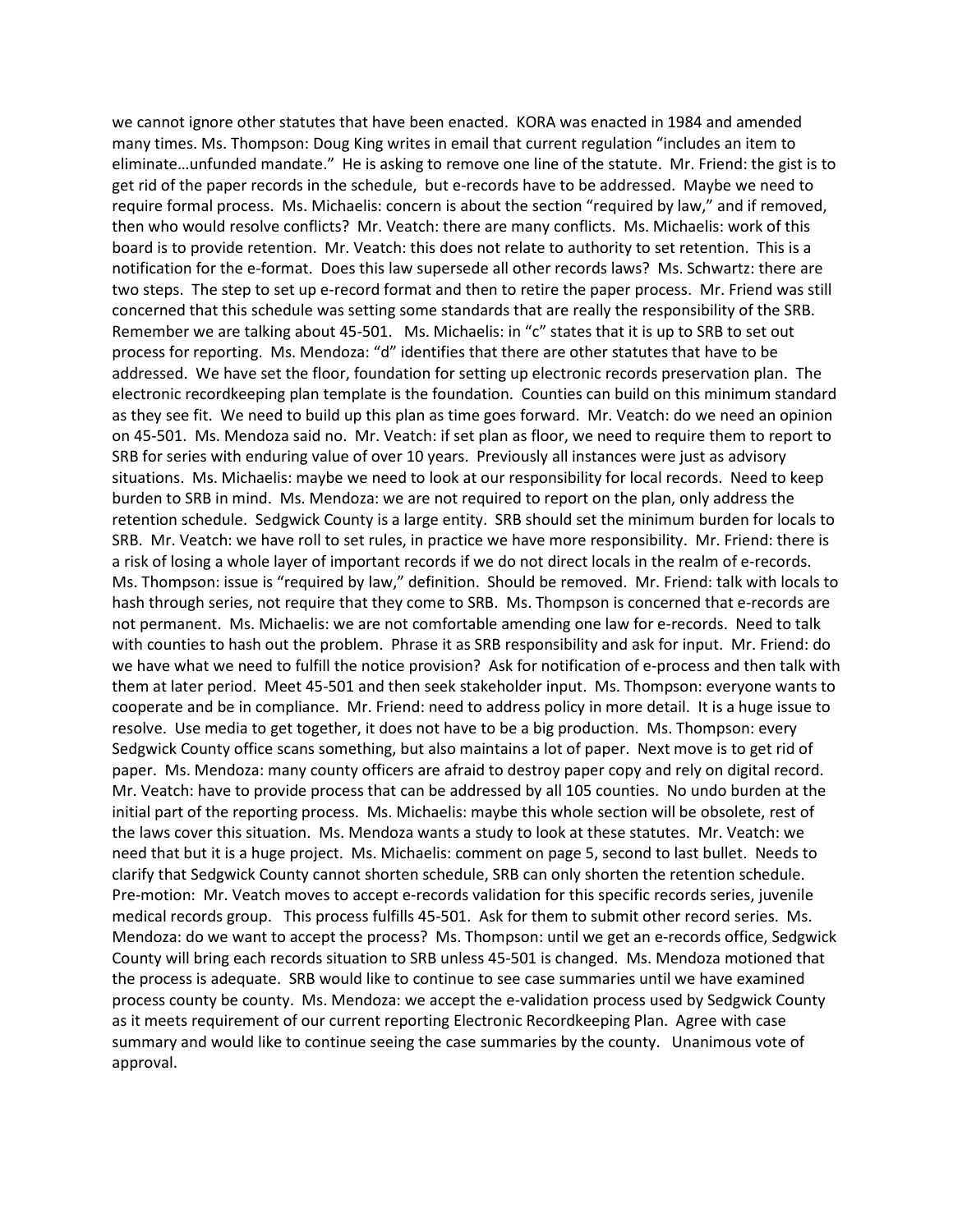we cannot ignore other statutes that have been enacted. KORA was enacted in 1984 and amended many times. Ms. Thompson: Doug King writes in email that current regulation "includes an item to eliminate…unfunded mandate." He is asking to remove one line of the statute. Mr. Friend: the gist is to get rid of the paper records in the schedule, but e-records have to be addressed. Maybe we need to require formal process. Ms. Michaelis: concern is about the section "required by law," and if removed, then who would resolve conflicts? Mr. Veatch: there are many conflicts. Ms. Michaelis: work of this board is to provide retention. Mr. Veatch: this does not relate to authority to set retention. This is a notification for the e-format. Does this law supersede all other records laws? Ms. Schwartz: there are two steps. The step to set up e-record format and then to retire the paper process. Mr. Friend was still concerned that this schedule was setting some standards that are really the responsibility of the SRB. Remember we are talking about 45-501. Ms. Michaelis: in "c" states that it is up to SRB to set out process for reporting. Ms. Mendoza: "d" identifies that there are other statutes that have to be addressed. We have set the floor, foundation for setting up electronic records preservation plan. The electronic recordkeeping plan template is the foundation. Counties can build on this minimum standard as they see fit. We need to build up this plan as time goes forward. Mr. Veatch: do we need an opinion on 45-501. Ms. Mendoza said no. Mr. Veatch: if set plan as floor, we need to require them to report to SRB for series with enduring value of over 10 years. Previously all instances were just as advisory situations. Ms. Michaelis: maybe we need to look at our responsibility for local records. Need to keep burden to SRB in mind. Ms. Mendoza: we are not required to report on the plan, only address the retention schedule. Sedgwick County is a large entity. SRB should set the minimum burden for locals to SRB. Mr. Veatch: we have roll to set rules, in practice we have more responsibility. Mr. Friend: there is a risk of losing a whole layer of important records if we do not direct locals in the realm of e-records. Ms. Thompson: issue is "required by law," definition. Should be removed. Mr. Friend: talk with locals to hash through series, not require that they come to SRB. Ms. Thompson is concerned that e-records are not permanent. Ms. Michaelis: we are not comfortable amending one law for e-records. Need to talk with counties to hash out the problem. Phrase it as SRB responsibility and ask for input. Mr. Friend: do we have what we need to fulfill the notice provision? Ask for notification of e-process and then talk with them at later period. Meet 45-501 and then seek stakeholder input. Ms. Thompson: everyone wants to cooperate and be in compliance. Mr. Friend: need to address policy in more detail. It is a huge issue to resolve. Use media to get together, it does not have to be a big production. Ms. Thompson: every Sedgwick County office scans something, but also maintains a lot of paper. Next move is to get rid of paper. Ms. Mendoza: many county officers are afraid to destroy paper copy and rely on digital record. Mr. Veatch: have to provide process that can be addressed by all 105 counties. No undo burden at the initial part of the reporting process. Ms. Michaelis: maybe this whole section will be obsolete, rest of the laws cover this situation. Ms. Mendoza wants a study to look at these statutes. Mr. Veatch: we need that but it is a huge project. Ms. Michaelis: comment on page 5, second to last bullet. Needs to clarify that Sedgwick County cannot shorten schedule, SRB can only shorten the retention schedule. Pre-motion: Mr. Veatch moves to accept e-records validation for this specific records series, juvenile medical records group. This process fulfills 45-501. Ask for them to submit other record series. Ms. Mendoza: do we want to accept the process? Ms. Thompson: until we get an e-records office, Sedgwick County will bring each records situation to SRB unless 45-501 is changed. Ms. Mendoza motioned that the process is adequate. SRB would like to continue to see case summaries until we have examined process county be county. Ms. Mendoza: we accept the e-validation process used by Sedgwick County as it meets requirement of our current reporting Electronic Recordkeeping Plan. Agree with case summary and would like to continue seeing the case summaries by the county. Unanimous vote of approval.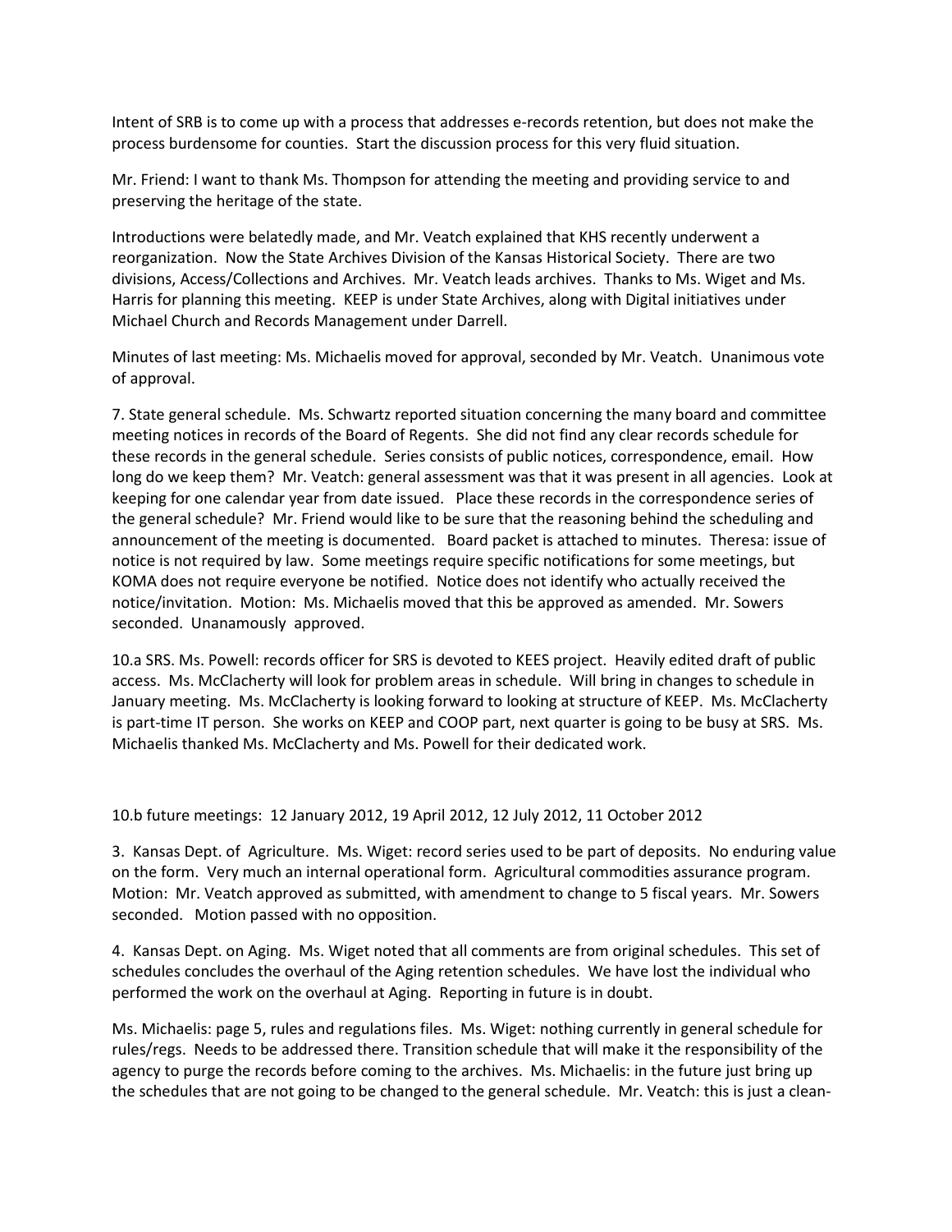Intent of SRB is to come up with a process that addresses e-records retention, but does not make the process burdensome for counties. Start the discussion process for this very fluid situation.

Mr. Friend: I want to thank Ms. Thompson for attending the meeting and providing service to and preserving the heritage of the state.

Introductions were belatedly made, and Mr. Veatch explained that KHS recently underwent a reorganization. Now the State Archives Division of the Kansas Historical Society. There are two divisions, Access/Collections and Archives. Mr. Veatch leads archives. Thanks to Ms. Wiget and Ms. Harris for planning this meeting. KEEP is under State Archives, along with Digital initiatives under Michael Church and Records Management under Darrell.

Minutes of last meeting: Ms. Michaelis moved for approval, seconded by Mr. Veatch. Unanimous vote of approval.

7. State general schedule. Ms. Schwartz reported situation concerning the many board and committee meeting notices in records of the Board of Regents. She did not find any clear records schedule for these records in the general schedule. Series consists of public notices, correspondence, email. How long do we keep them? Mr. Veatch: general assessment was that it was present in all agencies. Look at keeping for one calendar year from date issued. Place these records in the correspondence series of the general schedule? Mr. Friend would like to be sure that the reasoning behind the scheduling and announcement of the meeting is documented. Board packet is attached to minutes. Theresa: issue of notice is not required by law. Some meetings require specific notifications for some meetings, but KOMA does not require everyone be notified. Notice does not identify who actually received the notice/invitation. Motion: Ms. Michaelis moved that this be approved as amended. Mr. Sowers seconded. Unanamously approved.

10.a SRS. Ms. Powell: records officer for SRS is devoted to KEES project. Heavily edited draft of public access. Ms. McClacherty will look for problem areas in schedule. Will bring in changes to schedule in January meeting. Ms. McClacherty is looking forward to looking at structure of KEEP. Ms. McClacherty is part-time IT person. She works on KEEP and COOP part, next quarter is going to be busy at SRS. Ms. Michaelis thanked Ms. McClacherty and Ms. Powell for their dedicated work.

10.b future meetings: 12 January 2012, 19 April 2012, 12 July 2012, 11 October 2012

3. Kansas Dept. of Agriculture. Ms. Wiget: record series used to be part of deposits. No enduring value on the form. Very much an internal operational form. Agricultural commodities assurance program. Motion: Mr. Veatch approved as submitted, with amendment to change to 5 fiscal years. Mr. Sowers seconded. Motion passed with no opposition.

4. Kansas Dept. on Aging. Ms. Wiget noted that all comments are from original schedules. This set of schedules concludes the overhaul of the Aging retention schedules. We have lost the individual who performed the work on the overhaul at Aging. Reporting in future is in doubt.

Ms. Michaelis: page 5, rules and regulations files. Ms. Wiget: nothing currently in general schedule for rules/regs. Needs to be addressed there. Transition schedule that will make it the responsibility of the agency to purge the records before coming to the archives. Ms. Michaelis: in the future just bring up the schedules that are not going to be changed to the general schedule. Mr. Veatch: this is just a clean-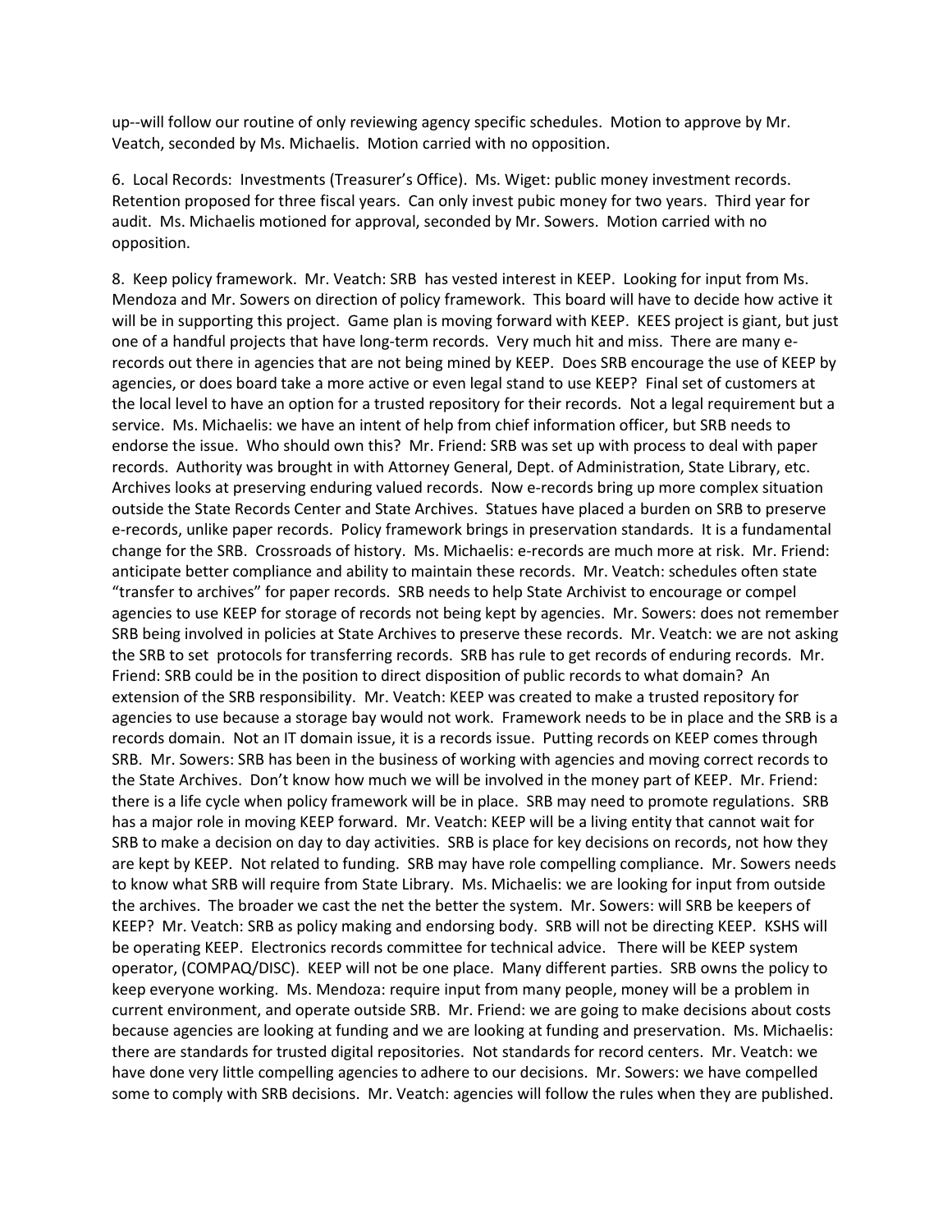up--will follow our routine of only reviewing agency specific schedules. Motion to approve by Mr. Veatch, seconded by Ms. Michaelis. Motion carried with no opposition.

6. Local Records: Investments (Treasurer's Office). Ms. Wiget: public money investment records. Retention proposed for three fiscal years. Can only invest pubic money for two years. Third year for audit. Ms. Michaelis motioned for approval, seconded by Mr. Sowers. Motion carried with no opposition.

8. Keep policy framework. Mr. Veatch: SRB has vested interest in KEEP. Looking for input from Ms. Mendoza and Mr. Sowers on direction of policy framework. This board will have to decide how active it will be in supporting this project. Game plan is moving forward with KEEP. KEES project is giant, but just one of a handful projects that have long-term records. Very much hit and miss. There are many e-records out there in agencies that are not being mined by KEEP. Does SRB encourage the use of KEEP by agencies, or does board take a more active or even legal stand to use KEEP? Final set of customers at the local level to have an option for a trusted repository for their records. Not a legal requirement but a service. Ms. Michaelis: we have an intent of help from chief information officer, but SRB needs to endorse the issue. Who should own this? Mr. Friend: SRB was set up with process to deal with paper records. Authority was brought in with Attorney General, Dept. of Administration, State Library, etc. Archives looks at preserving enduring valued records. Now e-records bring up more complex situation outside the State Records Center and State Archives. Statues have placed a burden on SRB to preserve e-records, unlike paper records. Policy framework brings in preservation standards. It is a fundamental change for the SRB. Crossroads of history. Ms. Michaelis: e-records are much more at risk. Mr. Friend: anticipate better compliance and ability to maintain these records. Mr. Veatch: schedules often state "transfer to archives" for paper records. SRB needs to help State Archivist to encourage or compel agencies to use KEEP for storage of records not being kept by agencies. Mr. Sowers: does not remember SRB being involved in policies at State Archives to preserve these records. Mr. Veatch: we are not asking the SRB to set protocols for transferring records. SRB has rule to get records of enduring records. Mr. Friend: SRB could be in the position to direct disposition of public records to what domain? An extension of the SRB responsibility. Mr. Veatch: KEEP was created to make a trusted repository for agencies to use because a storage bay would not work. Framework needs to be in place and the SRB is a records domain. Not an IT domain issue, it is a records issue. Putting records on KEEP comes through SRB. Mr. Sowers: SRB has been in the business of working with agencies and moving correct records to the State Archives. Don't know how much we will be involved in the money part of KEEP. Mr. Friend: there is a life cycle when policy framework will be in place. SRB may need to promote regulations. SRB has a major role in moving KEEP forward. Mr. Veatch: KEEP will be a living entity that cannot wait for SRB to make a decision on day to day activities. SRB is place for key decisions on records, not how they are kept by KEEP. Not related to funding. SRB may have role compelling compliance. Mr. Sowers needs to know what SRB will require from State Library. Ms. Michaelis: we are looking for input from outside the archives. The broader we cast the net the better the system. Mr. Sowers: will SRB be keepers of KEEP? Mr. Veatch: SRB as policy making and endorsing body. SRB will not be directing KEEP. KSHS will be operating KEEP. Electronics records committee for technical advice. There will be KEEP system operator, (COMPAQ/DISC). KEEP will not be one place. Many different parties. SRB owns the policy to keep everyone working. Ms. Mendoza: require input from many people, money will be a problem in current environment, and operate outside SRB. Mr. Friend: we are going to make decisions about costs because agencies are looking at funding and we are looking at funding and preservation. Ms. Michaelis: there are standards for trusted digital repositories. Not standards for record centers. Mr. Veatch: we have done very little compelling agencies to adhere to our decisions. Mr. Sowers: we have compelled some to comply with SRB decisions. Mr. Veatch: agencies will follow the rules when they are published.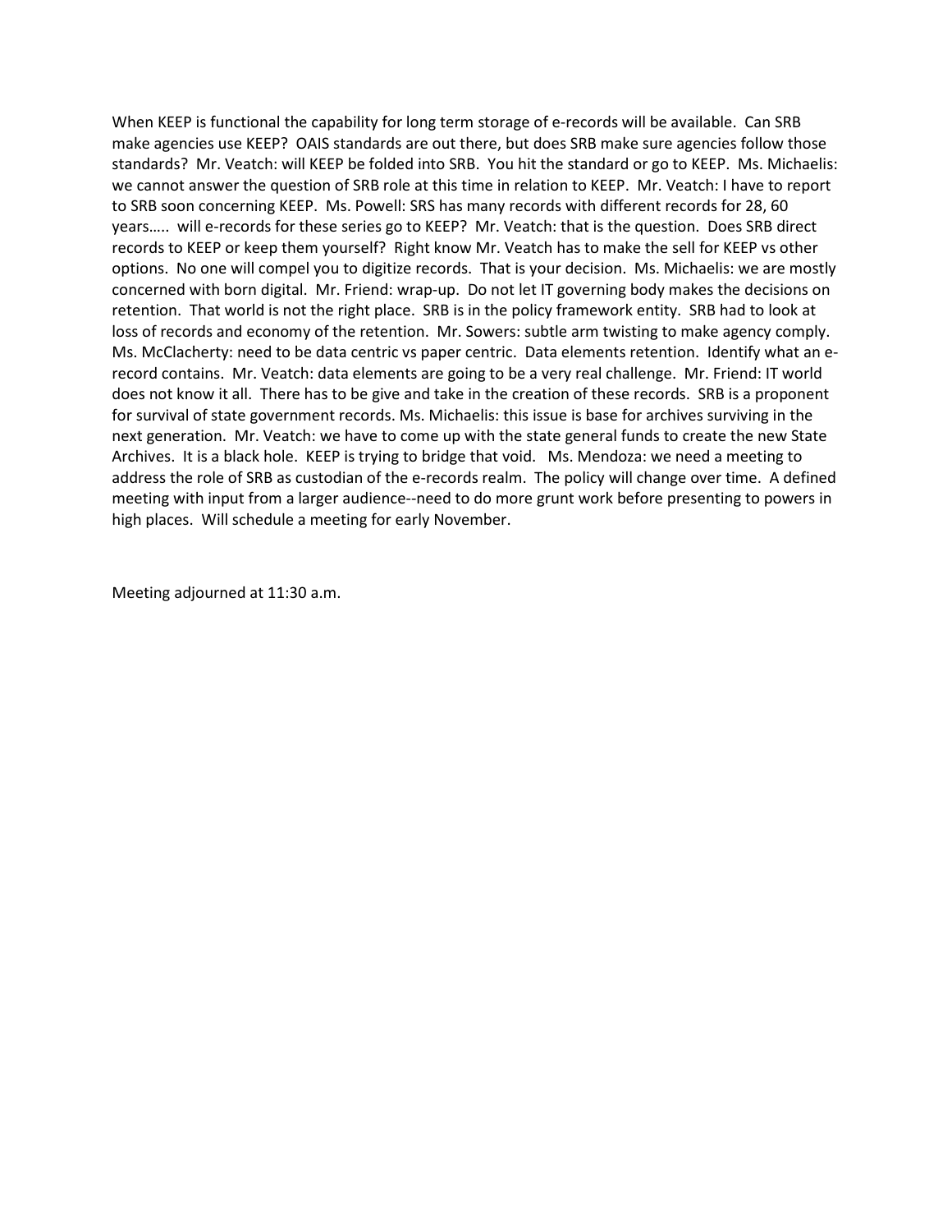When KEEP is functional the capability for long term storage of e-records will be available. Can SRB make agencies use KEEP? OAIS standards are out there, but does SRB make sure agencies follow those standards? Mr. Veatch: will KEEP be folded into SRB. You hit the standard or go to KEEP. Ms. Michaelis: we cannot answer the question of SRB role at this time in relation to KEEP. Mr. Veatch: I have to report to SRB soon concerning KEEP. Ms. Powell: SRS has many records with different records for 28, 60 years….. will e-records for these series go to KEEP? Mr. Veatch: that is the question. Does SRB direct records to KEEP or keep them yourself? Right know Mr. Veatch has to make the sell for KEEP vs other options. No one will compel you to digitize records. That is your decision. Ms. Michaelis: we are mostly concerned with born digital. Mr. Friend: wrap-up. Do not let IT governing body makes the decisions on retention. That world is not the right place. SRB is in the policy framework entity. SRB had to look at loss of records and economy of the retention. Mr. Sowers: subtle arm twisting to make agency comply. Ms. McClacherty: need to be data centric vs paper centric. Data elements retention. Identify what an e-record contains. Mr. Veatch: data elements are going to be a very real challenge. Mr. Friend: IT world does not know it all. There has to be give and take in the creation of these records. SRB is a proponent for survival of state government records. Ms. Michaelis: this issue is base for archives surviving in the next generation. Mr. Veatch: we have to come up with the state general funds to create the new State Archives. It is a black hole. KEEP is trying to bridge that void. Ms. Mendoza: we need a meeting to address the role of SRB as custodian of the e-records realm. The policy will change over time. A defined meeting with input from a larger audience--need to do more grunt work before presenting to powers in high places. Will schedule a meeting for early November.

Meeting adjourned at 11:30 a.m.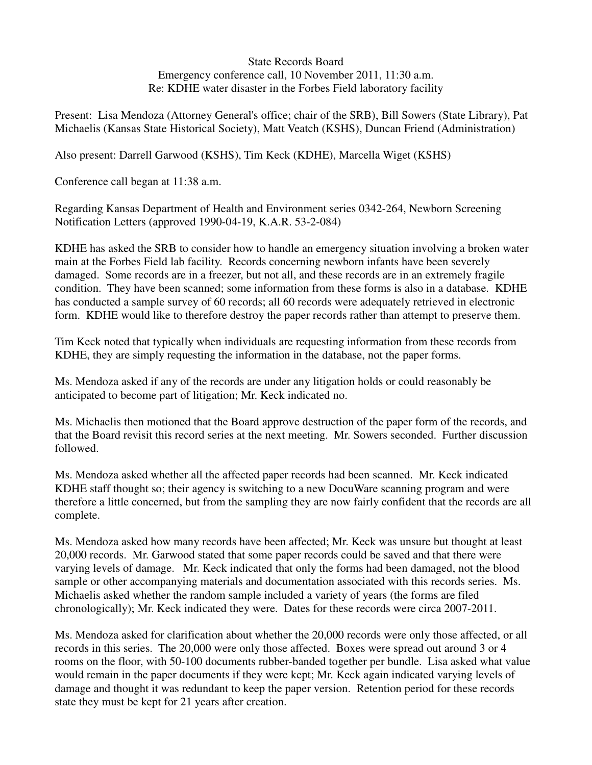State Records Board
Emergency conference call, 10 November 2011, 11:30 a.m.
Re: KDHE water disaster in the Forbes Field laboratory facility

Present: Lisa Mendoza (Attorney General's office; chair of the SRB), Bill Sowers (State Library), Pat Michaelis (Kansas State Historical Society), Matt Veatch (KSHS), Duncan Friend (Administration)

Also present: Darrell Garwood (KSHS), Tim Keck (KDHE), Marcella Wiget (KSHS)

Conference call began at 11:38 a.m.

Regarding Kansas Department of Health and Environment series 0342-264, Newborn Screening Notification Letters (approved 1990-04-19, K.A.R. 53-2-084)

KDHE has asked the SRB to consider how to handle an emergency situation involving a broken water main at the Forbes Field lab facility. Records concerning newborn infants have been severely damaged. Some records are in a freezer, but not all, and these records are in an extremely fragile condition. They have been scanned; some information from these forms is also in a database. KDHE has conducted a sample survey of 60 records; all 60 records were adequately retrieved in electronic form. KDHE would like to therefore destroy the paper records rather than attempt to preserve them.

Tim Keck noted that typically when individuals are requesting information from these records from KDHE, they are simply requesting the information in the database, not the paper forms.

Ms. Mendoza asked if any of the records are under any litigation holds or could reasonably be anticipated to become part of litigation; Mr. Keck indicated no.

Ms. Michaelis then motioned that the Board approve destruction of the paper form of the records, and that the Board revisit this record series at the next meeting. Mr. Sowers seconded. Further discussion followed.

Ms. Mendoza asked whether all the affected paper records had been scanned. Mr. Keck indicated KDHE staff thought so; their agency is switching to a new DocuWare scanning program and were therefore a little concerned, but from the sampling they are now fairly confident that the records are all complete.

Ms. Mendoza asked how many records have been affected; Mr. Keck was unsure but thought at least 20,000 records. Mr. Garwood stated that some paper records could be saved and that there were varying levels of damage. Mr. Keck indicated that only the forms had been damaged, not the blood sample or other accompanying materials and documentation associated with this records series. Ms. Michaelis asked whether the random sample included a variety of years (the forms are filed chronologically); Mr. Keck indicated they were. Dates for these records were circa 2007-2011.

Ms. Mendoza asked for clarification about whether the 20,000 records were only those affected, or all records in this series. The 20,000 were only those affected. Boxes were spread out around 3 or 4 rooms on the floor, with 50-100 documents rubber-banded together per bundle. Lisa asked what value would remain in the paper documents if they were kept; Mr. Keck again indicated varying levels of damage and thought it was redundant to keep the paper version. Retention period for these records state they must be kept for 21 years after creation.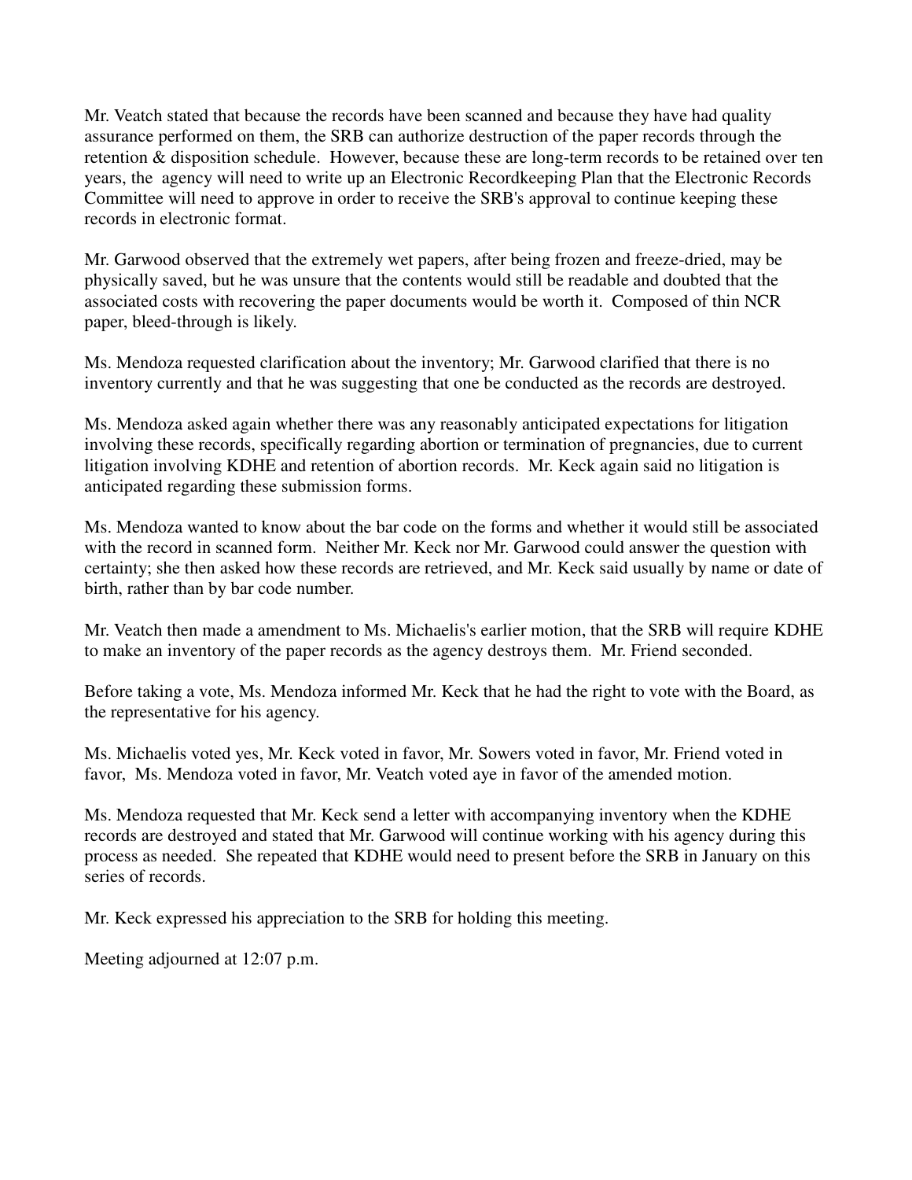Mr. Veatch stated that because the records have been scanned and because they have had quality assurance performed on them, the SRB can authorize destruction of the paper records through the retention & disposition schedule. However, because these are long-term records to be retained over ten years, the agency will need to write up an Electronic Recordkeeping Plan that the Electronic Records Committee will need to approve in order to receive the SRB's approval to continue keeping these records in electronic format.

Mr. Garwood observed that the extremely wet papers, after being frozen and freeze-dried, may be physically saved, but he was unsure that the contents would still be readable and doubted that the associated costs with recovering the paper documents would be worth it. Composed of thin NCR paper, bleed-through is likely.

Ms. Mendoza requested clarification about the inventory; Mr. Garwood clarified that there is no inventory currently and that he was suggesting that one be conducted as the records are destroyed.

Ms. Mendoza asked again whether there was any reasonably anticipated expectations for litigation involving these records, specifically regarding abortion or termination of pregnancies, due to current litigation involving KDHE and retention of abortion records. Mr. Keck again said no litigation is anticipated regarding these submission forms.

Ms. Mendoza wanted to know about the bar code on the forms and whether it would still be associated with the record in scanned form. Neither Mr. Keck nor Mr. Garwood could answer the question with certainty; she then asked how these records are retrieved, and Mr. Keck said usually by name or date of birth, rather than by bar code number.

Mr. Veatch then made a amendment to Ms. Michaelis's earlier motion, that the SRB will require KDHE to make an inventory of the paper records as the agency destroys them. Mr. Friend seconded.

Before taking a vote, Ms. Mendoza informed Mr. Keck that he had the right to vote with the Board, as the representative for his agency.

Ms. Michaelis voted yes, Mr. Keck voted in favor, Mr. Sowers voted in favor, Mr. Friend voted in favor, Ms. Mendoza voted in favor, Mr. Veatch voted aye in favor of the amended motion.

Ms. Mendoza requested that Mr. Keck send a letter with accompanying inventory when the KDHE records are destroyed and stated that Mr. Garwood will continue working with his agency during this process as needed. She repeated that KDHE would need to present before the SRB in January on this series of records.

Mr. Keck expressed his appreciation to the SRB for holding this meeting.

Meeting adjourned at 12:07 p.m.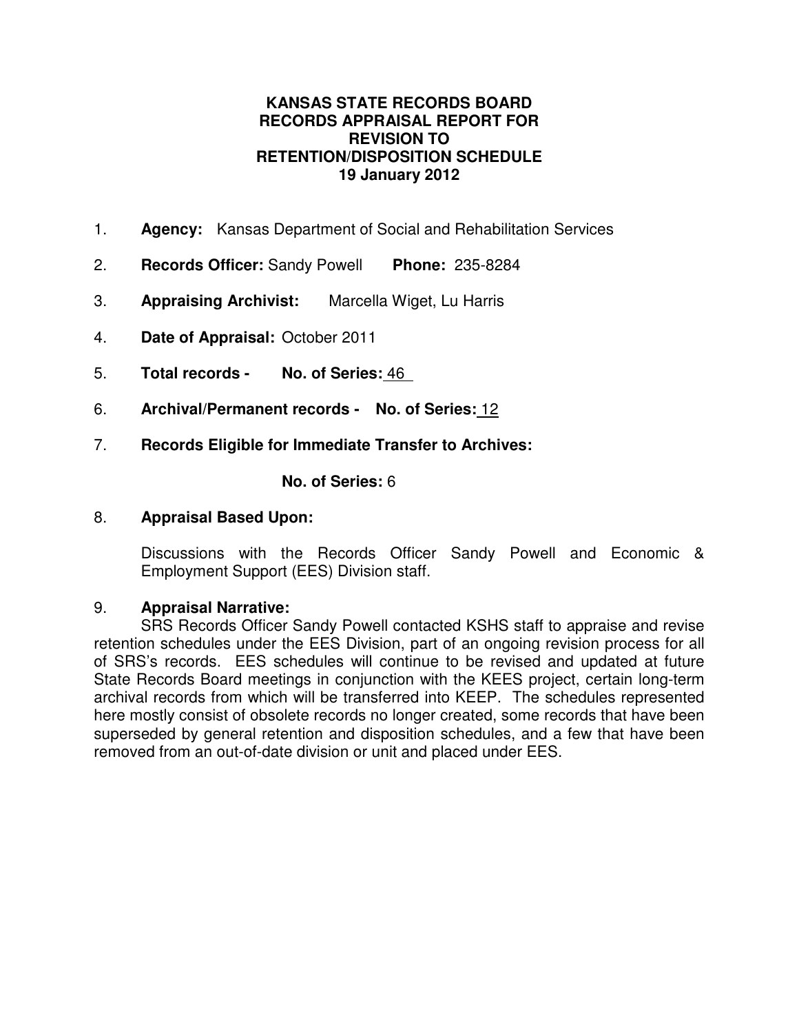# KANSAS STATE RECORDS BOARD RECORDS APPRAISAL REPORT FOR REVISION TO RETENTION/DISPOSITION SCHEDULE 19 January 2012

1. **Agency:** Kansas Department of Social and Rehabilitation Services

2. **Records Officer:** Sandy Powell **Phone:** 235-8284

3. **Appraising Archivist:** Marcella Wiget, Lu Harris

4. **Date of Appraisal:** October 2011

5. **Total records - No. of Series:** 46

6. **Archival/Permanent records - No. of Series:** 12

7. **Records Eligible for Immediate Transfer to Archives:**

   **No. of Series:** 6

8. **Appraisal Based Upon:**

   Discussions with the Records Officer Sandy Powell and Economic & Employment Support (EES) Division staff.

9. **Appraisal Narrative:**

SRS Records Officer Sandy Powell contacted KSHS staff to appraise and revise retention schedules under the EES Division, part of an ongoing revision process for all of SRS's records. EES schedules will continue to be revised and updated at future State Records Board meetings in conjunction with the KEES project, certain long-term archival records from which will be transferred into KEEP. The schedules represented here mostly consist of obsolete records no longer created, some records that have been superseded by general retention and disposition schedules, and a few that have been removed from an out-of-date division or unit and placed under EES.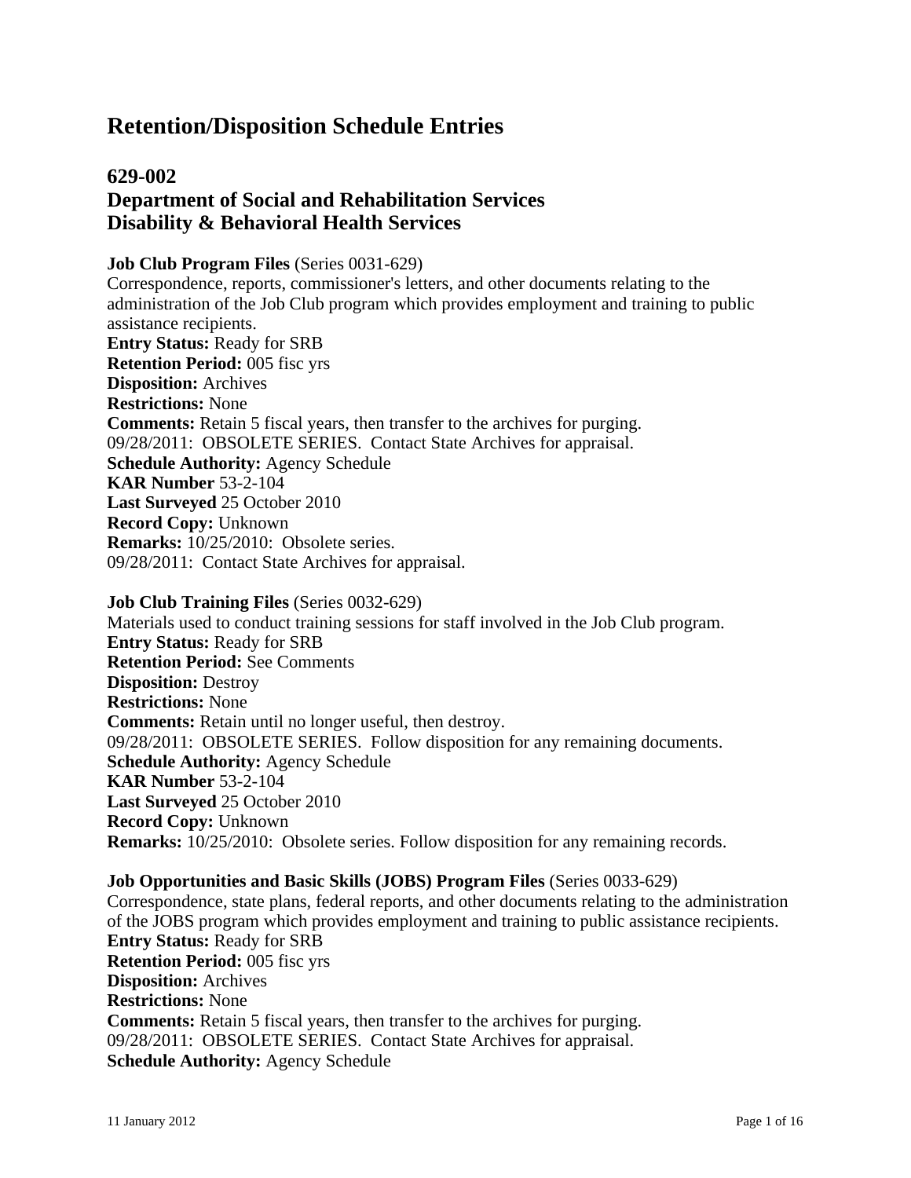# Retention/Disposition Schedule Entries

## 629-002
## Department of Social and Rehabilitation Services
## Disability & Behavioral Health Services

**Job Club Program Files** (Series 0031-629)
Correspondence, reports, commissioner's letters, and other documents relating to the administration of the Job Club program which provides employment and training to public assistance recipients.
**Entry Status:** Ready for SRB
**Retention Period:** 005 fisc yrs
**Disposition:** Archives
**Restrictions:** None
**Comments:** Retain 5 fiscal years, then transfer to the archives for purging.
09/28/2011: OBSOLETE SERIES. Contact State Archives for appraisal.
**Schedule Authority:** Agency Schedule
**KAR Number** 53-2-104
**Last Surveyed** 25 October 2010
**Record Copy:** Unknown
**Remarks:** 10/25/2010: Obsolete series.
09/28/2011: Contact State Archives for appraisal.

**Job Club Training Files** (Series 0032-629)
Materials used to conduct training sessions for staff involved in the Job Club program.
**Entry Status:** Ready for SRB
**Retention Period:** See Comments
**Disposition:** Destroy
**Restrictions:** None
**Comments:** Retain until no longer useful, then destroy.
09/28/2011: OBSOLETE SERIES. Follow disposition for any remaining documents.
**Schedule Authority:** Agency Schedule
**KAR Number** 53-2-104
**Last Surveyed** 25 October 2010
**Record Copy:** Unknown
**Remarks:** 10/25/2010: Obsolete series. Follow disposition for any remaining records.

**Job Opportunities and Basic Skills (JOBS) Program Files** (Series 0033-629)
Correspondence, state plans, federal reports, and other documents relating to the administration of the JOBS program which provides employment and training to public assistance recipients.
**Entry Status:** Ready for SRB
**Retention Period:** 005 fisc yrs
**Disposition:** Archives
**Restrictions:** None
**Comments:** Retain 5 fiscal years, then transfer to the archives for purging.
09/28/2011: OBSOLETE SERIES. Contact State Archives for appraisal.
**Schedule Authority:** Agency Schedule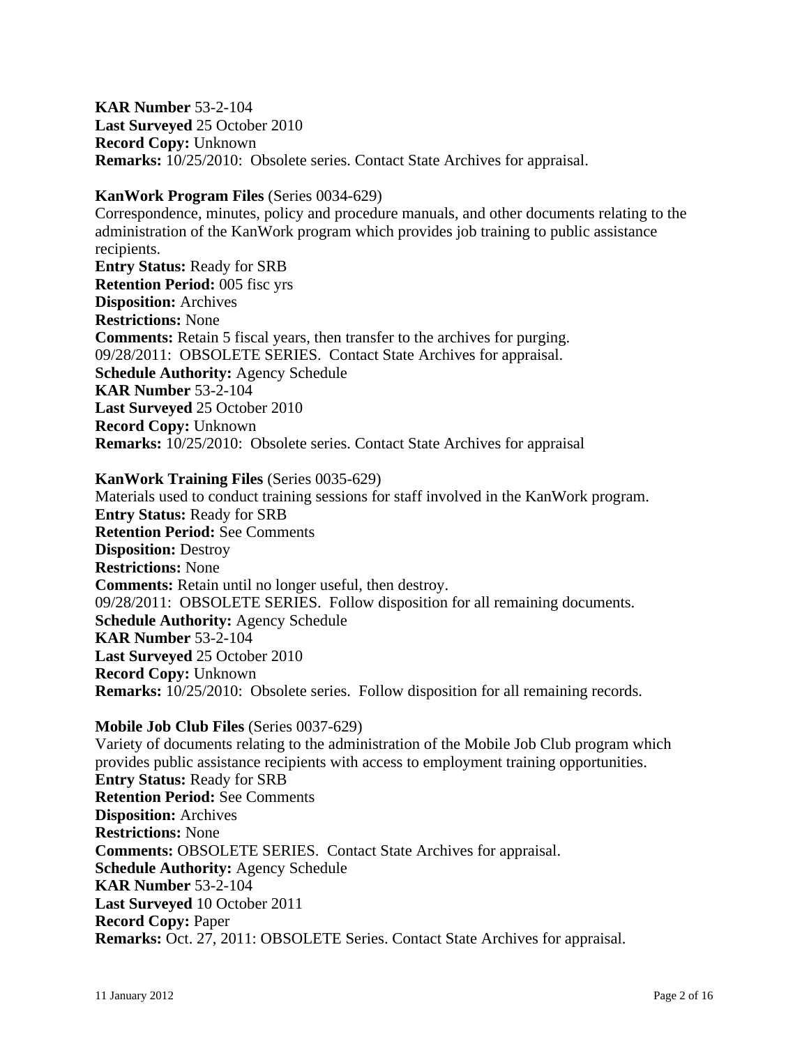**KAR Number** 53-2-104
**Last Surveyed** 25 October 2010
**Record Copy:** Unknown
**Remarks:** 10/25/2010: Obsolete series. Contact State Archives for appraisal.

**KanWork Program Files** (Series 0034-629)
Correspondence, minutes, policy and procedure manuals, and other documents relating to the administration of the KanWork program which provides job training to public assistance recipients.
**Entry Status:** Ready for SRB
**Retention Period:** 005 fisc yrs
**Disposition:** Archives
**Restrictions:** None
**Comments:** Retain 5 fiscal years, then transfer to the archives for purging.
09/28/2011: OBSOLETE SERIES. Contact State Archives for appraisal.
**Schedule Authority:** Agency Schedule
**KAR Number** 53-2-104
**Last Surveyed** 25 October 2010
**Record Copy:** Unknown
**Remarks:** 10/25/2010: Obsolete series. Contact State Archives for appraisal

**KanWork Training Files** (Series 0035-629)
Materials used to conduct training sessions for staff involved in the KanWork program.
**Entry Status:** Ready for SRB
**Retention Period:** See Comments
**Disposition:** Destroy
**Restrictions:** None
**Comments:** Retain until no longer useful, then destroy.
09/28/2011: OBSOLETE SERIES. Follow disposition for all remaining documents.
**Schedule Authority:** Agency Schedule
**KAR Number** 53-2-104
**Last Surveyed** 25 October 2010
**Record Copy:** Unknown
**Remarks:** 10/25/2010: Obsolete series. Follow disposition for all remaining records.

**Mobile Job Club Files** (Series 0037-629)
Variety of documents relating to the administration of the Mobile Job Club program which provides public assistance recipients with access to employment training opportunities.
**Entry Status:** Ready for SRB
**Retention Period:** See Comments
**Disposition:** Archives
**Restrictions:** None
**Comments:** OBSOLETE SERIES. Contact State Archives for appraisal.
**Schedule Authority:** Agency Schedule
**KAR Number** 53-2-104
**Last Surveyed** 10 October 2011
**Record Copy:** Paper
**Remarks:** Oct. 27, 2011: OBSOLETE Series. Contact State Archives for appraisal.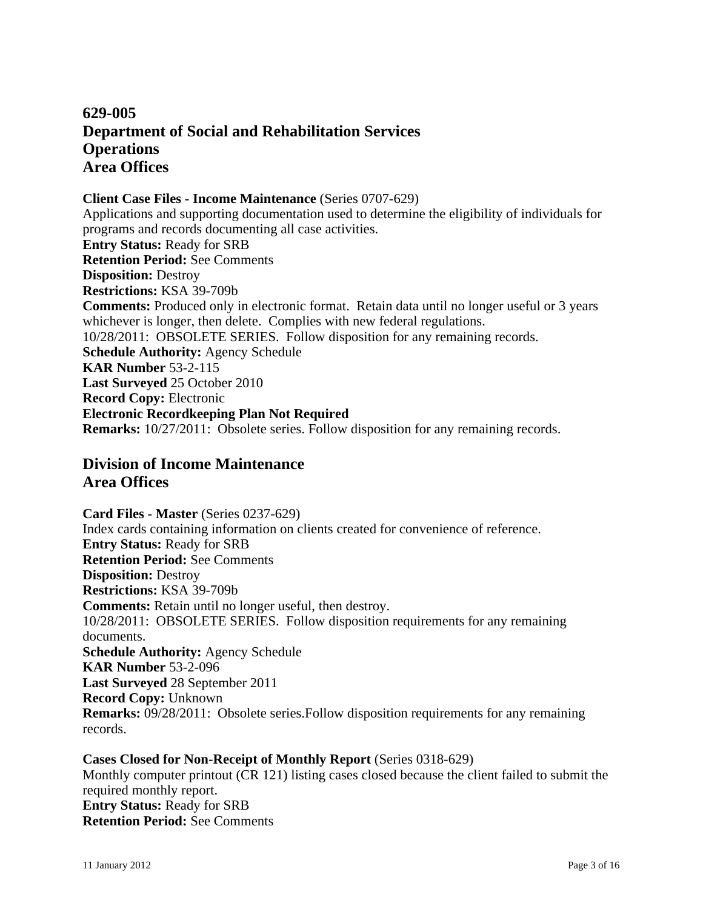## 629-005
## Department of Social and Rehabilitation Services
## Operations
## Area Offices

**Client Case Files - Income Maintenance** (Series 0707-629)
Applications and supporting documentation used to determine the eligibility of individuals for programs and records documenting all case activities.
**Entry Status:** Ready for SRB
**Retention Period:** See Comments
**Disposition:** Destroy
**Restrictions:** KSA 39-709b
**Comments:** Produced only in electronic format. Retain data until no longer useful or 3 years whichever is longer, then delete. Complies with new federal regulations.
10/28/2011: OBSOLETE SERIES. Follow disposition for any remaining records.
**Schedule Authority:** Agency Schedule
**KAR Number** 53-2-115
**Last Surveyed** 25 October 2010
**Record Copy:** Electronic
**Electronic Recordkeeping Plan Not Required**
**Remarks:** 10/27/2011: Obsolete series. Follow disposition for any remaining records.

## Division of Income Maintenance
## Area Offices

**Card Files - Master** (Series 0237-629)
Index cards containing information on clients created for convenience of reference.
**Entry Status:** Ready for SRB
**Retention Period:** See Comments
**Disposition:** Destroy
**Restrictions:** KSA 39-709b
**Comments:** Retain until no longer useful, then destroy.
10/28/2011: OBSOLETE SERIES. Follow disposition requirements for any remaining documents.
**Schedule Authority:** Agency Schedule
**KAR Number** 53-2-096
**Last Surveyed** 28 September 2011
**Record Copy:** Unknown
**Remarks:** 09/28/2011: Obsolete series.Follow disposition requirements for any remaining records.

**Cases Closed for Non-Receipt of Monthly Report** (Series 0318-629)
Monthly computer printout (CR 121) listing cases closed because the client failed to submit the required monthly report.
**Entry Status:** Ready for SRB
**Retention Period:** See Comments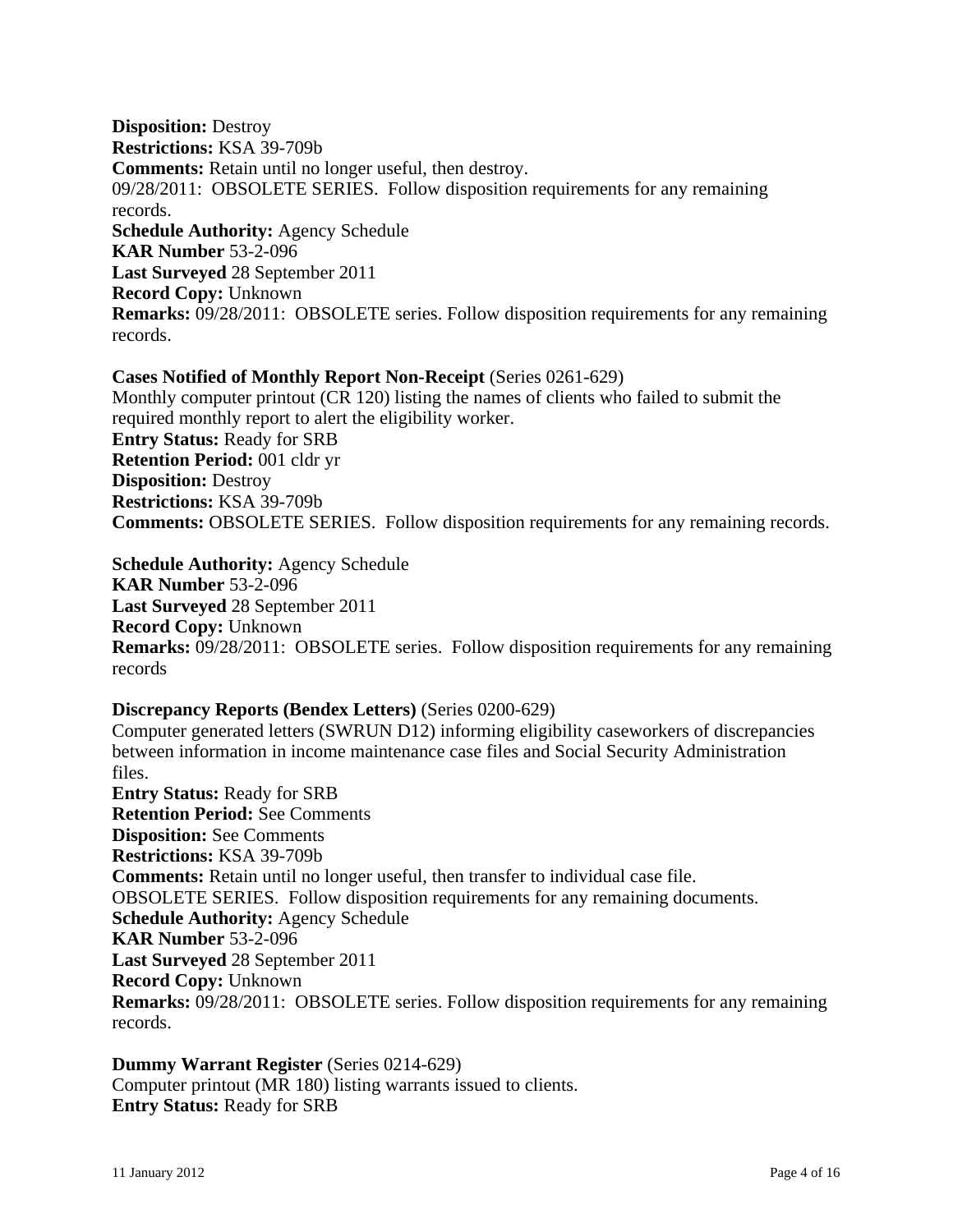**Disposition:** Destroy
**Restrictions:** KSA 39-709b
**Comments:** Retain until no longer useful, then destroy.
09/28/2011: OBSOLETE SERIES. Follow disposition requirements for any remaining records.
**Schedule Authority:** Agency Schedule
**KAR Number** 53-2-096
**Last Surveyed** 28 September 2011
**Record Copy:** Unknown
**Remarks:** 09/28/2011: OBSOLETE series. Follow disposition requirements for any remaining records.

**Cases Notified of Monthly Report Non-Receipt** (Series 0261-629)
Monthly computer printout (CR 120) listing the names of clients who failed to submit the required monthly report to alert the eligibility worker.
**Entry Status:** Ready for SRB
**Retention Period:** 001 cldr yr
**Disposition:** Destroy
**Restrictions:** KSA 39-709b
**Comments:** OBSOLETE SERIES. Follow disposition requirements for any remaining records.

**Schedule Authority:** Agency Schedule
**KAR Number** 53-2-096
**Last Surveyed** 28 September 2011
**Record Copy:** Unknown
**Remarks:** 09/28/2011: OBSOLETE series. Follow disposition requirements for any remaining records

**Discrepancy Reports (Bendex Letters)** (Series 0200-629)
Computer generated letters (SWRUN D12) informing eligibility caseworkers of discrepancies between information in income maintenance case files and Social Security Administration files.
**Entry Status:** Ready for SRB
**Retention Period:** See Comments
**Disposition:** See Comments
**Restrictions:** KSA 39-709b
**Comments:** Retain until no longer useful, then transfer to individual case file.
OBSOLETE SERIES. Follow disposition requirements for any remaining documents.
**Schedule Authority:** Agency Schedule
**KAR Number** 53-2-096
**Last Surveyed** 28 September 2011
**Record Copy:** Unknown
**Remarks:** 09/28/2011: OBSOLETE series. Follow disposition requirements for any remaining records.

**Dummy Warrant Register** (Series 0214-629)
Computer printout (MR 180) listing warrants issued to clients.
**Entry Status:** Ready for SRB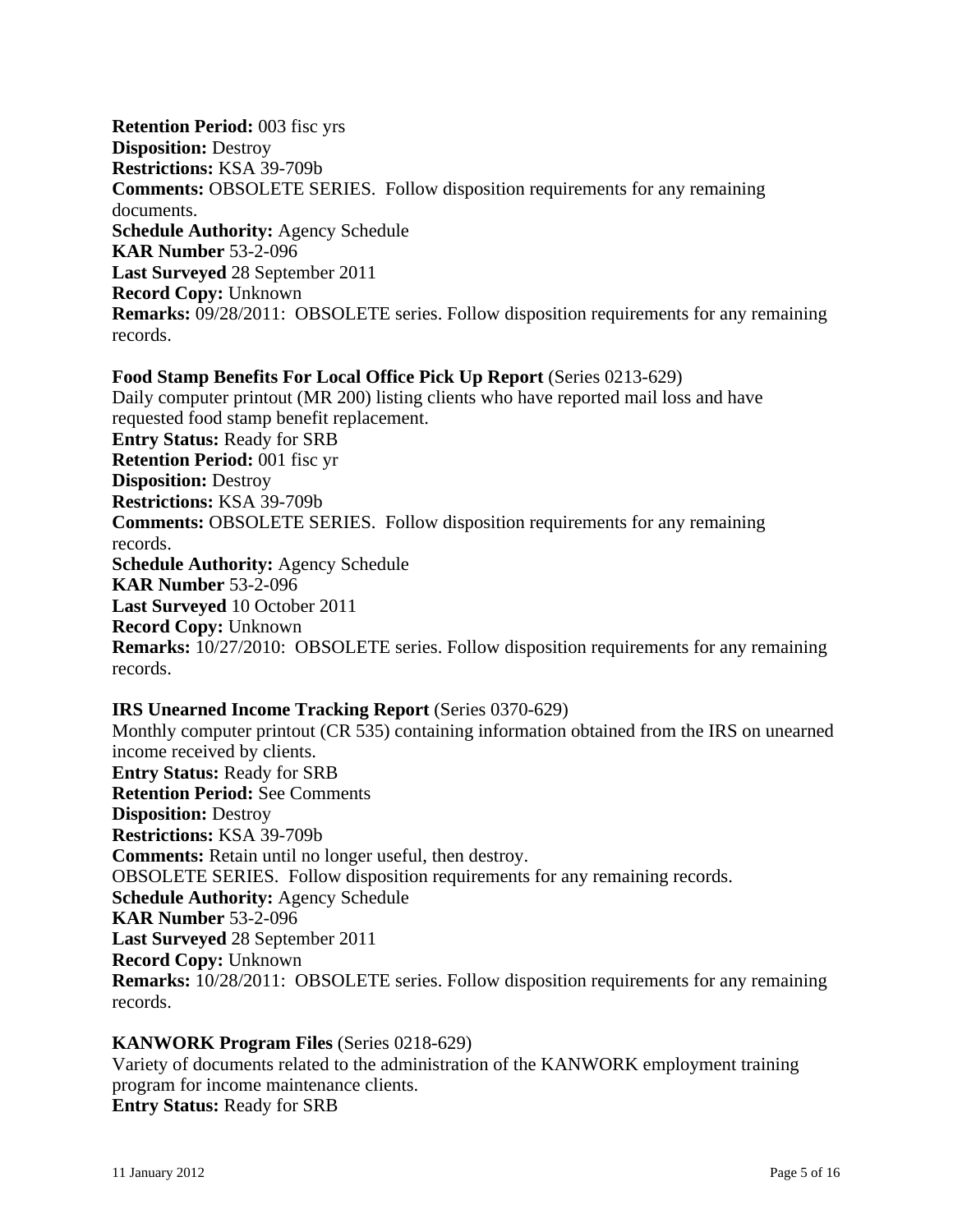**Retention Period:** 003 fisc yrs
**Disposition:** Destroy
**Restrictions:** KSA 39-709b
**Comments:** OBSOLETE SERIES. Follow disposition requirements for any remaining documents.
**Schedule Authority:** Agency Schedule
**KAR Number** 53-2-096
**Last Surveyed** 28 September 2011
**Record Copy:** Unknown
**Remarks:** 09/28/2011: OBSOLETE series. Follow disposition requirements for any remaining records.

**Food Stamp Benefits For Local Office Pick Up Report** (Series 0213-629)
Daily computer printout (MR 200) listing clients who have reported mail loss and have requested food stamp benefit replacement.
**Entry Status:** Ready for SRB
**Retention Period:** 001 fisc yr
**Disposition:** Destroy
**Restrictions:** KSA 39-709b
**Comments:** OBSOLETE SERIES. Follow disposition requirements for any remaining records.
**Schedule Authority:** Agency Schedule
**KAR Number** 53-2-096
**Last Surveyed** 10 October 2011
**Record Copy:** Unknown
**Remarks:** 10/27/2010: OBSOLETE series. Follow disposition requirements for any remaining records.

**IRS Unearned Income Tracking Report** (Series 0370-629)
Monthly computer printout (CR 535) containing information obtained from the IRS on unearned income received by clients.
**Entry Status:** Ready for SRB
**Retention Period:** See Comments
**Disposition:** Destroy
**Restrictions:** KSA 39-709b
**Comments:** Retain until no longer useful, then destroy.
OBSOLETE SERIES. Follow disposition requirements for any remaining records.
**Schedule Authority:** Agency Schedule
**KAR Number** 53-2-096
**Last Surveyed** 28 September 2011
**Record Copy:** Unknown
**Remarks:** 10/28/2011: OBSOLETE series. Follow disposition requirements for any remaining records.

**KANWORK Program Files** (Series 0218-629)
Variety of documents related to the administration of the KANWORK employment training program for income maintenance clients.
**Entry Status:** Ready for SRB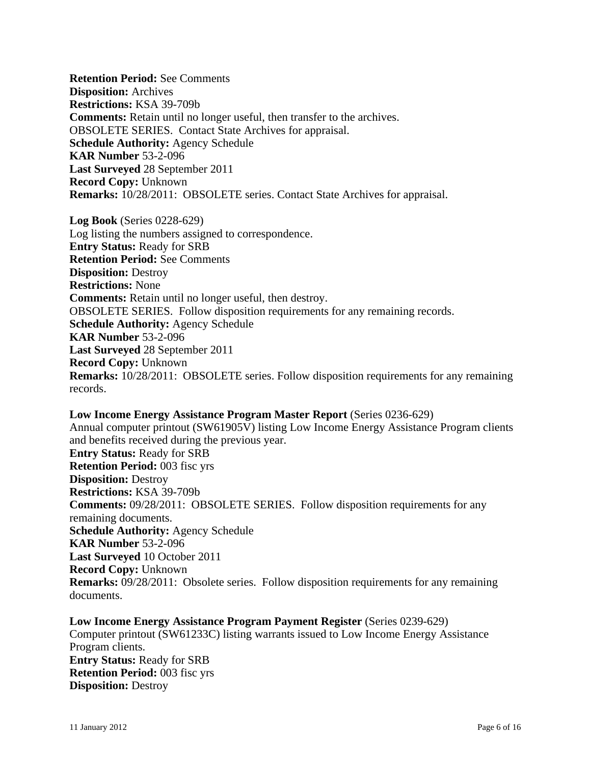**Retention Period:** See Comments
**Disposition:** Archives
**Restrictions:** KSA 39-709b
**Comments:** Retain until no longer useful, then transfer to the archives.
OBSOLETE SERIES. Contact State Archives for appraisal.
**Schedule Authority:** Agency Schedule
**KAR Number** 53-2-096
**Last Surveyed** 28 September 2011
**Record Copy:** Unknown
**Remarks:** 10/28/2011: OBSOLETE series. Contact State Archives for appraisal.

**Log Book** (Series 0228-629)
Log listing the numbers assigned to correspondence.
**Entry Status:** Ready for SRB
**Retention Period:** See Comments
**Disposition:** Destroy
**Restrictions:** None
**Comments:** Retain until no longer useful, then destroy.
OBSOLETE SERIES. Follow disposition requirements for any remaining records.
**Schedule Authority:** Agency Schedule
**KAR Number** 53-2-096
**Last Surveyed** 28 September 2011
**Record Copy:** Unknown
**Remarks:** 10/28/2011: OBSOLETE series. Follow disposition requirements for any remaining records.

**Low Income Energy Assistance Program Master Report** (Series 0236-629)
Annual computer printout (SW61905V) listing Low Income Energy Assistance Program clients and benefits received during the previous year.
**Entry Status:** Ready for SRB
**Retention Period:** 003 fisc yrs
**Disposition:** Destroy
**Restrictions:** KSA 39-709b
**Comments:** 09/28/2011: OBSOLETE SERIES. Follow disposition requirements for any remaining documents.
**Schedule Authority:** Agency Schedule
**KAR Number** 53-2-096
**Last Surveyed** 10 October 2011
**Record Copy:** Unknown
**Remarks:** 09/28/2011: Obsolete series. Follow disposition requirements for any remaining documents.

**Low Income Energy Assistance Program Payment Register** (Series 0239-629)
Computer printout (SW61233C) listing warrants issued to Low Income Energy Assistance Program clients.
**Entry Status:** Ready for SRB
**Retention Period:** 003 fisc yrs
**Disposition:** Destroy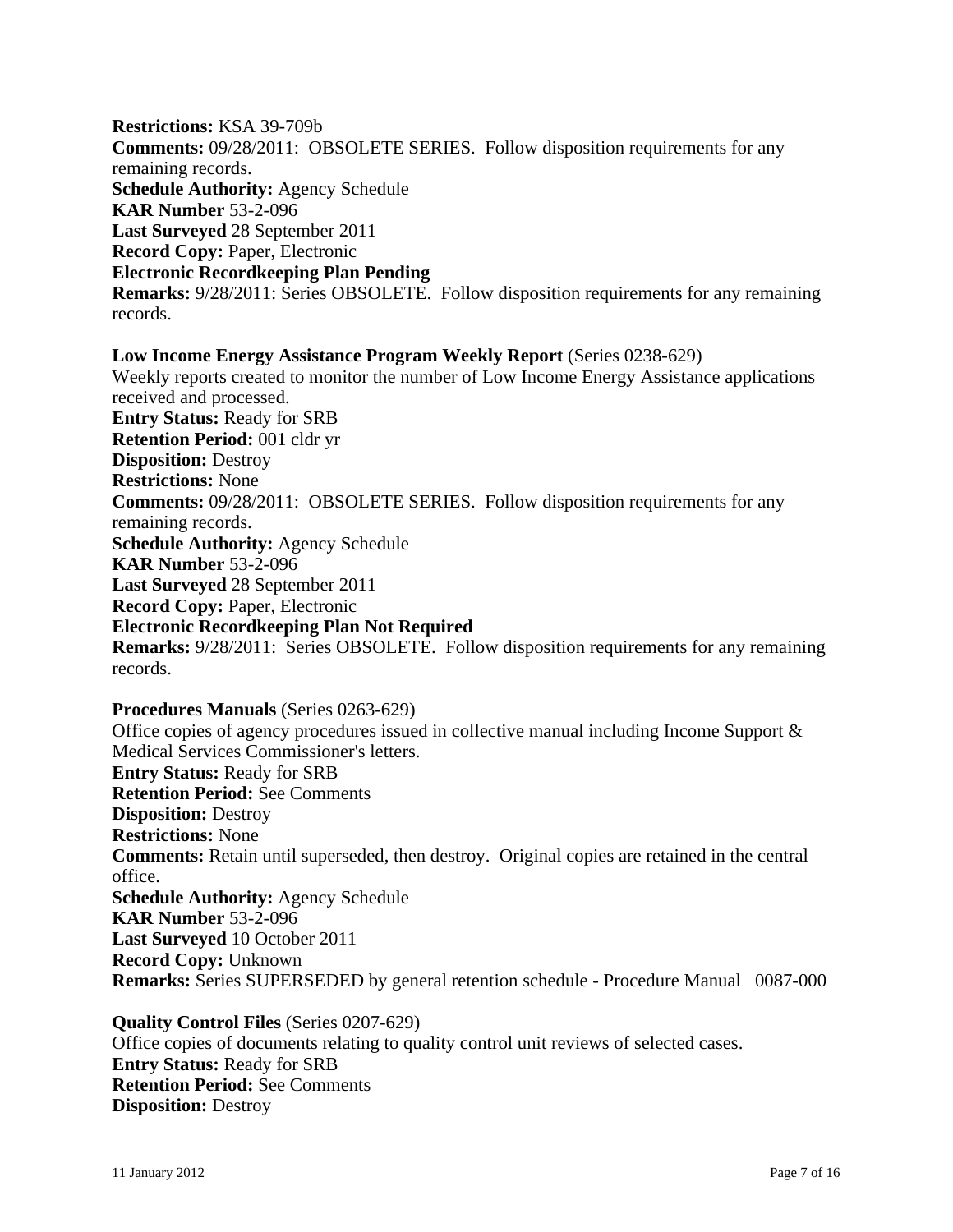**Restrictions:** KSA 39-709b
**Comments:** 09/28/2011: OBSOLETE SERIES. Follow disposition requirements for any remaining records.
**Schedule Authority:** Agency Schedule
**KAR Number** 53-2-096
**Last Surveyed** 28 September 2011
**Record Copy:** Paper, Electronic
**Electronic Recordkeeping Plan Pending**
**Remarks:** 9/28/2011: Series OBSOLETE. Follow disposition requirements for any remaining records.

**Low Income Energy Assistance Program Weekly Report** (Series 0238-629)
Weekly reports created to monitor the number of Low Income Energy Assistance applications received and processed.
**Entry Status:** Ready for SRB
**Retention Period:** 001 cldr yr
**Disposition:** Destroy
**Restrictions:** None
**Comments:** 09/28/2011: OBSOLETE SERIES. Follow disposition requirements for any remaining records.
**Schedule Authority:** Agency Schedule
**KAR Number** 53-2-096
**Last Surveyed** 28 September 2011
**Record Copy:** Paper, Electronic
**Electronic Recordkeeping Plan Not Required**
**Remarks:** 9/28/2011: Series OBSOLETE. Follow disposition requirements for any remaining records.

**Procedures Manuals** (Series 0263-629)
Office copies of agency procedures issued in collective manual including Income Support & Medical Services Commissioner's letters.
**Entry Status:** Ready for SRB
**Retention Period:** See Comments
**Disposition:** Destroy
**Restrictions:** None
**Comments:** Retain until superseded, then destroy. Original copies are retained in the central office.
**Schedule Authority:** Agency Schedule
**KAR Number** 53-2-096
**Last Surveyed** 10 October 2011
**Record Copy:** Unknown
**Remarks:** Series SUPERSEDED by general retention schedule - Procedure Manual 0087-000

**Quality Control Files** (Series 0207-629)
Office copies of documents relating to quality control unit reviews of selected cases.
**Entry Status:** Ready for SRB
**Retention Period:** See Comments
**Disposition:** Destroy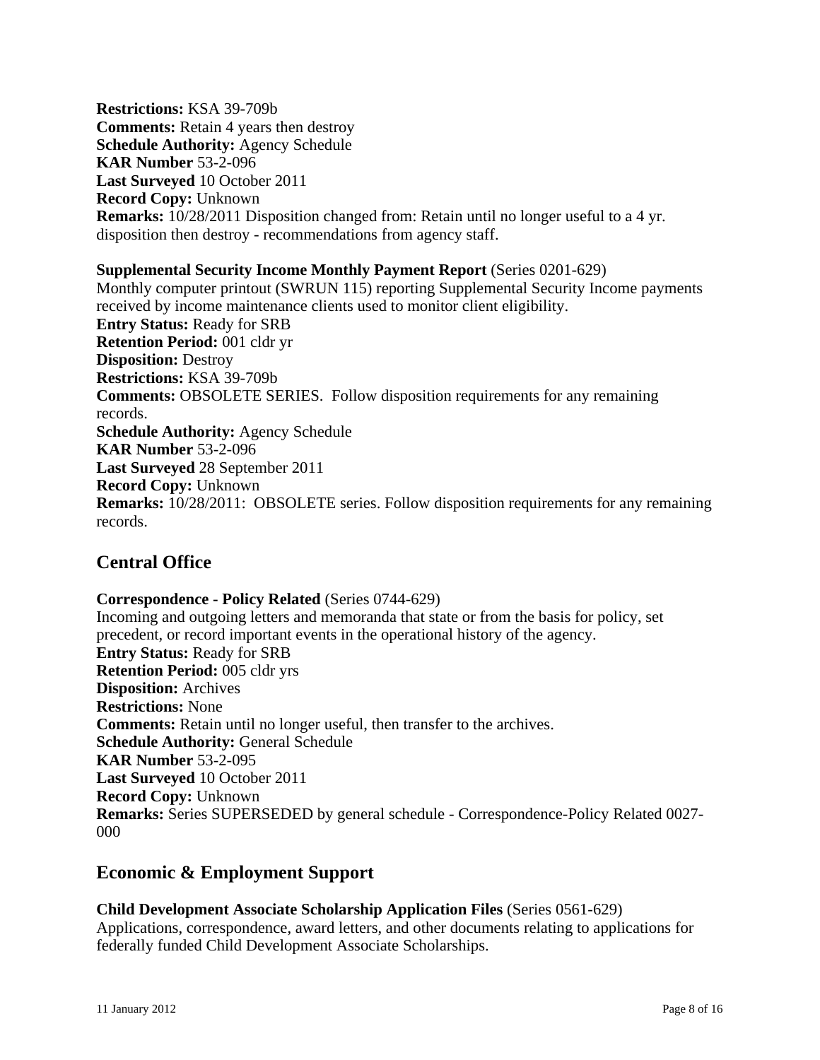**Restrictions:** KSA 39-709b
**Comments:** Retain 4 years then destroy
**Schedule Authority:** Agency Schedule
**KAR Number** 53-2-096
**Last Surveyed** 10 October 2011
**Record Copy:** Unknown
**Remarks:** 10/28/2011 Disposition changed from: Retain until no longer useful to a 4 yr. disposition then destroy - recommendations from agency staff.

**Supplemental Security Income Monthly Payment Report** (Series 0201-629)
Monthly computer printout (SWRUN 115) reporting Supplemental Security Income payments received by income maintenance clients used to monitor client eligibility.
**Entry Status:** Ready for SRB
**Retention Period:** 001 cldr yr
**Disposition:** Destroy
**Restrictions:** KSA 39-709b
**Comments:** OBSOLETE SERIES. Follow disposition requirements for any remaining records.
**Schedule Authority:** Agency Schedule
**KAR Number** 53-2-096
**Last Surveyed** 28 September 2011
**Record Copy:** Unknown
**Remarks:** 10/28/2011: OBSOLETE series. Follow disposition requirements for any remaining records.

## Central Office

**Correspondence - Policy Related** (Series 0744-629)
Incoming and outgoing letters and memoranda that state or from the basis for policy, set precedent, or record important events in the operational history of the agency.
**Entry Status:** Ready for SRB
**Retention Period:** 005 cldr yrs
**Disposition:** Archives
**Restrictions:** None
**Comments:** Retain until no longer useful, then transfer to the archives.
**Schedule Authority:** General Schedule
**KAR Number** 53-2-095
**Last Surveyed** 10 October 2011
**Record Copy:** Unknown
**Remarks:** Series SUPERSEDED by general schedule - Correspondence-Policy Related 0027-000

## Economic & Employment Support

**Child Development Associate Scholarship Application Files** (Series 0561-629)
Applications, correspondence, award letters, and other documents relating to applications for federally funded Child Development Associate Scholarships.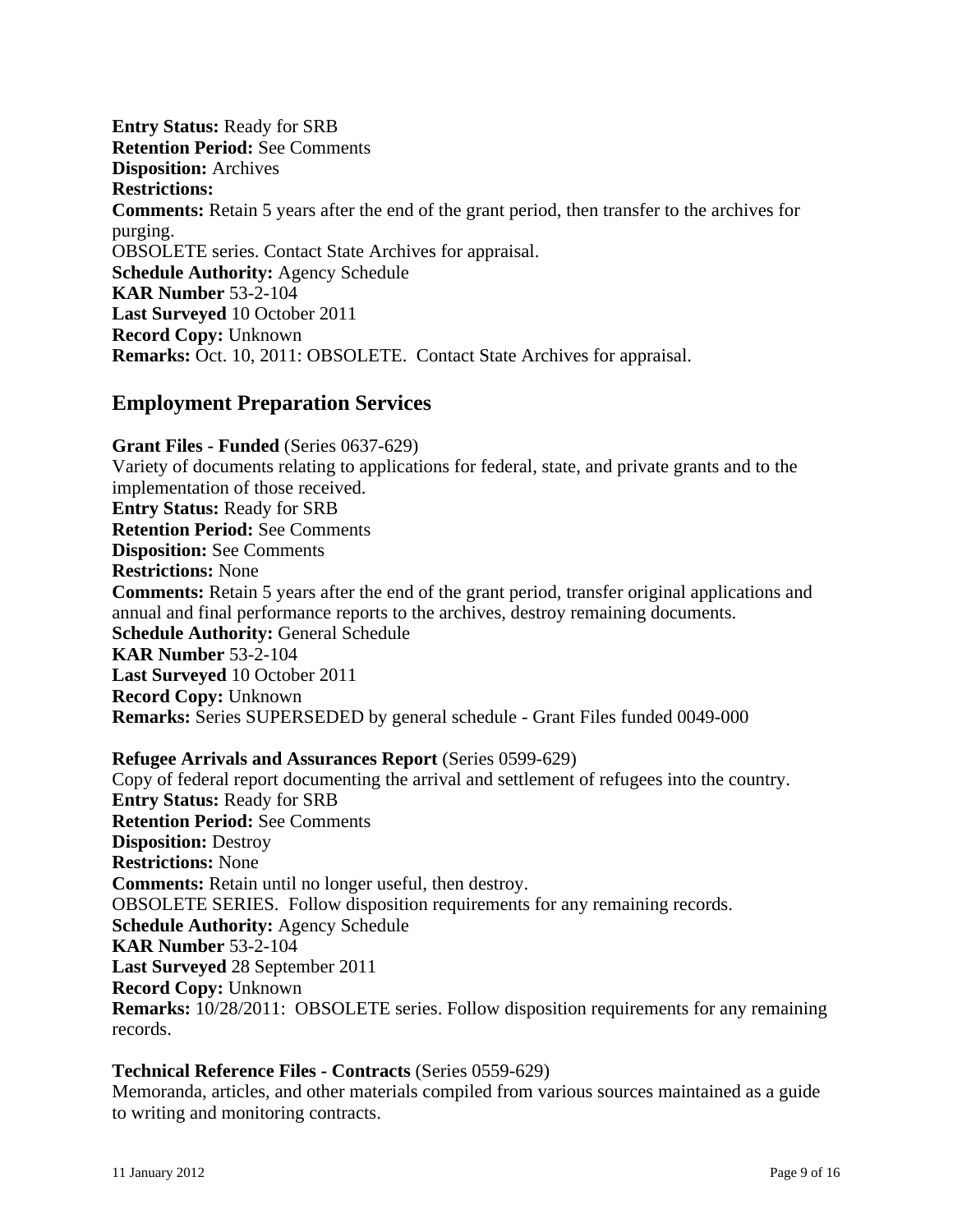**Entry Status:** Ready for SRB
**Retention Period:** See Comments
**Disposition:** Archives
**Restrictions:**
**Comments:** Retain 5 years after the end of the grant period, then transfer to the archives for purging.
OBSOLETE series. Contact State Archives for appraisal.
**Schedule Authority:** Agency Schedule
**KAR Number** 53-2-104
**Last Surveyed** 10 October 2011
**Record Copy:** Unknown
**Remarks:** Oct. 10, 2011: OBSOLETE. Contact State Archives for appraisal.

## Employment Preparation Services

**Grant Files - Funded** (Series 0637-629)
Variety of documents relating to applications for federal, state, and private grants and to the implementation of those received.
**Entry Status:** Ready for SRB
**Retention Period:** See Comments
**Disposition:** See Comments
**Restrictions:** None
**Comments:** Retain 5 years after the end of the grant period, transfer original applications and annual and final performance reports to the archives, destroy remaining documents.
**Schedule Authority:** General Schedule
**KAR Number** 53-2-104
**Last Surveyed** 10 October 2011
**Record Copy:** Unknown
**Remarks:** Series SUPERSEDED by general schedule - Grant Files funded 0049-000

**Refugee Arrivals and Assurances Report** (Series 0599-629)
Copy of federal report documenting the arrival and settlement of refugees into the country.
**Entry Status:** Ready for SRB
**Retention Period:** See Comments
**Disposition:** Destroy
**Restrictions:** None
**Comments:** Retain until no longer useful, then destroy.
OBSOLETE SERIES. Follow disposition requirements for any remaining records.
**Schedule Authority:** Agency Schedule
**KAR Number** 53-2-104
**Last Surveyed** 28 September 2011
**Record Copy:** Unknown
**Remarks:** 10/28/2011: OBSOLETE series. Follow disposition requirements for any remaining records.

**Technical Reference Files - Contracts** (Series 0559-629)
Memoranda, articles, and other materials compiled from various sources maintained as a guide to writing and monitoring contracts.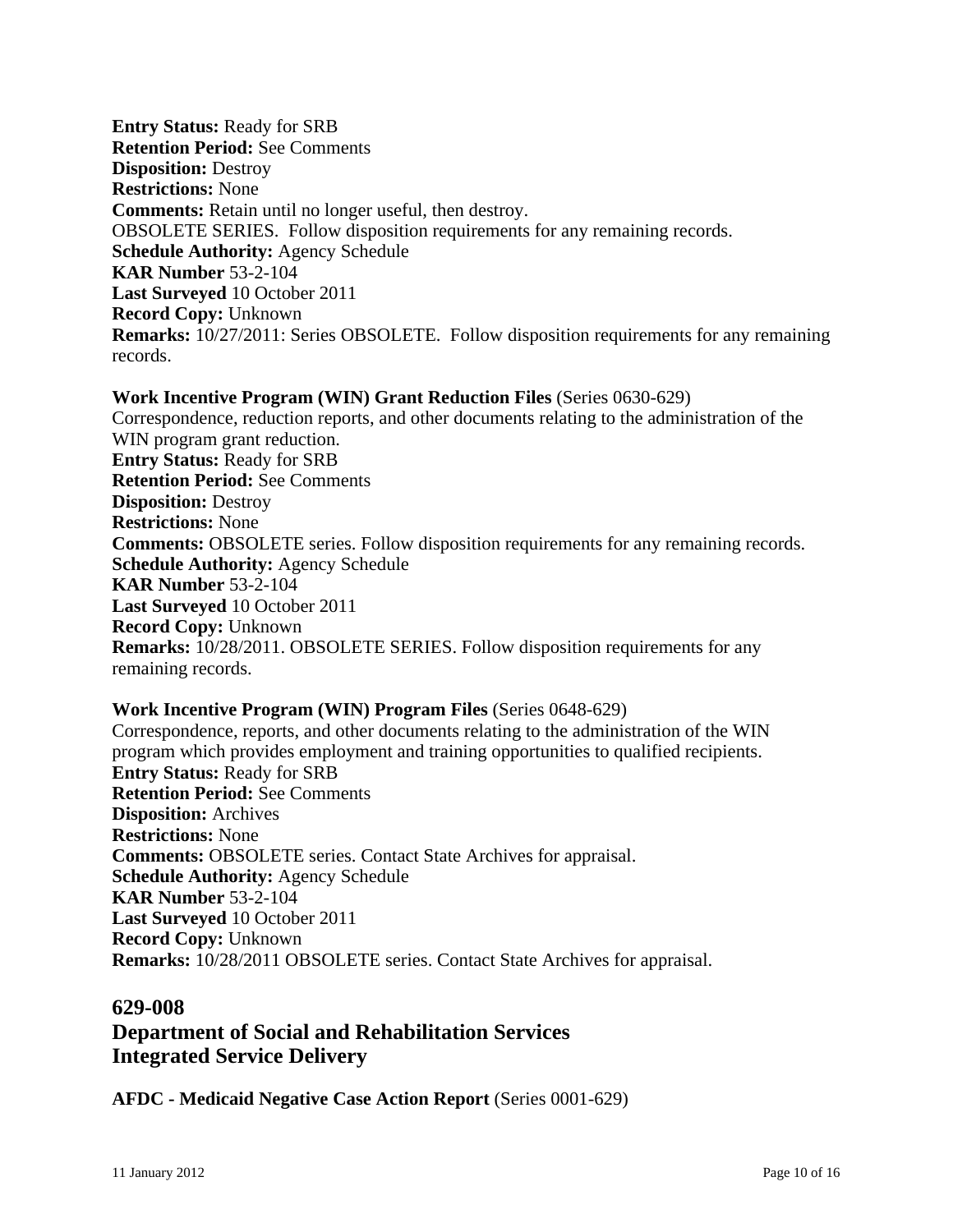**Entry Status:** Ready for SRB
**Retention Period:** See Comments
**Disposition:** Destroy
**Restrictions:** None
**Comments:** Retain until no longer useful, then destroy.
OBSOLETE SERIES. Follow disposition requirements for any remaining records.
**Schedule Authority:** Agency Schedule
**KAR Number** 53-2-104
**Last Surveyed** 10 October 2011
**Record Copy:** Unknown
**Remarks:** 10/27/2011: Series OBSOLETE. Follow disposition requirements for any remaining records.

**Work Incentive Program (WIN) Grant Reduction Files** (Series 0630-629)
Correspondence, reduction reports, and other documents relating to the administration of the WIN program grant reduction.
**Entry Status:** Ready for SRB
**Retention Period:** See Comments
**Disposition:** Destroy
**Restrictions:** None
**Comments:** OBSOLETE series. Follow disposition requirements for any remaining records.
**Schedule Authority:** Agency Schedule
**KAR Number** 53-2-104
**Last Surveyed** 10 October 2011
**Record Copy:** Unknown
**Remarks:** 10/28/2011. OBSOLETE SERIES. Follow disposition requirements for any remaining records.

**Work Incentive Program (WIN) Program Files** (Series 0648-629)
Correspondence, reports, and other documents relating to the administration of the WIN program which provides employment and training opportunities to qualified recipients.
**Entry Status:** Ready for SRB
**Retention Period:** See Comments
**Disposition:** Archives
**Restrictions:** None
**Comments:** OBSOLETE series. Contact State Archives for appraisal.
**Schedule Authority:** Agency Schedule
**KAR Number** 53-2-104
**Last Surveyed** 10 October 2011
**Record Copy:** Unknown
**Remarks:** 10/28/2011 OBSOLETE series. Contact State Archives for appraisal.

## 629-008
## Department of Social and Rehabilitation Services
## Integrated Service Delivery

**AFDC - Medicaid Negative Case Action Report** (Series 0001-629)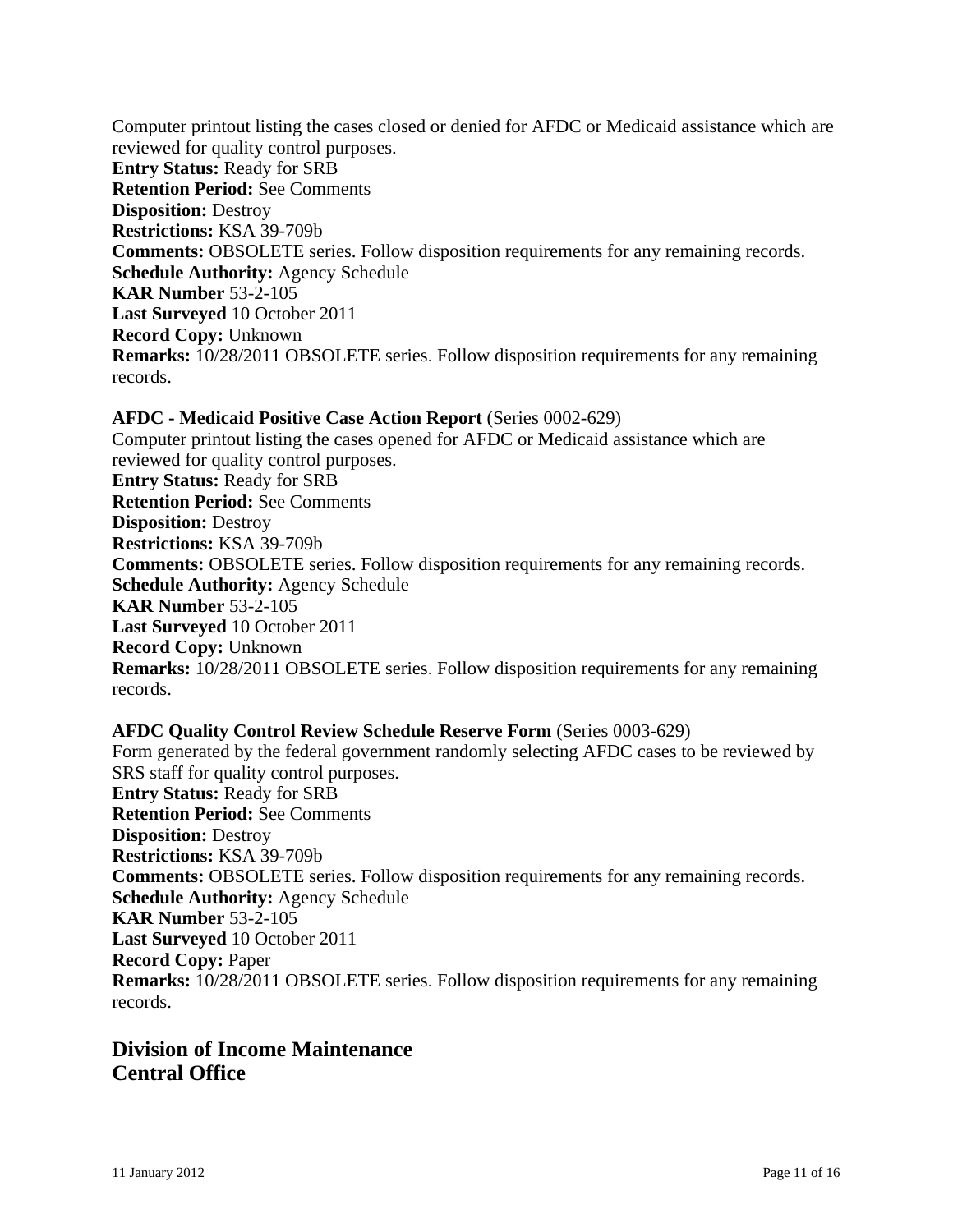Computer printout listing the cases closed or denied for AFDC or Medicaid assistance which are reviewed for quality control purposes.
**Entry Status:** Ready for SRB
**Retention Period:** See Comments
**Disposition:** Destroy
**Restrictions:** KSA 39-709b
**Comments:** OBSOLETE series. Follow disposition requirements for any remaining records.
**Schedule Authority:** Agency Schedule
**KAR Number** 53-2-105
**Last Surveyed** 10 October 2011
**Record Copy:** Unknown
**Remarks:** 10/28/2011 OBSOLETE series. Follow disposition requirements for any remaining records.

**AFDC - Medicaid Positive Case Action Report** (Series 0002-629)
Computer printout listing the cases opened for AFDC or Medicaid assistance which are reviewed for quality control purposes.
**Entry Status:** Ready for SRB
**Retention Period:** See Comments
**Disposition:** Destroy
**Restrictions:** KSA 39-709b
**Comments:** OBSOLETE series. Follow disposition requirements for any remaining records.
**Schedule Authority:** Agency Schedule
**KAR Number** 53-2-105
**Last Surveyed** 10 October 2011
**Record Copy:** Unknown
**Remarks:** 10/28/2011 OBSOLETE series. Follow disposition requirements for any remaining records.

**AFDC Quality Control Review Schedule Reserve Form** (Series 0003-629)
Form generated by the federal government randomly selecting AFDC cases to be reviewed by SRS staff for quality control purposes.
**Entry Status:** Ready for SRB
**Retention Period:** See Comments
**Disposition:** Destroy
**Restrictions:** KSA 39-709b
**Comments:** OBSOLETE series. Follow disposition requirements for any remaining records.
**Schedule Authority:** Agency Schedule
**KAR Number** 53-2-105
**Last Surveyed** 10 October 2011
**Record Copy:** Paper
**Remarks:** 10/28/2011 OBSOLETE series. Follow disposition requirements for any remaining records.

## Division of Income Maintenance
## Central Office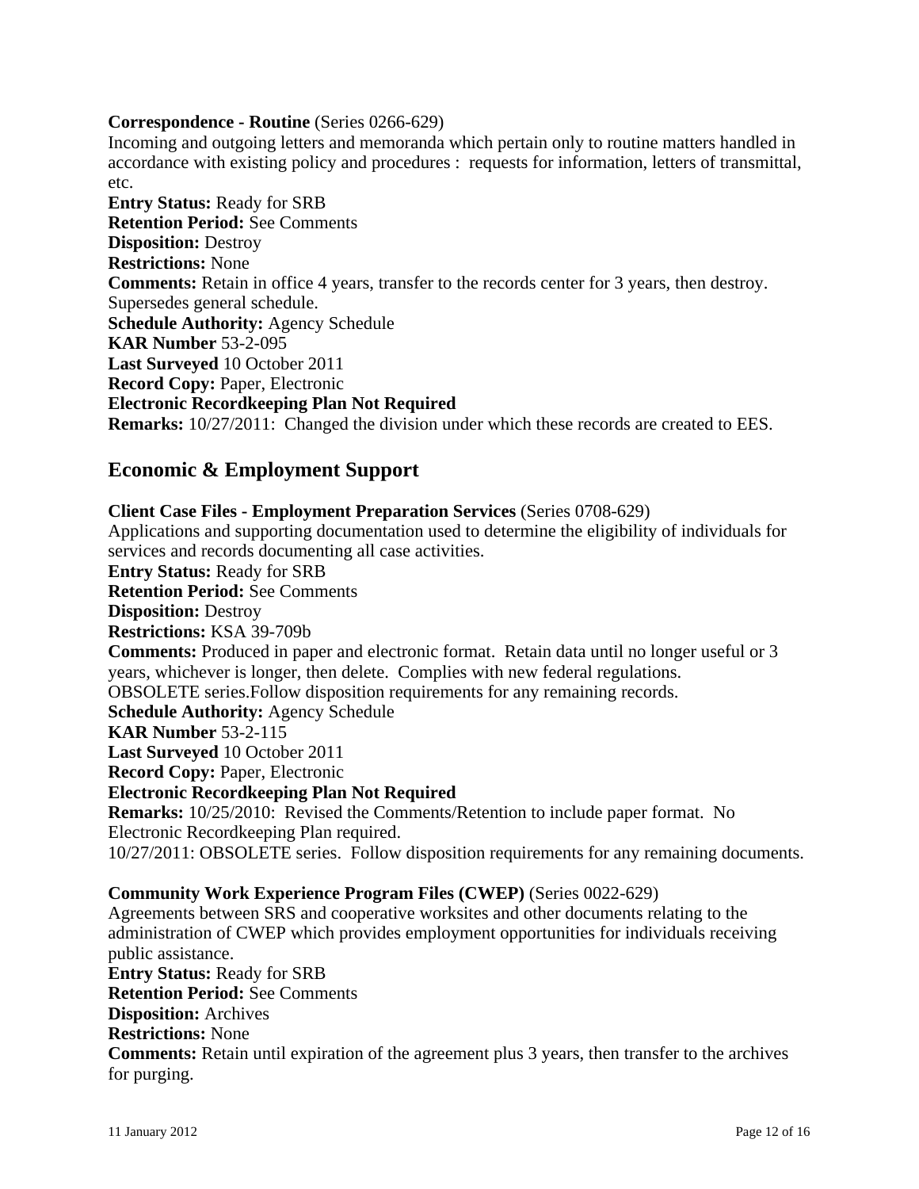**Correspondence - Routine** (Series 0266-629)
Incoming and outgoing letters and memoranda which pertain only to routine matters handled in accordance with existing policy and procedures : requests for information, letters of transmittal, etc.
**Entry Status:** Ready for SRB
**Retention Period:** See Comments
**Disposition:** Destroy
**Restrictions:** None
**Comments:** Retain in office 4 years, transfer to the records center for 3 years, then destroy. Supersedes general schedule.
**Schedule Authority:** Agency Schedule
**KAR Number** 53-2-095
**Last Surveyed** 10 October 2011
**Record Copy:** Paper, Electronic
**Electronic Recordkeeping Plan Not Required**
**Remarks:** 10/27/2011: Changed the division under which these records are created to EES.

## Economic & Employment Support

**Client Case Files - Employment Preparation Services** (Series 0708-629)
Applications and supporting documentation used to determine the eligibility of individuals for services and records documenting all case activities.
**Entry Status:** Ready for SRB
**Retention Period:** See Comments
**Disposition:** Destroy
**Restrictions:** KSA 39-709b
**Comments:** Produced in paper and electronic format. Retain data until no longer useful or 3 years, whichever is longer, then delete. Complies with new federal regulations.
OBSOLETE series.Follow disposition requirements for any remaining records.
**Schedule Authority:** Agency Schedule
**KAR Number** 53-2-115
**Last Surveyed** 10 October 2011
**Record Copy:** Paper, Electronic
**Electronic Recordkeeping Plan Not Required**
**Remarks:** 10/25/2010: Revised the Comments/Retention to include paper format. No Electronic Recordkeeping Plan required.
10/27/2011: OBSOLETE series. Follow disposition requirements for any remaining documents.

**Community Work Experience Program Files (CWEP)** (Series 0022-629)
Agreements between SRS and cooperative worksites and other documents relating to the administration of CWEP which provides employment opportunities for individuals receiving public assistance.
**Entry Status:** Ready for SRB
**Retention Period:** See Comments
**Disposition:** Archives
**Restrictions:** None
**Comments:** Retain until expiration of the agreement plus 3 years, then transfer to the archives for purging.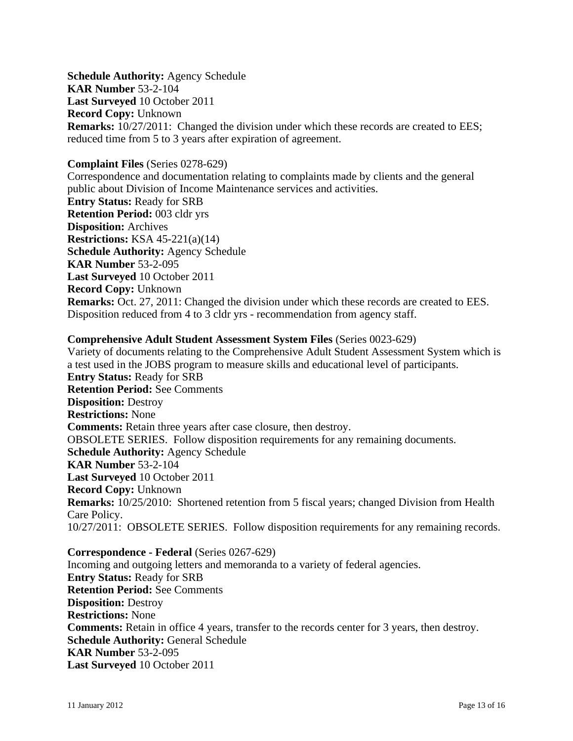**Schedule Authority:** Agency Schedule
**KAR Number** 53-2-104
**Last Surveyed** 10 October 2011
**Record Copy:** Unknown
**Remarks:** 10/27/2011: Changed the division under which these records are created to EES; reduced time from 5 to 3 years after expiration of agreement.

**Complaint Files** (Series 0278-629)
Correspondence and documentation relating to complaints made by clients and the general public about Division of Income Maintenance services and activities.
**Entry Status:** Ready for SRB
**Retention Period:** 003 cldr yrs
**Disposition:** Archives
**Restrictions:** KSA 45-221(a)(14)
**Schedule Authority:** Agency Schedule
**KAR Number** 53-2-095
**Last Surveyed** 10 October 2011
**Record Copy:** Unknown
**Remarks:** Oct. 27, 2011: Changed the division under which these records are created to EES. Disposition reduced from 4 to 3 cldr yrs - recommendation from agency staff.

**Comprehensive Adult Student Assessment System Files** (Series 0023-629)
Variety of documents relating to the Comprehensive Adult Student Assessment System which is a test used in the JOBS program to measure skills and educational level of participants.
**Entry Status:** Ready for SRB
**Retention Period:** See Comments
**Disposition:** Destroy
**Restrictions:** None
**Comments:** Retain three years after case closure, then destroy.
OBSOLETE SERIES. Follow disposition requirements for any remaining documents.
**Schedule Authority:** Agency Schedule
**KAR Number** 53-2-104
**Last Surveyed** 10 October 2011
**Record Copy:** Unknown
**Remarks:** 10/25/2010: Shortened retention from 5 fiscal years; changed Division from Health Care Policy.
10/27/2011: OBSOLETE SERIES. Follow disposition requirements for any remaining records.

**Correspondence - Federal** (Series 0267-629)
Incoming and outgoing letters and memoranda to a variety of federal agencies.
**Entry Status:** Ready for SRB
**Retention Period:** See Comments
**Disposition:** Destroy
**Restrictions:** None
**Comments:** Retain in office 4 years, transfer to the records center for 3 years, then destroy.
**Schedule Authority:** General Schedule
**KAR Number** 53-2-095
**Last Surveyed** 10 October 2011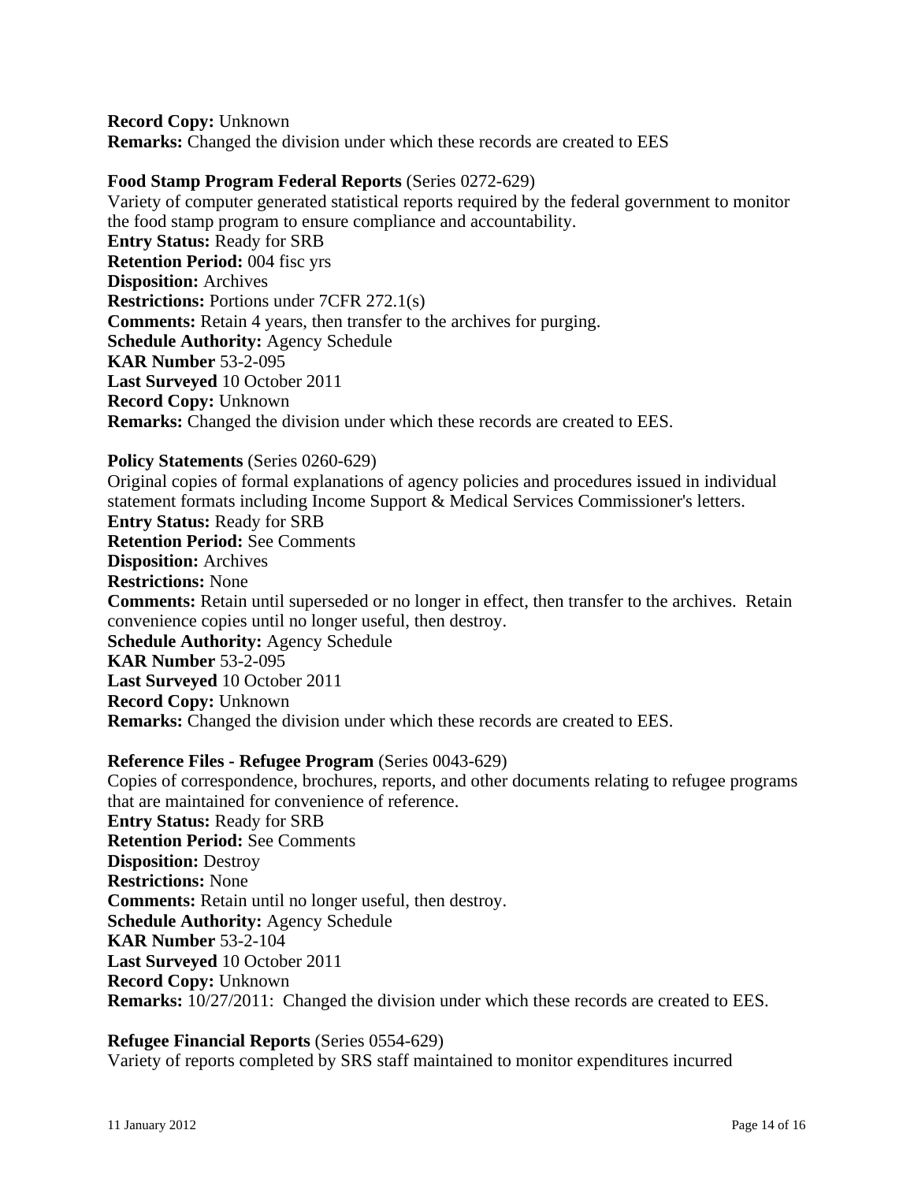**Record Copy:** Unknown
**Remarks:** Changed the division under which these records are created to EES

**Food Stamp Program Federal Reports** (Series 0272-629)
Variety of computer generated statistical reports required by the federal government to monitor the food stamp program to ensure compliance and accountability.
**Entry Status:** Ready for SRB
**Retention Period:** 004 fisc yrs
**Disposition:** Archives
**Restrictions:** Portions under 7CFR 272.1(s)
**Comments:** Retain 4 years, then transfer to the archives for purging.
**Schedule Authority:** Agency Schedule
**KAR Number** 53-2-095
**Last Surveyed** 10 October 2011
**Record Copy:** Unknown
**Remarks:** Changed the division under which these records are created to EES.

**Policy Statements** (Series 0260-629)
Original copies of formal explanations of agency policies and procedures issued in individual statement formats including Income Support & Medical Services Commissioner's letters.
**Entry Status:** Ready for SRB
**Retention Period:** See Comments
**Disposition:** Archives
**Restrictions:** None
**Comments:** Retain until superseded or no longer in effect, then transfer to the archives. Retain convenience copies until no longer useful, then destroy.
**Schedule Authority:** Agency Schedule
**KAR Number** 53-2-095
**Last Surveyed** 10 October 2011
**Record Copy:** Unknown
**Remarks:** Changed the division under which these records are created to EES.

**Reference Files - Refugee Program** (Series 0043-629)
Copies of correspondence, brochures, reports, and other documents relating to refugee programs that are maintained for convenience of reference.
**Entry Status:** Ready for SRB
**Retention Period:** See Comments
**Disposition:** Destroy
**Restrictions:** None
**Comments:** Retain until no longer useful, then destroy.
**Schedule Authority:** Agency Schedule
**KAR Number** 53-2-104
**Last Surveyed** 10 October 2011
**Record Copy:** Unknown
**Remarks:** 10/27/2011: Changed the division under which these records are created to EES.

**Refugee Financial Reports** (Series 0554-629)
Variety of reports completed by SRS staff maintained to monitor expenditures incurred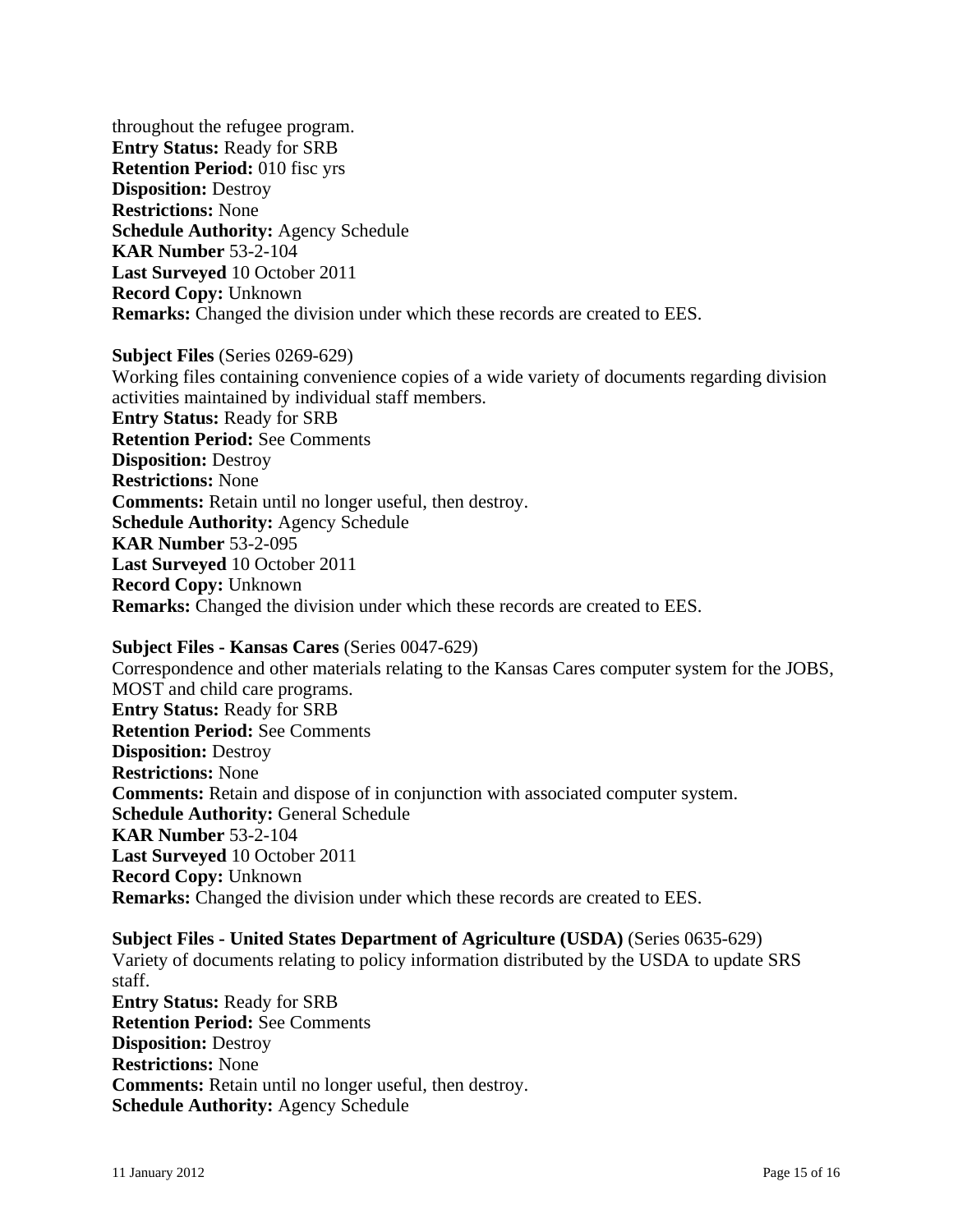throughout the refugee program.
**Entry Status:** Ready for SRB
**Retention Period:** 010 fisc yrs
**Disposition:** Destroy
**Restrictions:** None
**Schedule Authority:** Agency Schedule
**KAR Number** 53-2-104
**Last Surveyed** 10 October 2011
**Record Copy:** Unknown
**Remarks:** Changed the division under which these records are created to EES.

**Subject Files** (Series 0269-629)
Working files containing convenience copies of a wide variety of documents regarding division activities maintained by individual staff members.
**Entry Status:** Ready for SRB
**Retention Period:** See Comments
**Disposition:** Destroy
**Restrictions:** None
**Comments:** Retain until no longer useful, then destroy.
**Schedule Authority:** Agency Schedule
**KAR Number** 53-2-095
**Last Surveyed** 10 October 2011
**Record Copy:** Unknown
**Remarks:** Changed the division under which these records are created to EES.

**Subject Files - Kansas Cares** (Series 0047-629)
Correspondence and other materials relating to the Kansas Cares computer system for the JOBS, MOST and child care programs.
**Entry Status:** Ready for SRB
**Retention Period:** See Comments
**Disposition:** Destroy
**Restrictions:** None
**Comments:** Retain and dispose of in conjunction with associated computer system.
**Schedule Authority:** General Schedule
**KAR Number** 53-2-104
**Last Surveyed** 10 October 2011
**Record Copy:** Unknown
**Remarks:** Changed the division under which these records are created to EES.

**Subject Files - United States Department of Agriculture (USDA)** (Series 0635-629)
Variety of documents relating to policy information distributed by the USDA to update SRS staff.
**Entry Status:** Ready for SRB
**Retention Period:** See Comments
**Disposition:** Destroy
**Restrictions:** None
**Comments:** Retain until no longer useful, then destroy.
**Schedule Authority:** Agency Schedule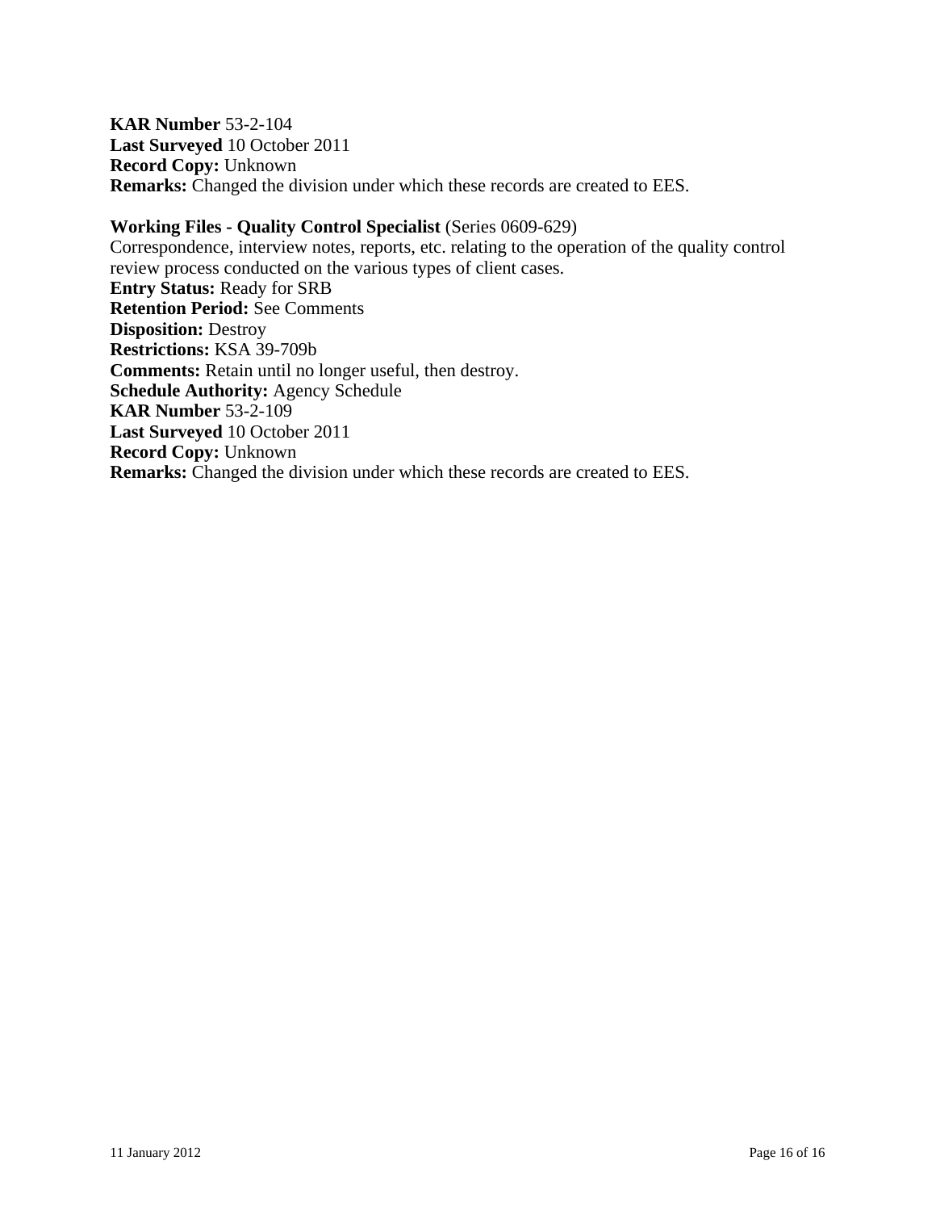**KAR Number** 53-2-104
**Last Surveyed** 10 October 2011
**Record Copy:** Unknown
**Remarks:** Changed the division under which these records are created to EES.

**Working Files - Quality Control Specialist** (Series 0609-629)
Correspondence, interview notes, reports, etc. relating to the operation of the quality control review process conducted on the various types of client cases.
**Entry Status:** Ready for SRB
**Retention Period:** See Comments
**Disposition:** Destroy
**Restrictions:** KSA 39-709b
**Comments:** Retain until no longer useful, then destroy.
**Schedule Authority:** Agency Schedule
**KAR Number** 53-2-109
**Last Surveyed** 10 October 2011
**Record Copy:** Unknown
**Remarks:** Changed the division under which these records are created to EES.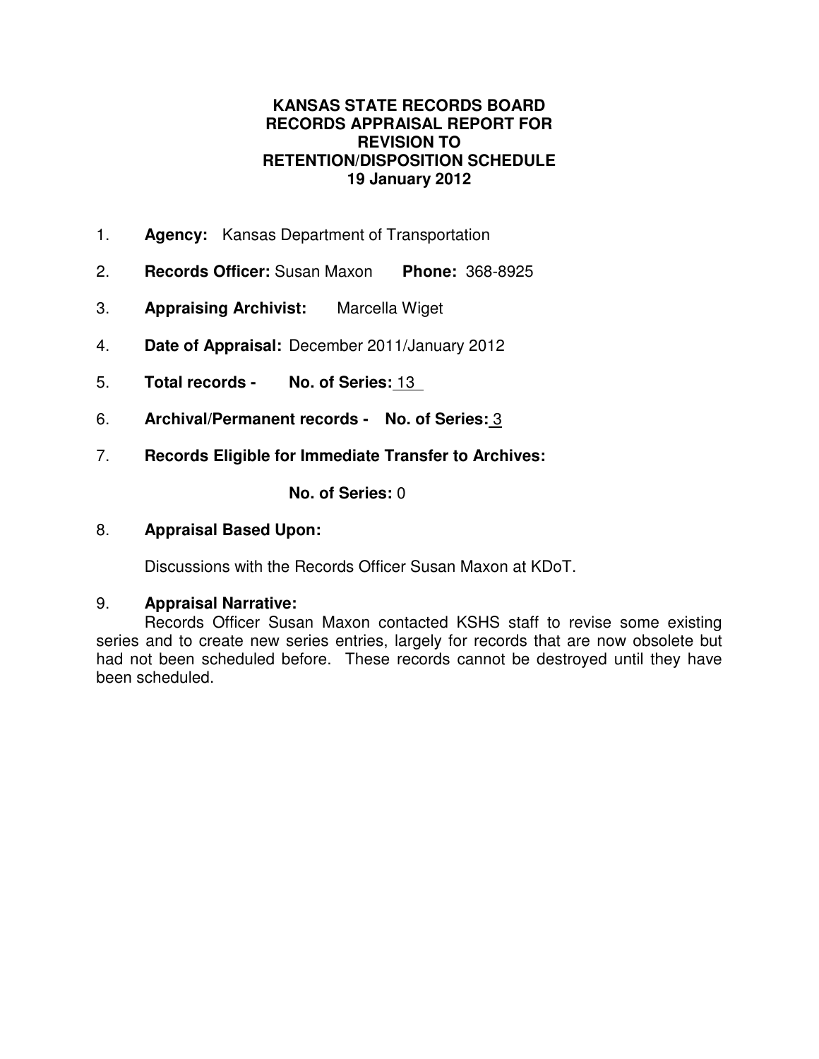**KANSAS STATE RECORDS BOARD**
**RECORDS APPRAISAL REPORT FOR**
**REVISION TO**
**RETENTION/DISPOSITION SCHEDULE**
**19 January 2012**

1. **Agency:** Kansas Department of Transportation

2. **Records Officer:** Susan Maxon **Phone:** 368-8925

3. **Appraising Archivist:** Marcella Wiget

4. **Date of Appraisal:** December 2011/January 2012

5. **Total records - No. of Series:** 13

6. **Archival/Permanent records - No. of Series:** 3

7. **Records Eligible for Immediate Transfer to Archives:**

   **No. of Series:** 0

8. **Appraisal Based Upon:**

   Discussions with the Records Officer Susan Maxon at KDoT.

9. **Appraisal Narrative:**

   Records Officer Susan Maxon contacted KSHS staff to revise some existing series and to create new series entries, largely for records that are now obsolete but had not been scheduled before. These records cannot be destroyed until they have been scheduled.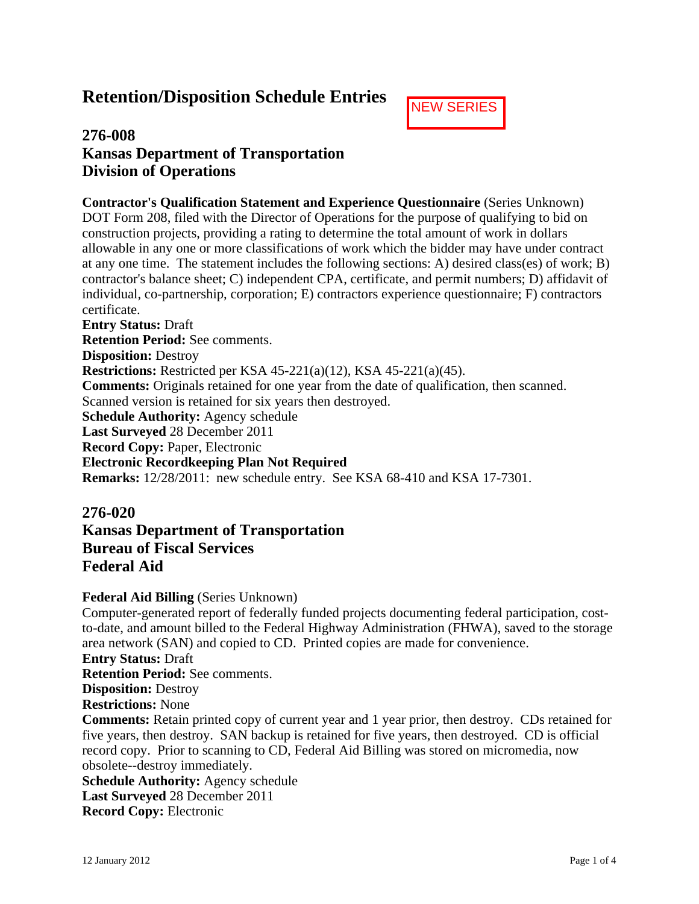# Retention/Disposition Schedule Entries

NEW SERIES

## 276-008
## Kansas Department of Transportation
## Division of Operations

**Contractor's Qualification Statement and Experience Questionnaire** (Series Unknown)
DOT Form 208, filed with the Director of Operations for the purpose of qualifying to bid on construction projects, providing a rating to determine the total amount of work in dollars allowable in any one or more classifications of work which the bidder may have under contract at any one time. The statement includes the following sections: A) desired class(es) of work; B) contractor's balance sheet; C) independent CPA, certificate, and permit numbers; D) affidavit of individual, co-partnership, corporation; E) contractors experience questionnaire; F) contractors certificate.
**Entry Status:** Draft
**Retention Period:** See comments.
**Disposition:** Destroy
**Restrictions:** Restricted per KSA 45-221(a)(12), KSA 45-221(a)(45).
**Comments:** Originals retained for one year from the date of qualification, then scanned. Scanned version is retained for six years then destroyed.
**Schedule Authority:** Agency schedule
**Last Surveyed** 28 December 2011
**Record Copy:** Paper, Electronic
**Electronic Recordkeeping Plan Not Required**
**Remarks:** 12/28/2011: new schedule entry. See KSA 68-410 and KSA 17-7301.

## 276-020
## Kansas Department of Transportation
## Bureau of Fiscal Services
## Federal Aid

**Federal Aid Billing** (Series Unknown)
Computer-generated report of federally funded projects documenting federal participation, cost-to-date, and amount billed to the Federal Highway Administration (FHWA), saved to the storage area network (SAN) and copied to CD. Printed copies are made for convenience.
**Entry Status:** Draft
**Retention Period:** See comments.
**Disposition:** Destroy
**Restrictions:** None
**Comments:** Retain printed copy of current year and 1 year prior, then destroy. CDs retained for five years, then destroy. SAN backup is retained for five years, then destroyed. CD is official record copy. Prior to scanning to CD, Federal Aid Billing was stored on micromedia, now obsolete--destroy immediately.
**Schedule Authority:** Agency schedule
**Last Surveyed** 28 December 2011
**Record Copy:** Electronic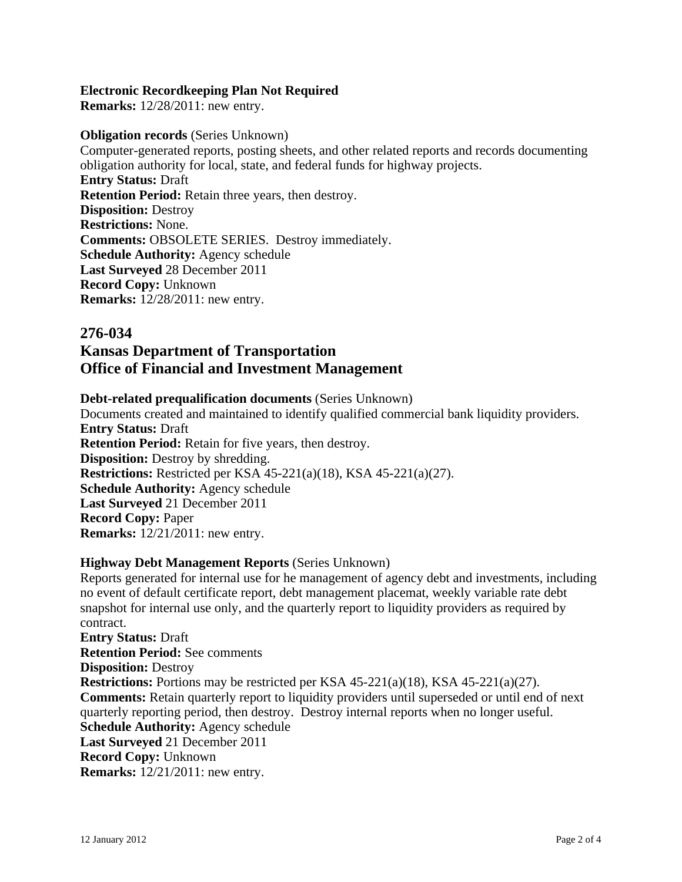**Electronic Recordkeeping Plan Not Required**
**Remarks:** 12/28/2011: new entry.

**Obligation records** (Series Unknown)
Computer-generated reports, posting sheets, and other related reports and records documenting obligation authority for local, state, and federal funds for highway projects.
**Entry Status:** Draft
**Retention Period:** Retain three years, then destroy.
**Disposition:** Destroy
**Restrictions:** None.
**Comments:** OBSOLETE SERIES. Destroy immediately.
**Schedule Authority:** Agency schedule
**Last Surveyed** 28 December 2011
**Record Copy:** Unknown
**Remarks:** 12/28/2011: new entry.

## 276-034
## Kansas Department of Transportation
## Office of Financial and Investment Management

**Debt-related prequalification documents** (Series Unknown)
Documents created and maintained to identify qualified commercial bank liquidity providers.
**Entry Status:** Draft
**Retention Period:** Retain for five years, then destroy.
**Disposition:** Destroy by shredding.
**Restrictions:** Restricted per KSA 45-221(a)(18), KSA 45-221(a)(27).
**Schedule Authority:** Agency schedule
**Last Surveyed** 21 December 2011
**Record Copy:** Paper
**Remarks:** 12/21/2011: new entry.

**Highway Debt Management Reports** (Series Unknown)
Reports generated for internal use for he management of agency debt and investments, including no event of default certificate report, debt management placemat, weekly variable rate debt snapshot for internal use only, and the quarterly report to liquidity providers as required by contract.
**Entry Status:** Draft
**Retention Period:** See comments
**Disposition:** Destroy
**Restrictions:** Portions may be restricted per KSA 45-221(a)(18), KSA 45-221(a)(27).
**Comments:** Retain quarterly report to liquidity providers until superseded or until end of next quarterly reporting period, then destroy. Destroy internal reports when no longer useful.
**Schedule Authority:** Agency schedule
**Last Surveyed** 21 December 2011
**Record Copy:** Unknown
**Remarks:** 12/21/2011: new entry.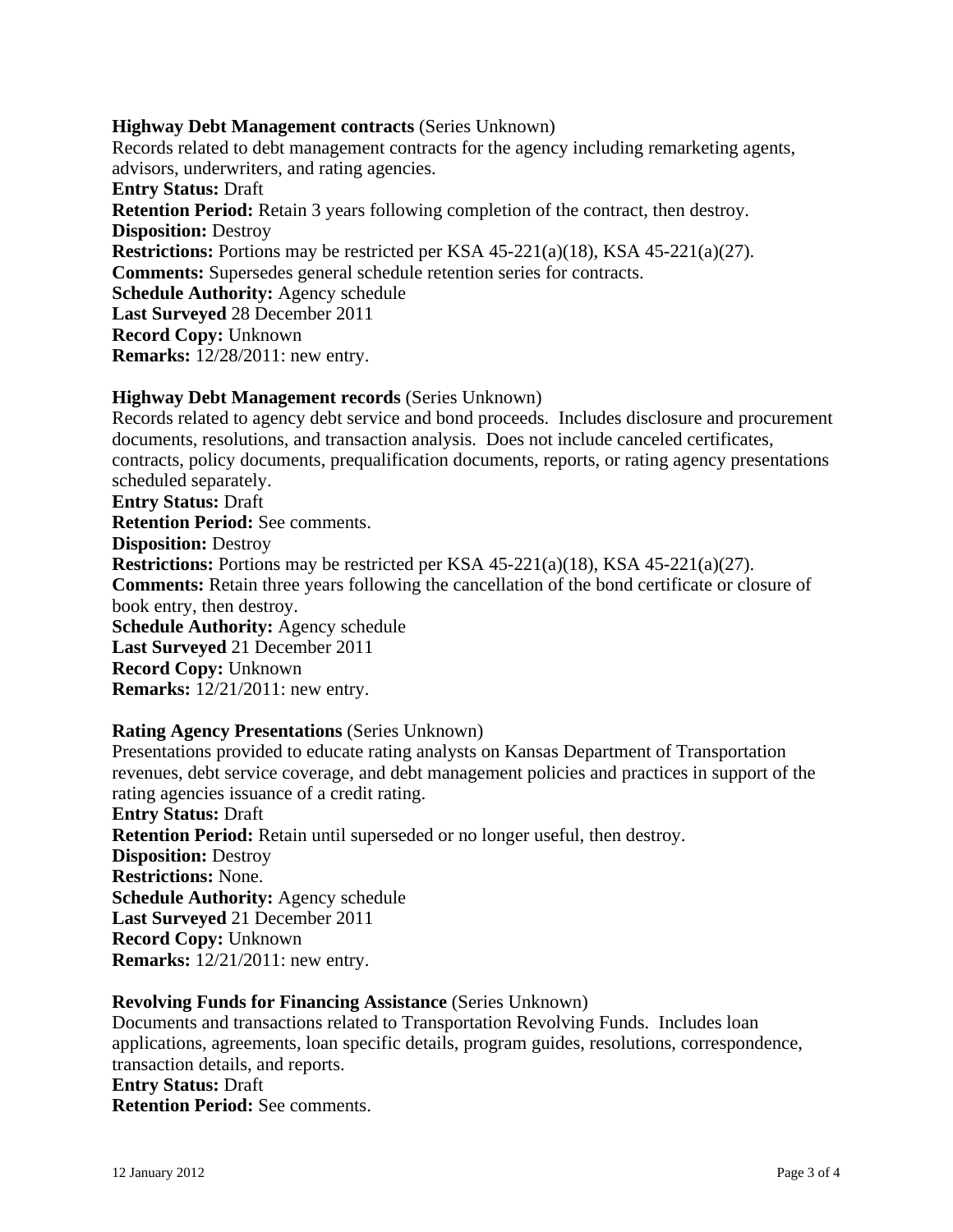**Highway Debt Management contracts** (Series Unknown)
Records related to debt management contracts for the agency including remarketing agents, advisors, underwriters, and rating agencies.
**Entry Status:** Draft
**Retention Period:** Retain 3 years following completion of the contract, then destroy.
**Disposition:** Destroy
**Restrictions:** Portions may be restricted per KSA 45-221(a)(18), KSA 45-221(a)(27).
**Comments:** Supersedes general schedule retention series for contracts.
**Schedule Authority:** Agency schedule
**Last Surveyed** 28 December 2011
**Record Copy:** Unknown
**Remarks:** 12/28/2011: new entry.

**Highway Debt Management records** (Series Unknown)
Records related to agency debt service and bond proceeds. Includes disclosure and procurement documents, resolutions, and transaction analysis. Does not include canceled certificates, contracts, policy documents, prequalification documents, reports, or rating agency presentations scheduled separately.
**Entry Status:** Draft
**Retention Period:** See comments.
**Disposition:** Destroy
**Restrictions:** Portions may be restricted per KSA 45-221(a)(18), KSA 45-221(a)(27).
**Comments:** Retain three years following the cancellation of the bond certificate or closure of book entry, then destroy.
**Schedule Authority:** Agency schedule
**Last Surveyed** 21 December 2011
**Record Copy:** Unknown
**Remarks:** 12/21/2011: new entry.

**Rating Agency Presentations** (Series Unknown)
Presentations provided to educate rating analysts on Kansas Department of Transportation revenues, debt service coverage, and debt management policies and practices in support of the rating agencies issuance of a credit rating.
**Entry Status:** Draft
**Retention Period:** Retain until superseded or no longer useful, then destroy.
**Disposition:** Destroy
**Restrictions:** None.
**Schedule Authority:** Agency schedule
**Last Surveyed** 21 December 2011
**Record Copy:** Unknown
**Remarks:** 12/21/2011: new entry.

**Revolving Funds for Financing Assistance** (Series Unknown)
Documents and transactions related to Transportation Revolving Funds. Includes loan applications, agreements, loan specific details, program guides, resolutions, correspondence, transaction details, and reports.
**Entry Status:** Draft
**Retention Period:** See comments.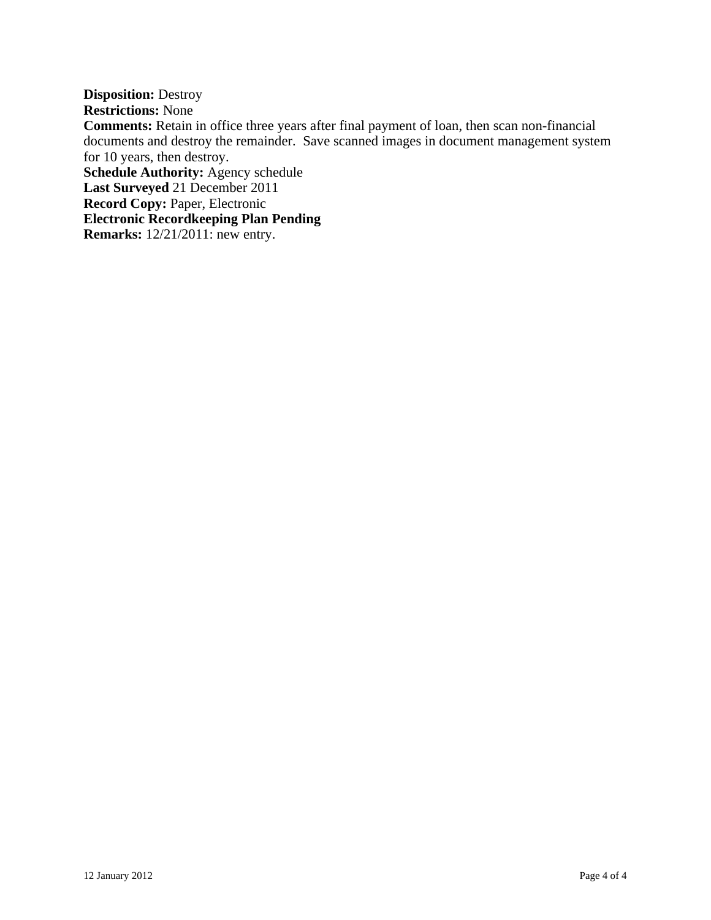**Disposition:** Destroy
**Restrictions:** None
**Comments:** Retain in office three years after final payment of loan, then scan non-financial documents and destroy the remainder. Save scanned images in document management system for 10 years, then destroy.
**Schedule Authority:** Agency schedule
**Last Surveyed** 21 December 2011
**Record Copy:** Paper, Electronic
**Electronic Recordkeeping Plan Pending**
**Remarks:** 12/21/2011: new entry.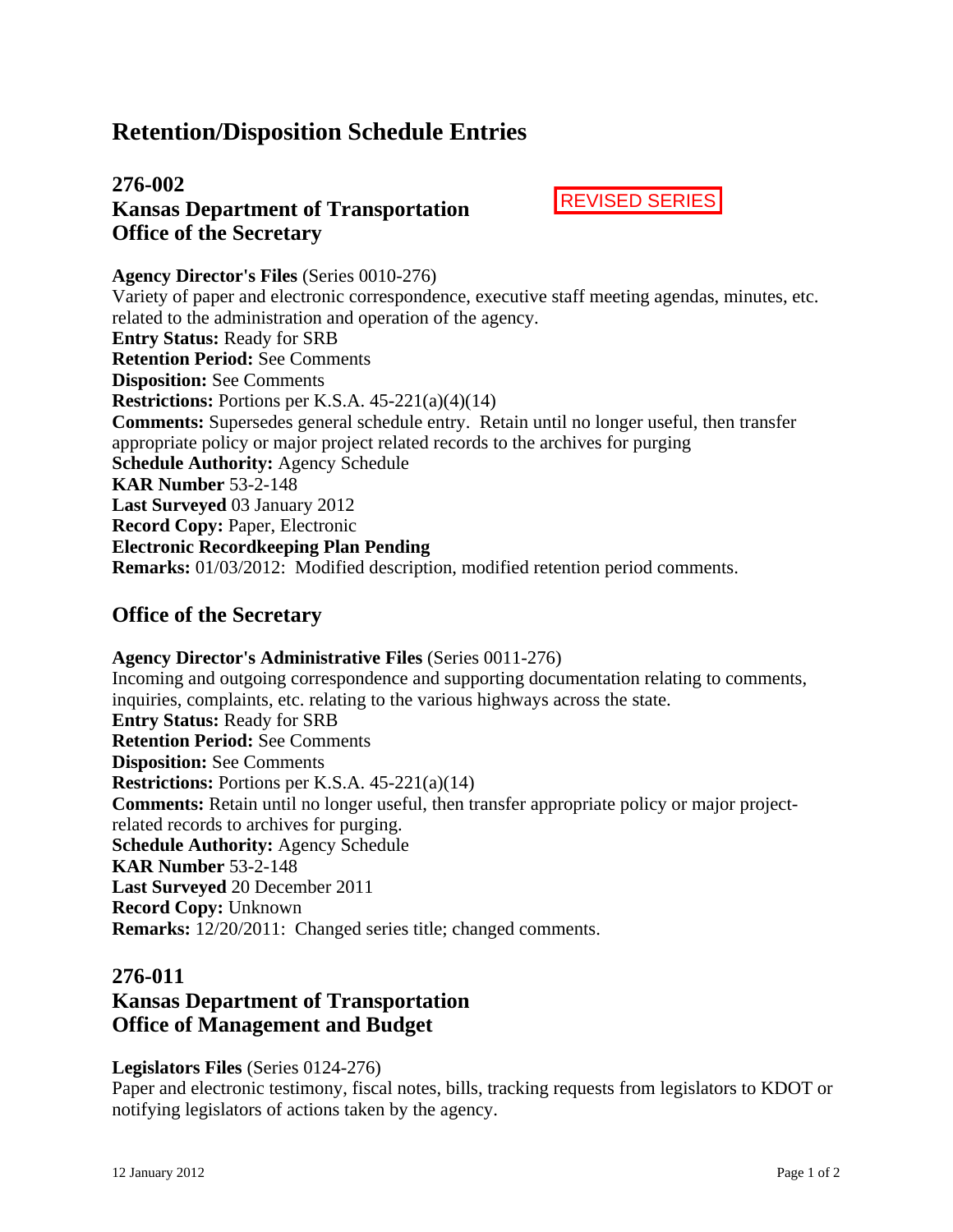# Retention/Disposition Schedule Entries

## 276-002
## Kansas Department of Transportation
## Office of the Secretary

REVISED SERIES

**Agency Director's Files** (Series 0010-276)
Variety of paper and electronic correspondence, executive staff meeting agendas, minutes, etc. related to the administration and operation of the agency.
**Entry Status:** Ready for SRB
**Retention Period:** See Comments
**Disposition:** See Comments
**Restrictions:** Portions per K.S.A. 45-221(a)(4)(14)
**Comments:** Supersedes general schedule entry. Retain until no longer useful, then transfer appropriate policy or major project related records to the archives for purging
**Schedule Authority:** Agency Schedule
**KAR Number** 53-2-148
**Last Surveyed** 03 January 2012
**Record Copy:** Paper, Electronic
**Electronic Recordkeeping Plan Pending**
**Remarks:** 01/03/2012: Modified description, modified retention period comments.

## Office of the Secretary

**Agency Director's Administrative Files** (Series 0011-276)
Incoming and outgoing correspondence and supporting documentation relating to comments, inquiries, complaints, etc. relating to the various highways across the state.
**Entry Status:** Ready for SRB
**Retention Period:** See Comments
**Disposition:** See Comments
**Restrictions:** Portions per K.S.A. 45-221(a)(14)
**Comments:** Retain until no longer useful, then transfer appropriate policy or major project-related records to archives for purging.
**Schedule Authority:** Agency Schedule
**KAR Number** 53-2-148
**Last Surveyed** 20 December 2011
**Record Copy:** Unknown
**Remarks:** 12/20/2011: Changed series title; changed comments.

## 276-011
## Kansas Department of Transportation
## Office of Management and Budget

**Legislators Files** (Series 0124-276)
Paper and electronic testimony, fiscal notes, bills, tracking requests from legislators to KDOT or notifying legislators of actions taken by the agency.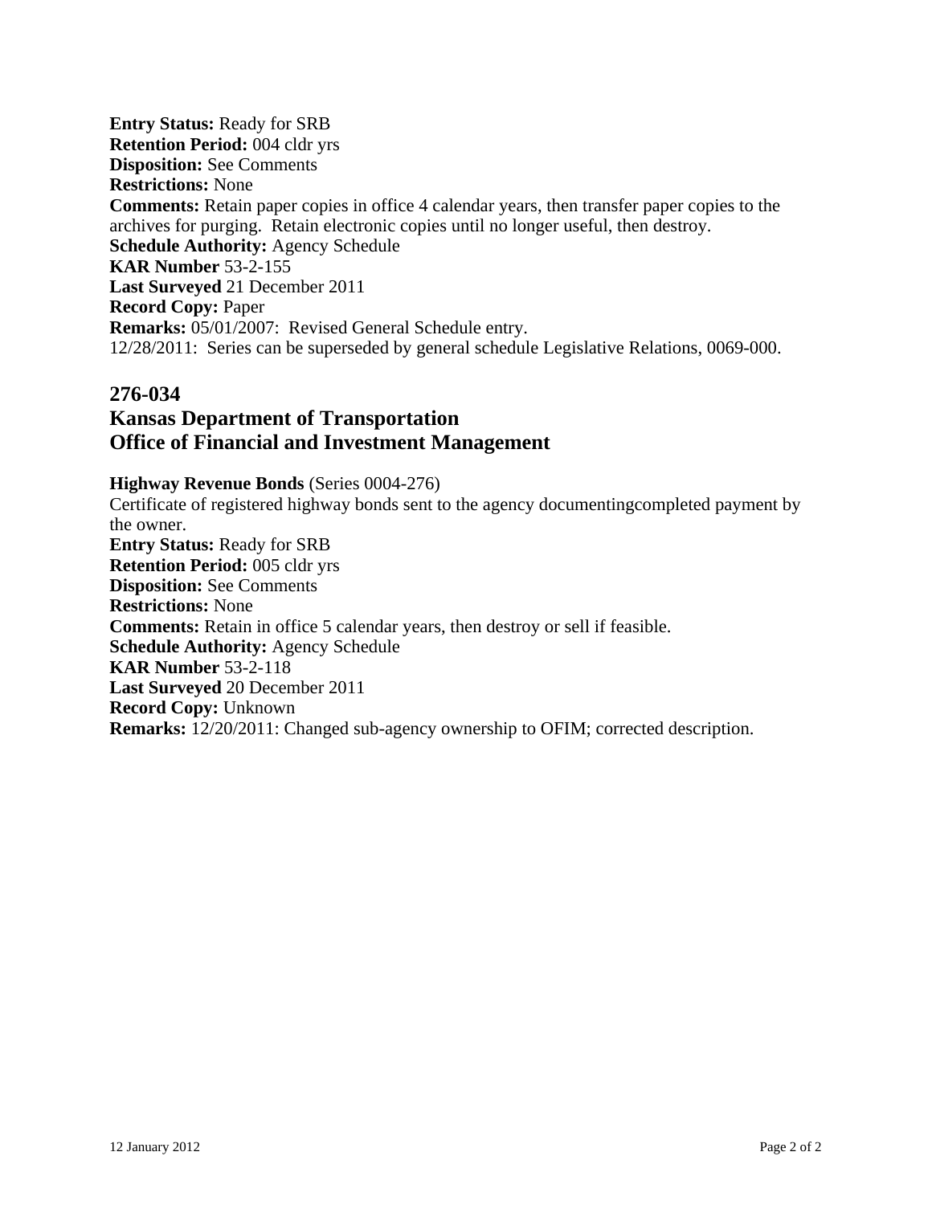**Entry Status:** Ready for SRB
**Retention Period:** 004 cldr yrs
**Disposition:** See Comments
**Restrictions:** None
**Comments:** Retain paper copies in office 4 calendar years, then transfer paper copies to the archives for purging. Retain electronic copies until no longer useful, then destroy.
**Schedule Authority:** Agency Schedule
**KAR Number** 53-2-155
**Last Surveyed** 21 December 2011
**Record Copy:** Paper
**Remarks:** 05/01/2007: Revised General Schedule entry.
12/28/2011: Series can be superseded by general schedule Legislative Relations, 0069-000.

## 276-034
## Kansas Department of Transportation
## Office of Financial and Investment Management

**Highway Revenue Bonds** (Series 0004-276)
Certificate of registered highway bonds sent to the agency documentingcompleted payment by the owner.
**Entry Status:** Ready for SRB
**Retention Period:** 005 cldr yrs
**Disposition:** See Comments
**Restrictions:** None
**Comments:** Retain in office 5 calendar years, then destroy or sell if feasible.
**Schedule Authority:** Agency Schedule
**KAR Number** 53-2-118
**Last Surveyed** 20 December 2011
**Record Copy:** Unknown
**Remarks:** 12/20/2011: Changed sub-agency ownership to OFIM; corrected description.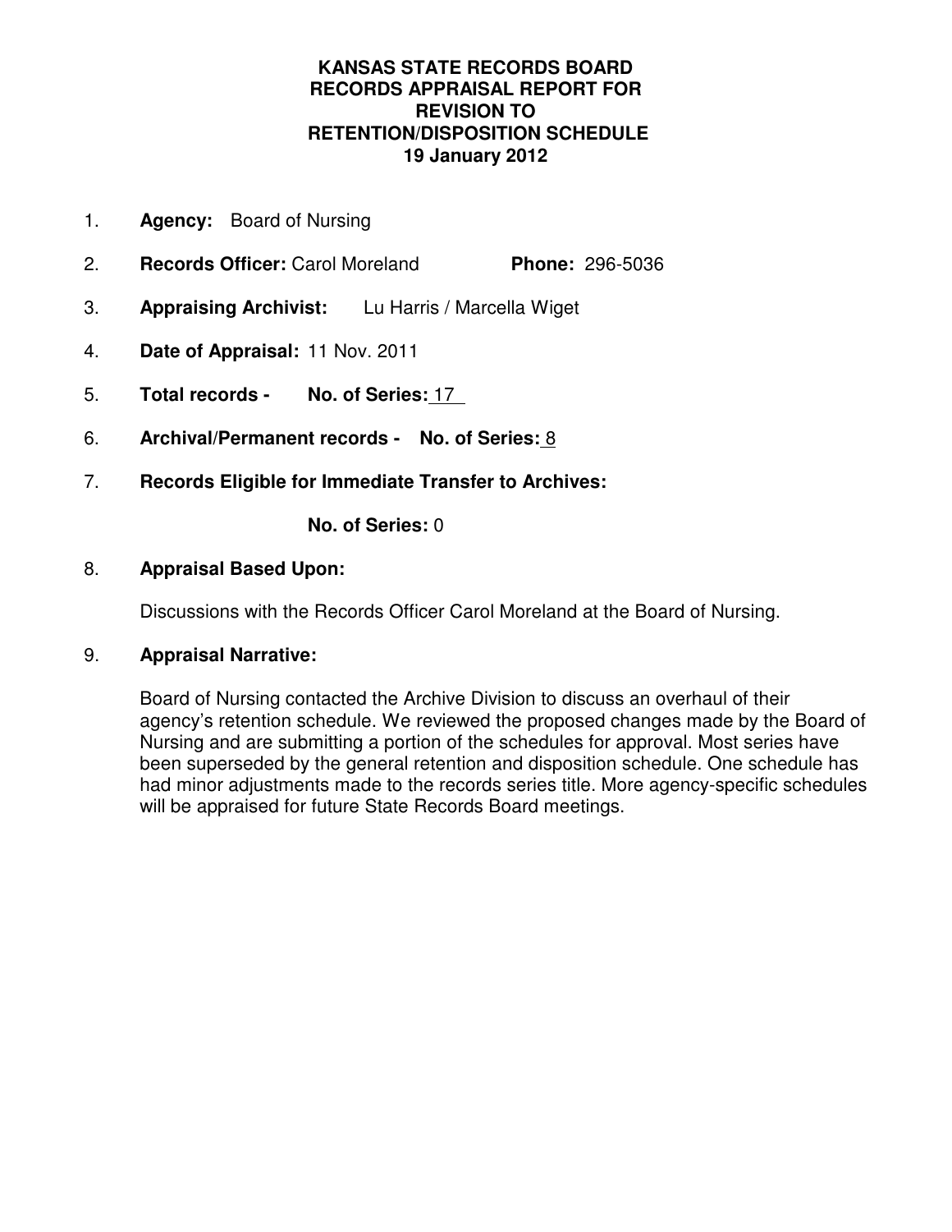**KANSAS STATE RECORDS BOARD**
**RECORDS APPRAISAL REPORT FOR**
**REVISION TO**
**RETENTION/DISPOSITION SCHEDULE**
**19 January 2012**

1. **Agency:** Board of Nursing

2. **Records Officer:** Carol Moreland **Phone:** 296-5036

3. **Appraising Archivist:** Lu Harris / Marcella Wiget

4. **Date of Appraisal:** 11 Nov. 2011

5. **Total records - No. of Series:** 17

6. **Archival/Permanent records - No. of Series:** 8

7. **Records Eligible for Immediate Transfer to Archives:**

   **No. of Series:** 0

8. **Appraisal Based Upon:**

   Discussions with the Records Officer Carol Moreland at the Board of Nursing.

9. **Appraisal Narrative:**

   Board of Nursing contacted the Archive Division to discuss an overhaul of their agency's retention schedule. We reviewed the proposed changes made by the Board of Nursing and are submitting a portion of the schedules for approval. Most series have been superseded by the general retention and disposition schedule. One schedule has had minor adjustments made to the records series title. More agency-specific schedules will be appraised for future State Records Board meetings.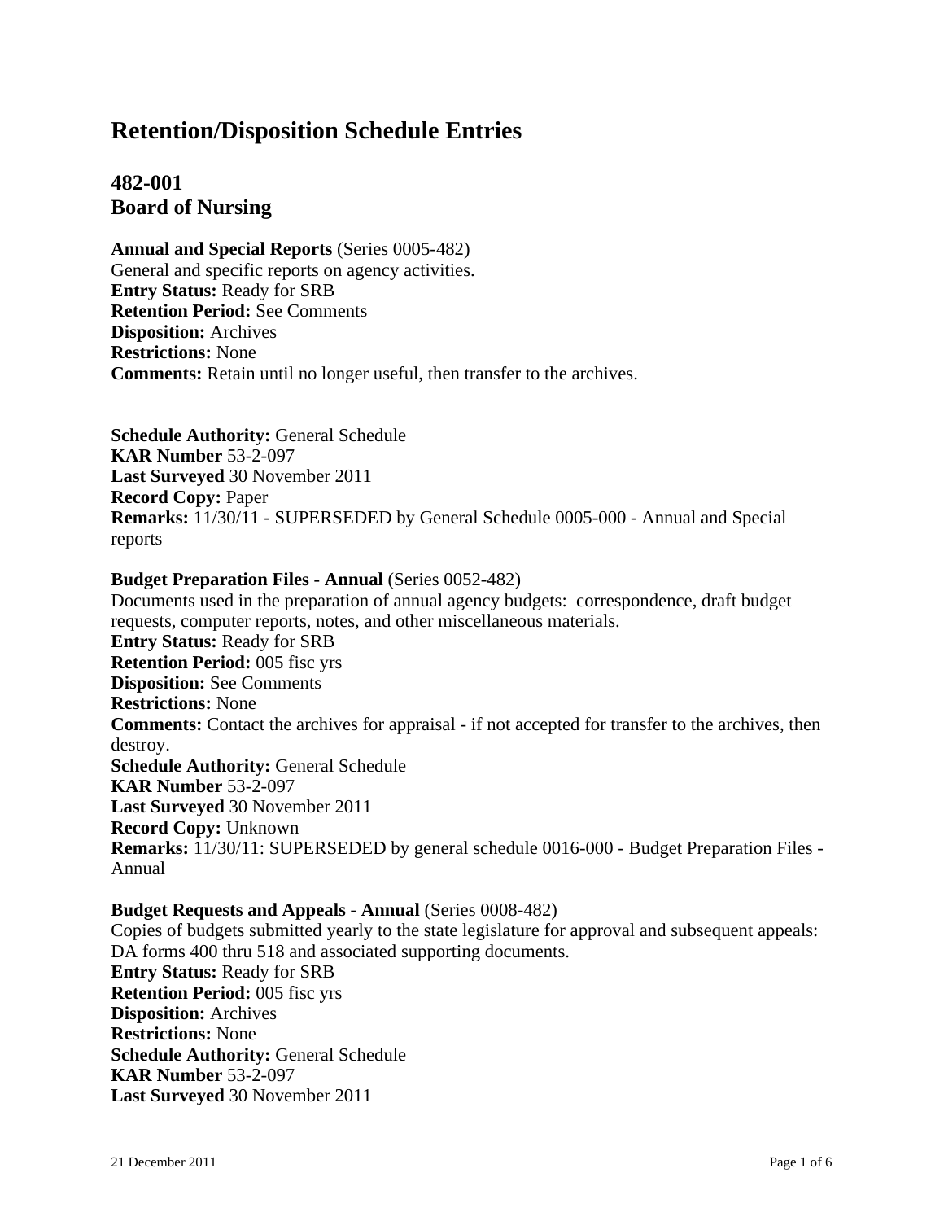# Retention/Disposition Schedule Entries

## 482-001
## Board of Nursing

**Annual and Special Reports** (Series 0005-482)
General and specific reports on agency activities.
**Entry Status:** Ready for SRB
**Retention Period:** See Comments
**Disposition:** Archives
**Restrictions:** None
**Comments:** Retain until no longer useful, then transfer to the archives.

**Schedule Authority:** General Schedule
**KAR Number** 53-2-097
**Last Surveyed** 30 November 2011
**Record Copy:** Paper
**Remarks:** 11/30/11 - SUPERSEDED by General Schedule 0005-000 - Annual and Special reports

**Budget Preparation Files - Annual** (Series 0052-482)
Documents used in the preparation of annual agency budgets: correspondence, draft budget requests, computer reports, notes, and other miscellaneous materials.
**Entry Status:** Ready for SRB
**Retention Period:** 005 fisc yrs
**Disposition:** See Comments
**Restrictions:** None
**Comments:** Contact the archives for appraisal - if not accepted for transfer to the archives, then destroy.
**Schedule Authority:** General Schedule
**KAR Number** 53-2-097
**Last Surveyed** 30 November 2011
**Record Copy:** Unknown
**Remarks:** 11/30/11: SUPERSEDED by general schedule 0016-000 - Budget Preparation Files - Annual

**Budget Requests and Appeals - Annual** (Series 0008-482)
Copies of budgets submitted yearly to the state legislature for approval and subsequent appeals: DA forms 400 thru 518 and associated supporting documents.
**Entry Status:** Ready for SRB
**Retention Period:** 005 fisc yrs
**Disposition:** Archives
**Restrictions:** None
**Schedule Authority:** General Schedule
**KAR Number** 53-2-097
**Last Surveyed** 30 November 2011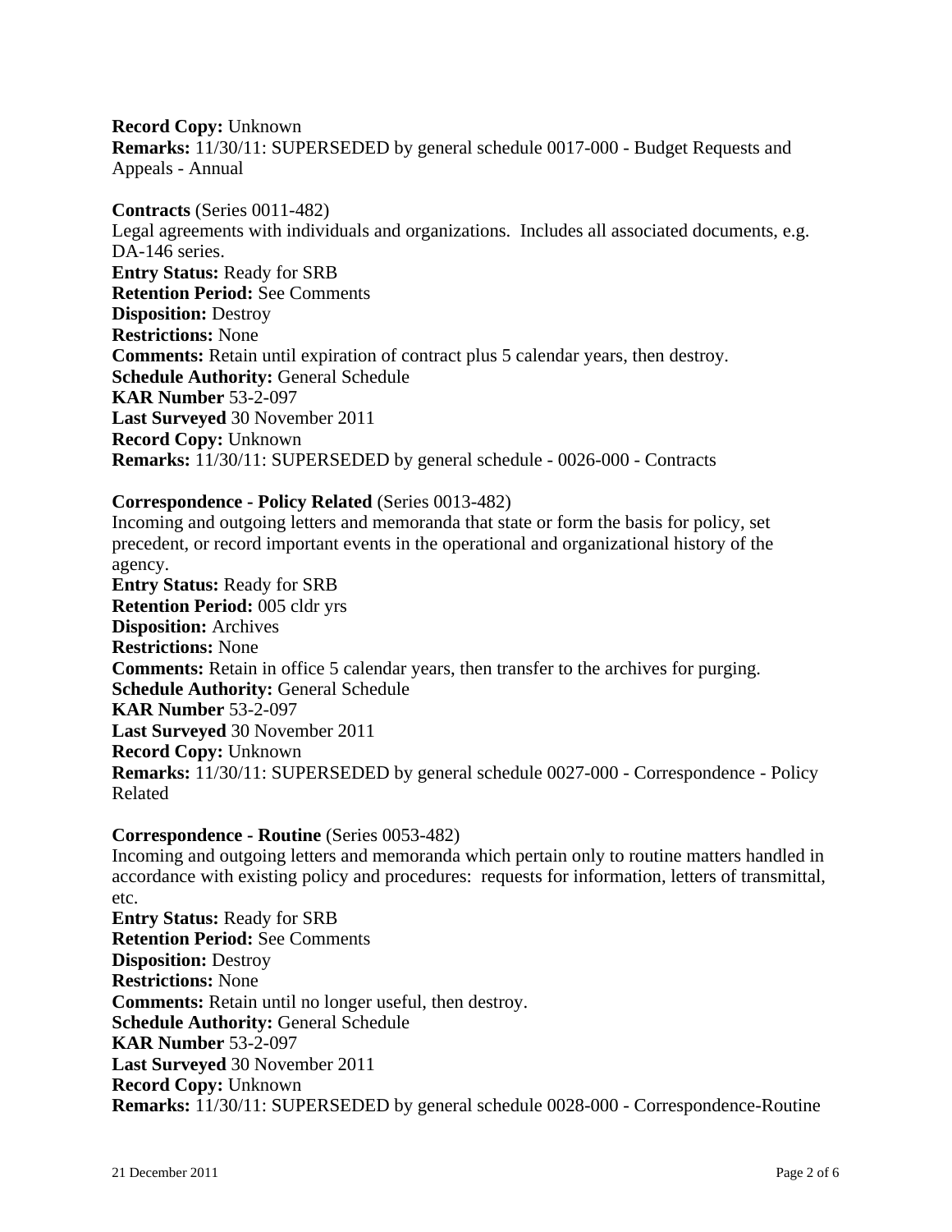**Record Copy:** Unknown
**Remarks:** 11/30/11: SUPERSEDED by general schedule 0017-000 - Budget Requests and Appeals - Annual

**Contracts** (Series 0011-482)
Legal agreements with individuals and organizations. Includes all associated documents, e.g. DA-146 series.
**Entry Status:** Ready for SRB
**Retention Period:** See Comments
**Disposition:** Destroy
**Restrictions:** None
**Comments:** Retain until expiration of contract plus 5 calendar years, then destroy.
**Schedule Authority:** General Schedule
**KAR Number** 53-2-097
**Last Surveyed** 30 November 2011
**Record Copy:** Unknown
**Remarks:** 11/30/11: SUPERSEDED by general schedule - 0026-000 - Contracts

**Correspondence - Policy Related** (Series 0013-482)
Incoming and outgoing letters and memoranda that state or form the basis for policy, set precedent, or record important events in the operational and organizational history of the agency.
**Entry Status:** Ready for SRB
**Retention Period:** 005 cldr yrs
**Disposition:** Archives
**Restrictions:** None
**Comments:** Retain in office 5 calendar years, then transfer to the archives for purging.
**Schedule Authority:** General Schedule
**KAR Number** 53-2-097
**Last Surveyed** 30 November 2011
**Record Copy:** Unknown
**Remarks:** 11/30/11: SUPERSEDED by general schedule 0027-000 - Correspondence - Policy Related

**Correspondence - Routine** (Series 0053-482)
Incoming and outgoing letters and memoranda which pertain only to routine matters handled in accordance with existing policy and procedures: requests for information, letters of transmittal, etc.
**Entry Status:** Ready for SRB
**Retention Period:** See Comments
**Disposition:** Destroy
**Restrictions:** None
**Comments:** Retain until no longer useful, then destroy.
**Schedule Authority:** General Schedule
**KAR Number** 53-2-097
**Last Surveyed** 30 November 2011
**Record Copy:** Unknown
**Remarks:** 11/30/11: SUPERSEDED by general schedule 0028-000 - Correspondence-Routine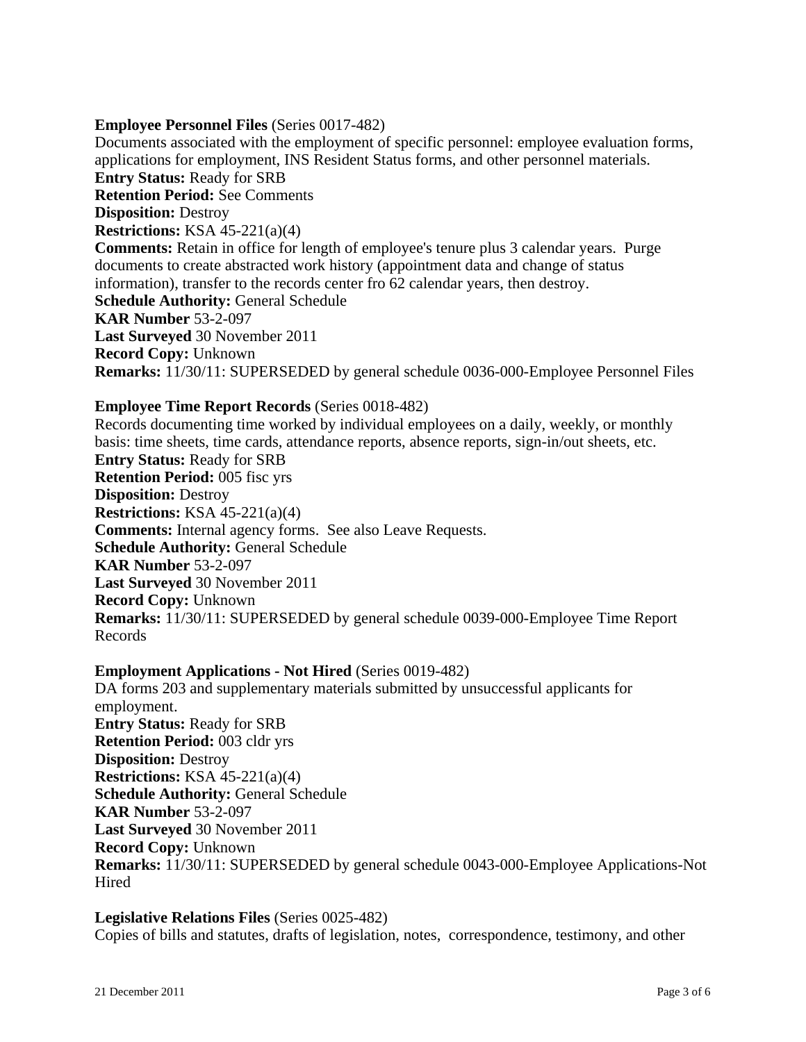**Employee Personnel Files** (Series 0017-482)
Documents associated with the employment of specific personnel: employee evaluation forms, applications for employment, INS Resident Status forms, and other personnel materials.
**Entry Status:** Ready for SRB
**Retention Period:** See Comments
**Disposition:** Destroy
**Restrictions:** KSA 45-221(a)(4)
**Comments:** Retain in office for length of employee's tenure plus 3 calendar years. Purge documents to create abstracted work history (appointment data and change of status information), transfer to the records center fro 62 calendar years, then destroy.
**Schedule Authority:** General Schedule
**KAR Number** 53-2-097
**Last Surveyed** 30 November 2011
**Record Copy:** Unknown
**Remarks:** 11/30/11: SUPERSEDED by general schedule 0036-000-Employee Personnel Files

**Employee Time Report Records** (Series 0018-482)
Records documenting time worked by individual employees on a daily, weekly, or monthly basis: time sheets, time cards, attendance reports, absence reports, sign-in/out sheets, etc.
**Entry Status:** Ready for SRB
**Retention Period:** 005 fisc yrs
**Disposition:** Destroy
**Restrictions:** KSA 45-221(a)(4)
**Comments:** Internal agency forms. See also Leave Requests.
**Schedule Authority:** General Schedule
**KAR Number** 53-2-097
**Last Surveyed** 30 November 2011
**Record Copy:** Unknown
**Remarks:** 11/30/11: SUPERSEDED by general schedule 0039-000-Employee Time Report Records

**Employment Applications - Not Hired** (Series 0019-482)
DA forms 203 and supplementary materials submitted by unsuccessful applicants for employment.
**Entry Status:** Ready for SRB
**Retention Period:** 003 cldr yrs
**Disposition:** Destroy
**Restrictions:** KSA 45-221(a)(4)
**Schedule Authority:** General Schedule
**KAR Number** 53-2-097
**Last Surveyed** 30 November 2011
**Record Copy:** Unknown
**Remarks:** 11/30/11: SUPERSEDED by general schedule 0043-000-Employee Applications-Not Hired

**Legislative Relations Files** (Series 0025-482)
Copies of bills and statutes, drafts of legislation, notes, correspondence, testimony, and other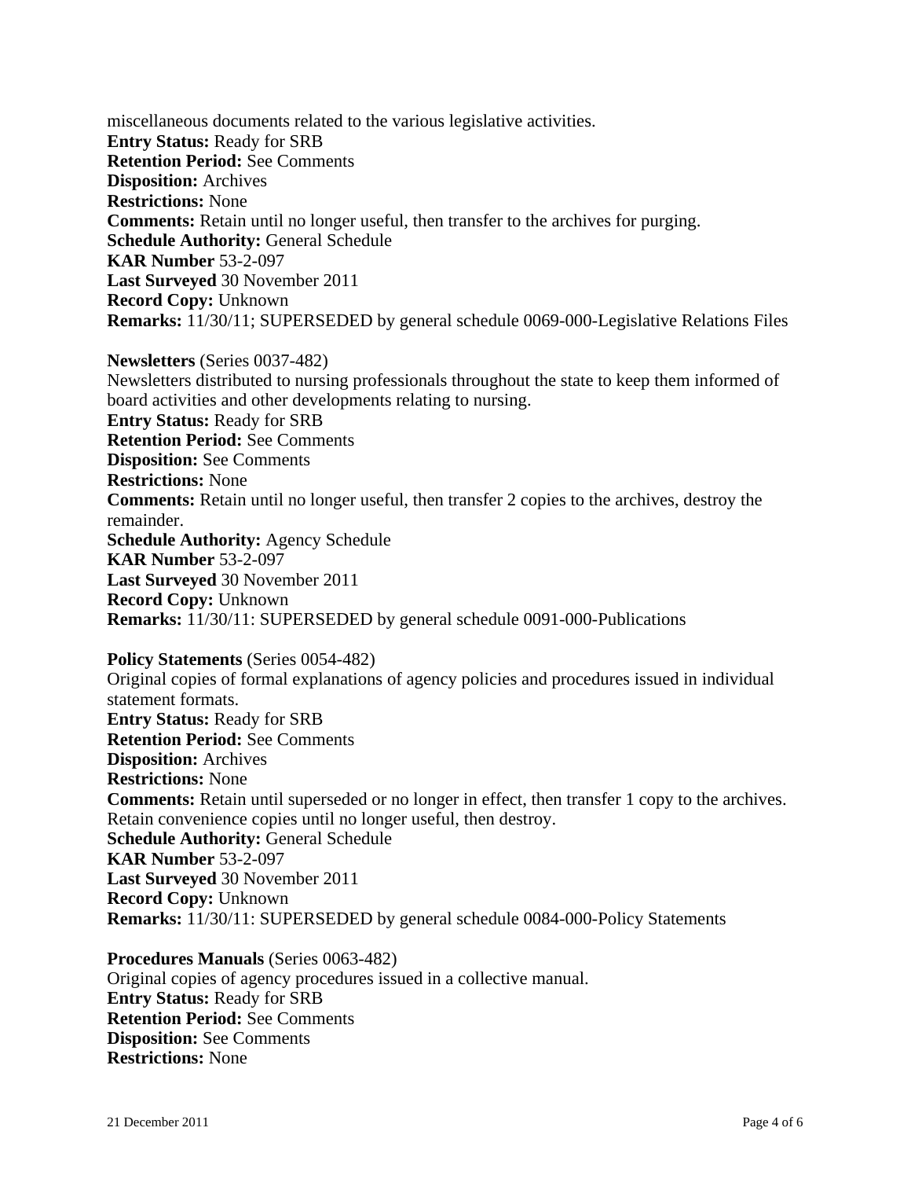miscellaneous documents related to the various legislative activities.
**Entry Status:** Ready for SRB
**Retention Period:** See Comments
**Disposition:** Archives
**Restrictions:** None
**Comments:** Retain until no longer useful, then transfer to the archives for purging.
**Schedule Authority:** General Schedule
**KAR Number** 53-2-097
**Last Surveyed** 30 November 2011
**Record Copy:** Unknown
**Remarks:** 11/30/11; SUPERSEDED by general schedule 0069-000-Legislative Relations Files

**Newsletters** (Series 0037-482)
Newsletters distributed to nursing professionals throughout the state to keep them informed of board activities and other developments relating to nursing.
**Entry Status:** Ready for SRB
**Retention Period:** See Comments
**Disposition:** See Comments
**Restrictions:** None
**Comments:** Retain until no longer useful, then transfer 2 copies to the archives, destroy the remainder.
**Schedule Authority:** Agency Schedule
**KAR Number** 53-2-097
**Last Surveyed** 30 November 2011
**Record Copy:** Unknown
**Remarks:** 11/30/11: SUPERSEDED by general schedule 0091-000-Publications

**Policy Statements** (Series 0054-482)
Original copies of formal explanations of agency policies and procedures issued in individual statement formats.
**Entry Status:** Ready for SRB
**Retention Period:** See Comments
**Disposition:** Archives
**Restrictions:** None
**Comments:** Retain until superseded or no longer in effect, then transfer 1 copy to the archives. Retain convenience copies until no longer useful, then destroy.
**Schedule Authority:** General Schedule
**KAR Number** 53-2-097
**Last Surveyed** 30 November 2011
**Record Copy:** Unknown
**Remarks:** 11/30/11: SUPERSEDED by general schedule 0084-000-Policy Statements

**Procedures Manuals** (Series 0063-482)
Original copies of agency procedures issued in a collective manual.
**Entry Status:** Ready for SRB
**Retention Period:** See Comments
**Disposition:** See Comments
**Restrictions:** None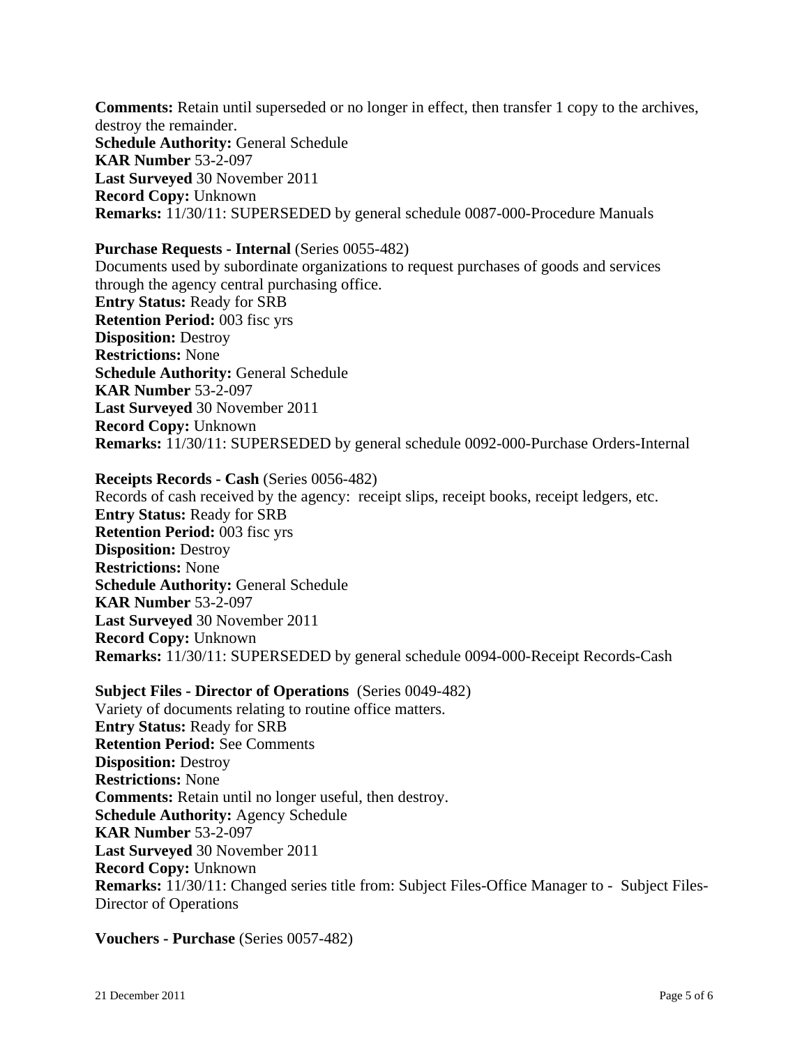**Comments:** Retain until superseded or no longer in effect, then transfer 1 copy to the archives, destroy the remainder.
**Schedule Authority:** General Schedule
**KAR Number** 53-2-097
**Last Surveyed** 30 November 2011
**Record Copy:** Unknown
**Remarks:** 11/30/11: SUPERSEDED by general schedule 0087-000-Procedure Manuals

**Purchase Requests - Internal** (Series 0055-482)
Documents used by subordinate organizations to request purchases of goods and services through the agency central purchasing office.
**Entry Status:** Ready for SRB
**Retention Period:** 003 fisc yrs
**Disposition:** Destroy
**Restrictions:** None
**Schedule Authority:** General Schedule
**KAR Number** 53-2-097
**Last Surveyed** 30 November 2011
**Record Copy:** Unknown
**Remarks:** 11/30/11: SUPERSEDED by general schedule 0092-000-Purchase Orders-Internal

**Receipts Records - Cash** (Series 0056-482)
Records of cash received by the agency: receipt slips, receipt books, receipt ledgers, etc.
**Entry Status:** Ready for SRB
**Retention Period:** 003 fisc yrs
**Disposition:** Destroy
**Restrictions:** None
**Schedule Authority:** General Schedule
**KAR Number** 53-2-097
**Last Surveyed** 30 November 2011
**Record Copy:** Unknown
**Remarks:** 11/30/11: SUPERSEDED by general schedule 0094-000-Receipt Records-Cash

**Subject Files - Director of Operations** (Series 0049-482)
Variety of documents relating to routine office matters.
**Entry Status:** Ready for SRB
**Retention Period:** See Comments
**Disposition:** Destroy
**Restrictions:** None
**Comments:** Retain until no longer useful, then destroy.
**Schedule Authority:** Agency Schedule
**KAR Number** 53-2-097
**Last Surveyed** 30 November 2011
**Record Copy:** Unknown
**Remarks:** 11/30/11: Changed series title from: Subject Files-Office Manager to - Subject Files-Director of Operations

**Vouchers - Purchase** (Series 0057-482)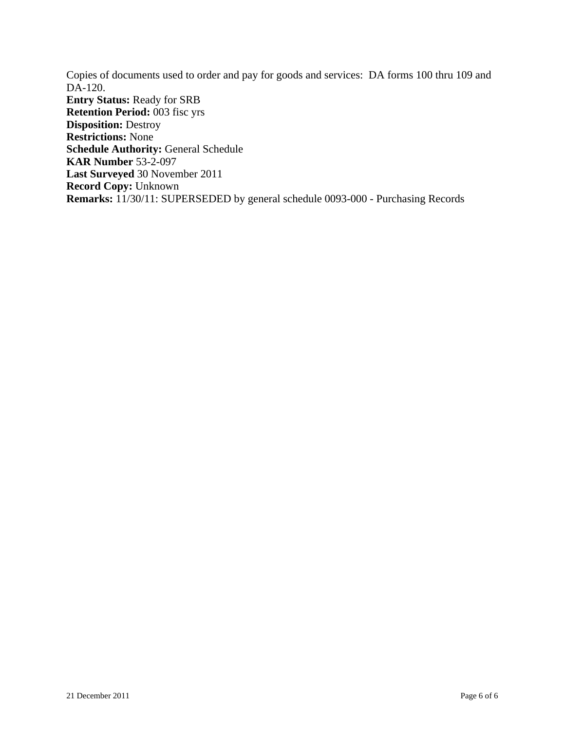Copies of documents used to order and pay for goods and services:  DA forms 100 thru 109 and DA-120.

**Entry Status:** Ready for SRB  
**Retention Period:** 003 fisc yrs  
**Disposition:** Destroy  
**Restrictions:** None  
**Schedule Authority:** General Schedule  
**KAR Number** 53-2-097  
**Last Surveyed** 30 November 2011  
**Record Copy:** Unknown  
**Remarks:** 11/30/11: SUPERSEDED by general schedule 0093-000 - Purchasing Records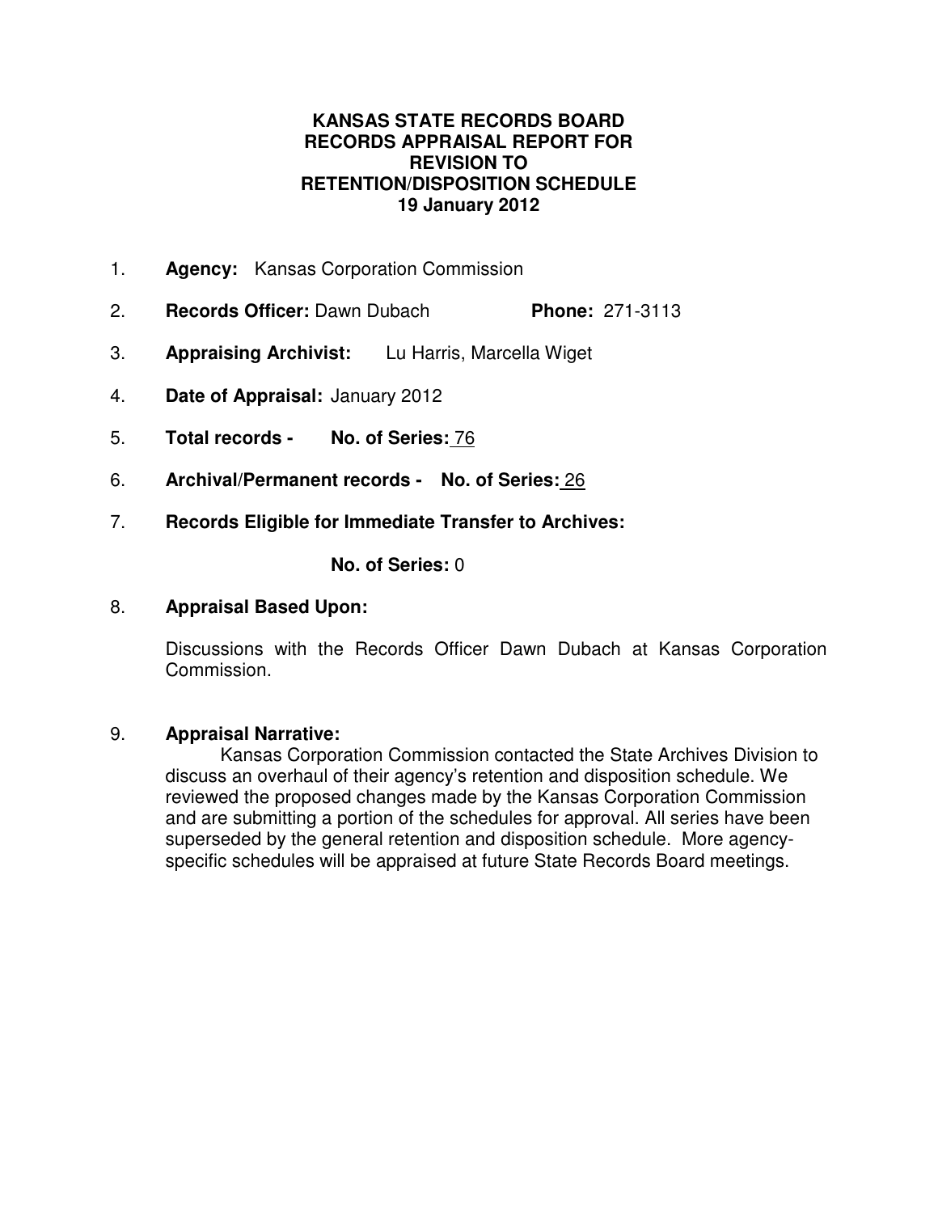# KANSAS STATE RECORDS BOARD
# RECORDS APPRAISAL REPORT FOR REVISION TO RETENTION/DISPOSITION SCHEDULE
# 19 January 2012

1. **Agency:** Kansas Corporation Commission

2. **Records Officer:** Dawn Dubach **Phone:** 271-3113

3. **Appraising Archivist:** Lu Harris, Marcella Wiget

4. **Date of Appraisal:** January 2012

5. **Total records - No. of Series:** 76

6. **Archival/Permanent records - No. of Series:** 26

7. **Records Eligible for Immediate Transfer to Archives:**

   **No. of Series:** 0

8. **Appraisal Based Upon:**

   Discussions with the Records Officer Dawn Dubach at Kansas Corporation Commission.

9. **Appraisal Narrative:**

   Kansas Corporation Commission contacted the State Archives Division to discuss an overhaul of their agency's retention and disposition schedule. We reviewed the proposed changes made by the Kansas Corporation Commission and are submitting a portion of the schedules for approval. All series have been superseded by the general retention and disposition schedule. More agency-specific schedules will be appraised at future State Records Board meetings.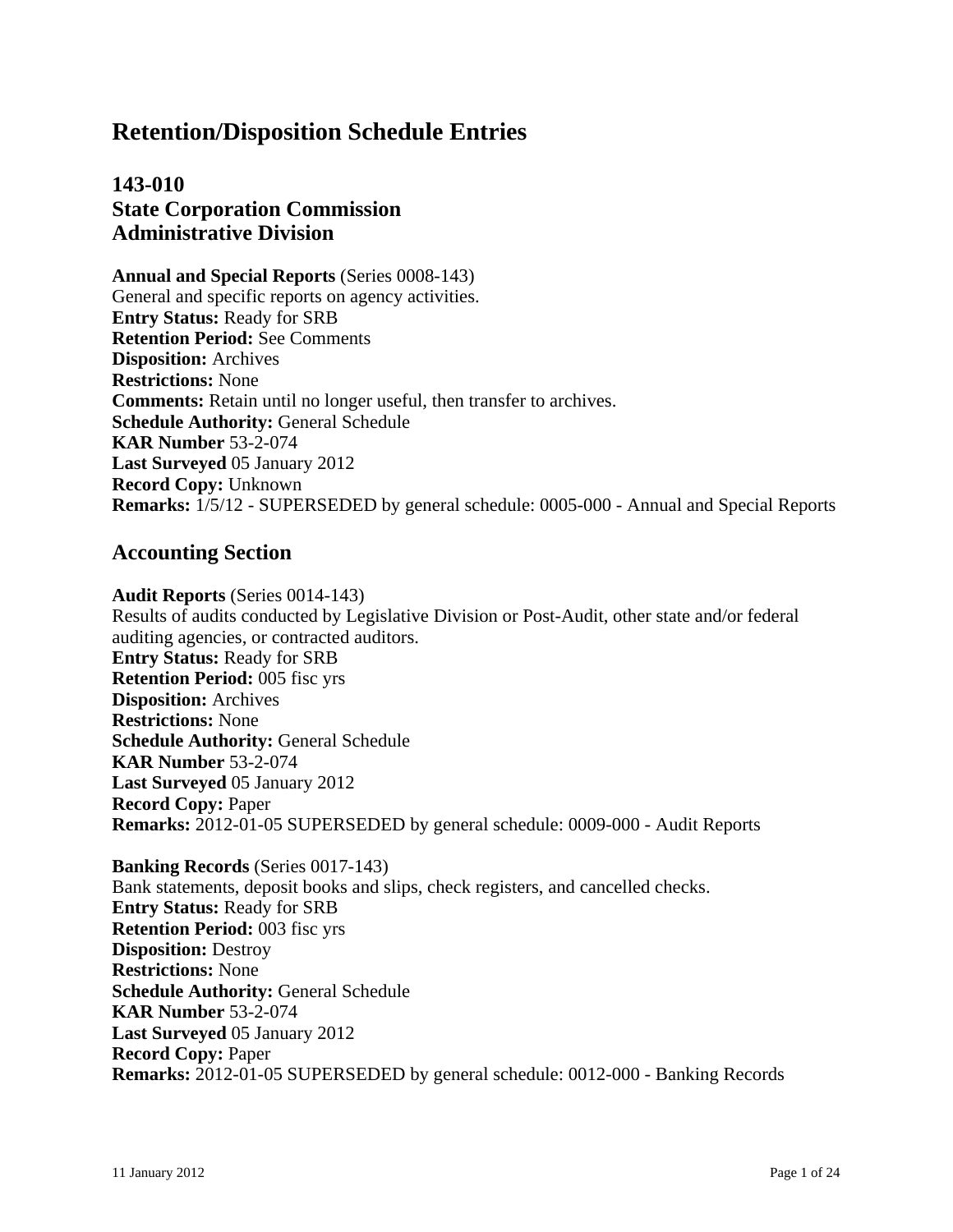# Retention/Disposition Schedule Entries

## 143-010
## State Corporation Commission
## Administrative Division

**Annual and Special Reports** (Series 0008-143)
General and specific reports on agency activities.
**Entry Status:** Ready for SRB
**Retention Period:** See Comments
**Disposition:** Archives
**Restrictions:** None
**Comments:** Retain until no longer useful, then transfer to archives.
**Schedule Authority:** General Schedule
**KAR Number** 53-2-074
**Last Surveyed** 05 January 2012
**Record Copy:** Unknown
**Remarks:** 1/5/12 - SUPERSEDED by general schedule: 0005-000 - Annual and Special Reports

## Accounting Section

**Audit Reports** (Series 0014-143)
Results of audits conducted by Legislative Division or Post-Audit, other state and/or federal auditing agencies, or contracted auditors.
**Entry Status:** Ready for SRB
**Retention Period:** 005 fisc yrs
**Disposition:** Archives
**Restrictions:** None
**Schedule Authority:** General Schedule
**KAR Number** 53-2-074
**Last Surveyed** 05 January 2012
**Record Copy:** Paper
**Remarks:** 2012-01-05 SUPERSEDED by general schedule: 0009-000 - Audit Reports

**Banking Records** (Series 0017-143)
Bank statements, deposit books and slips, check registers, and cancelled checks.
**Entry Status:** Ready for SRB
**Retention Period:** 003 fisc yrs
**Disposition:** Destroy
**Restrictions:** None
**Schedule Authority:** General Schedule
**KAR Number** 53-2-074
**Last Surveyed** 05 January 2012
**Record Copy:** Paper
**Remarks:** 2012-01-05 SUPERSEDED by general schedule: 0012-000 - Banking Records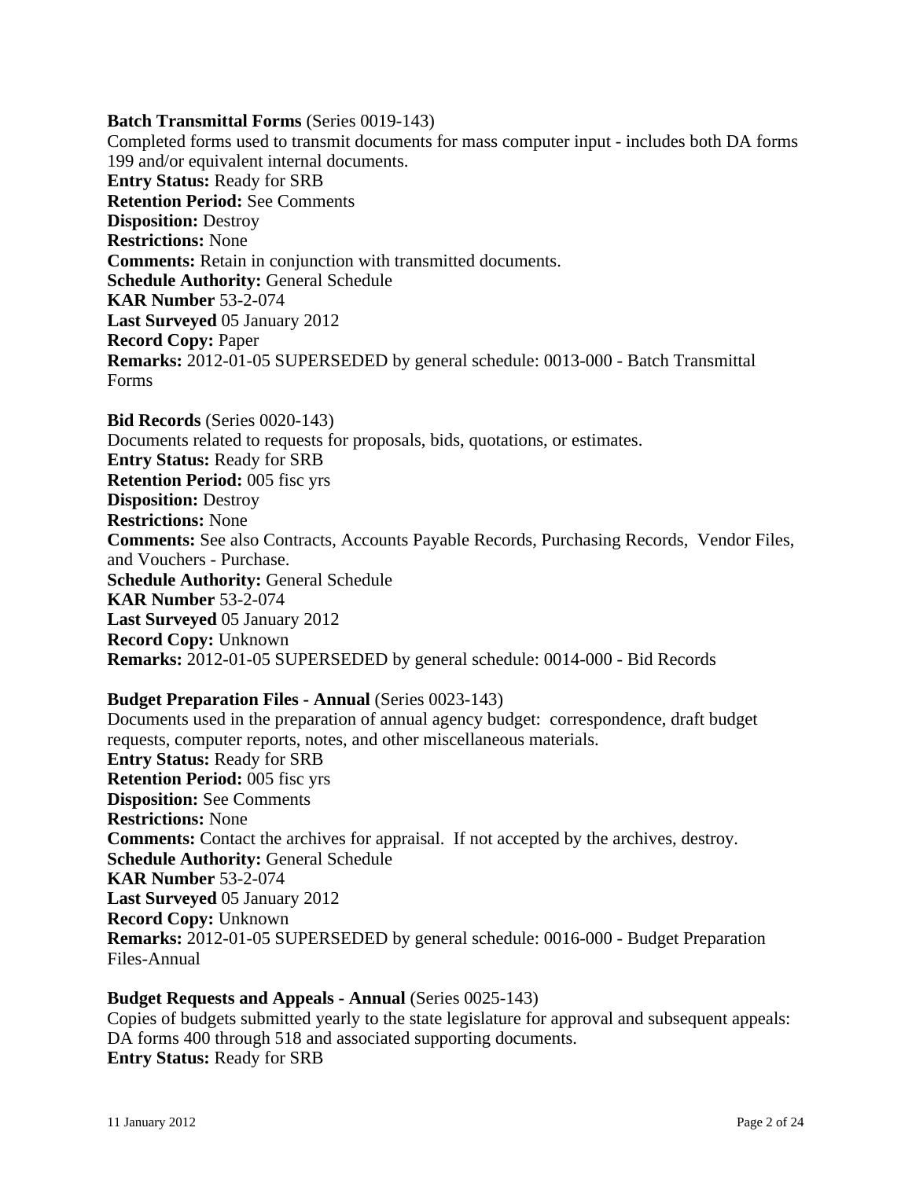**Batch Transmittal Forms** (Series 0019-143)
Completed forms used to transmit documents for mass computer input - includes both DA forms 199 and/or equivalent internal documents.
**Entry Status:** Ready for SRB
**Retention Period:** See Comments
**Disposition:** Destroy
**Restrictions:** None
**Comments:** Retain in conjunction with transmitted documents.
**Schedule Authority:** General Schedule
**KAR Number** 53-2-074
**Last Surveyed** 05 January 2012
**Record Copy:** Paper
**Remarks:** 2012-01-05 SUPERSEDED by general schedule: 0013-000 - Batch Transmittal Forms

**Bid Records** (Series 0020-143)
Documents related to requests for proposals, bids, quotations, or estimates.
**Entry Status:** Ready for SRB
**Retention Period:** 005 fisc yrs
**Disposition:** Destroy
**Restrictions:** None
**Comments:** See also Contracts, Accounts Payable Records, Purchasing Records, Vendor Files, and Vouchers - Purchase.
**Schedule Authority:** General Schedule
**KAR Number** 53-2-074
**Last Surveyed** 05 January 2012
**Record Copy:** Unknown
**Remarks:** 2012-01-05 SUPERSEDED by general schedule: 0014-000 - Bid Records

**Budget Preparation Files - Annual** (Series 0023-143)
Documents used in the preparation of annual agency budget: correspondence, draft budget requests, computer reports, notes, and other miscellaneous materials.
**Entry Status:** Ready for SRB
**Retention Period:** 005 fisc yrs
**Disposition:** See Comments
**Restrictions:** None
**Comments:** Contact the archives for appraisal. If not accepted by the archives, destroy.
**Schedule Authority:** General Schedule
**KAR Number** 53-2-074
**Last Surveyed** 05 January 2012
**Record Copy:** Unknown
**Remarks:** 2012-01-05 SUPERSEDED by general schedule: 0016-000 - Budget Preparation Files-Annual

**Budget Requests and Appeals - Annual** (Series 0025-143)
Copies of budgets submitted yearly to the state legislature for approval and subsequent appeals: DA forms 400 through 518 and associated supporting documents.
**Entry Status:** Ready for SRB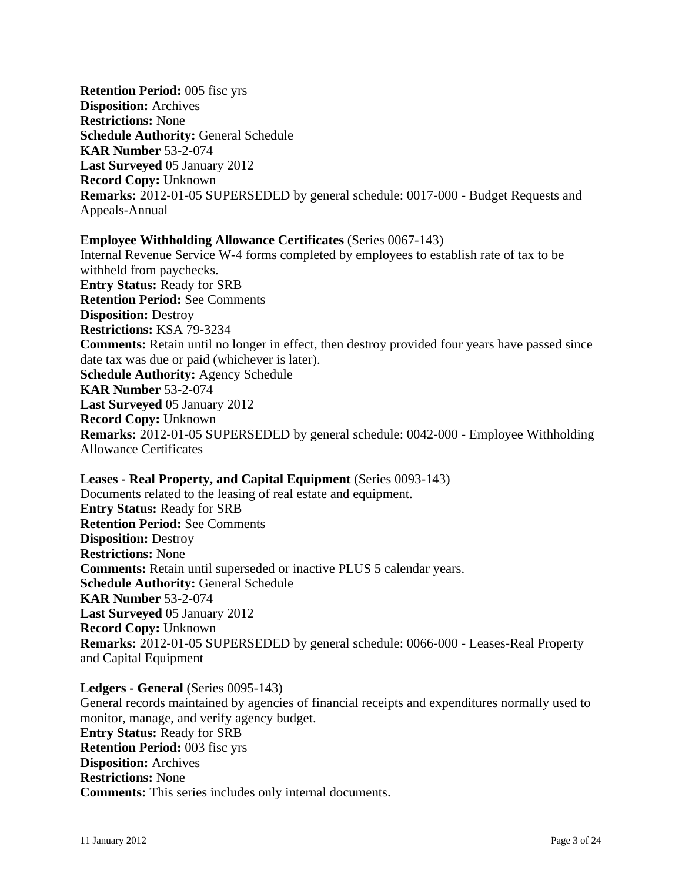**Retention Period:** 005 fisc yrs
**Disposition:** Archives
**Restrictions:** None
**Schedule Authority:** General Schedule
**KAR Number** 53-2-074
**Last Surveyed** 05 January 2012
**Record Copy:** Unknown
**Remarks:** 2012-01-05 SUPERSEDED by general schedule: 0017-000 - Budget Requests and Appeals-Annual

**Employee Withholding Allowance Certificates** (Series 0067-143)
Internal Revenue Service W-4 forms completed by employees to establish rate of tax to be withheld from paychecks.
**Entry Status:** Ready for SRB
**Retention Period:** See Comments
**Disposition:** Destroy
**Restrictions:** KSA 79-3234
**Comments:** Retain until no longer in effect, then destroy provided four years have passed since date tax was due or paid (whichever is later).
**Schedule Authority:** Agency Schedule
**KAR Number** 53-2-074
**Last Surveyed** 05 January 2012
**Record Copy:** Unknown
**Remarks:** 2012-01-05 SUPERSEDED by general schedule: 0042-000 - Employee Withholding Allowance Certificates

**Leases - Real Property, and Capital Equipment** (Series 0093-143)
Documents related to the leasing of real estate and equipment.
**Entry Status:** Ready for SRB
**Retention Period:** See Comments
**Disposition:** Destroy
**Restrictions:** None
**Comments:** Retain until superseded or inactive PLUS 5 calendar years.
**Schedule Authority:** General Schedule
**KAR Number** 53-2-074
**Last Surveyed** 05 January 2012
**Record Copy:** Unknown
**Remarks:** 2012-01-05 SUPERSEDED by general schedule: 0066-000 - Leases-Real Property and Capital Equipment

**Ledgers - General** (Series 0095-143)
General records maintained by agencies of financial receipts and expenditures normally used to monitor, manage, and verify agency budget.
**Entry Status:** Ready for SRB
**Retention Period:** 003 fisc yrs
**Disposition:** Archives
**Restrictions:** None
**Comments:** This series includes only internal documents.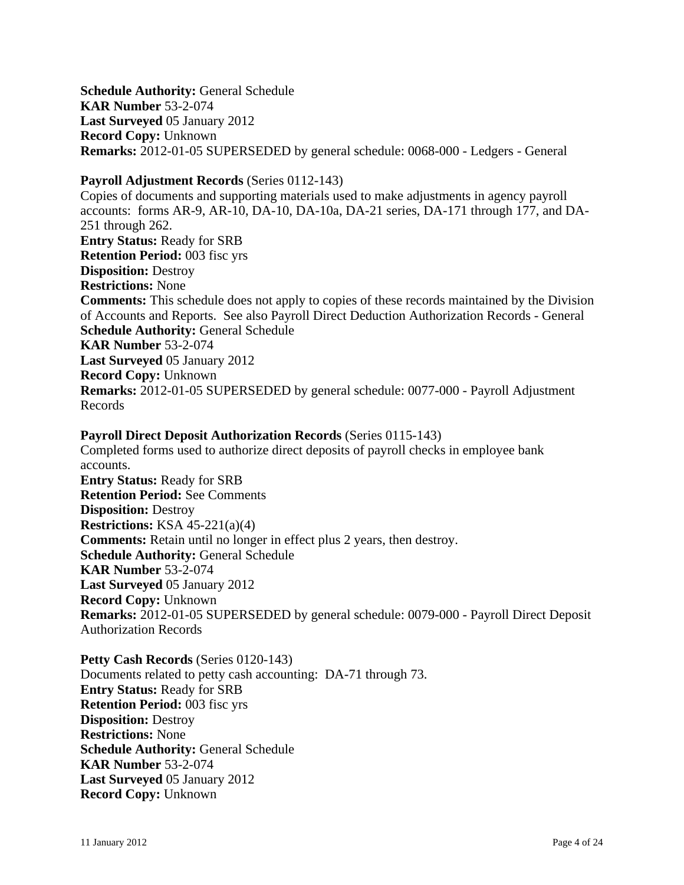**Schedule Authority:** General Schedule
**KAR Number** 53-2-074
**Last Surveyed** 05 January 2012
**Record Copy:** Unknown
**Remarks:** 2012-01-05 SUPERSEDED by general schedule: 0068-000 - Ledgers - General

**Payroll Adjustment Records** (Series 0112-143)
Copies of documents and supporting materials used to make adjustments in agency payroll accounts: forms AR-9, AR-10, DA-10, DA-10a, DA-21 series, DA-171 through 177, and DA-251 through 262.
**Entry Status:** Ready for SRB
**Retention Period:** 003 fisc yrs
**Disposition:** Destroy
**Restrictions:** None
**Comments:** This schedule does not apply to copies of these records maintained by the Division of Accounts and Reports. See also Payroll Direct Deduction Authorization Records - General
**Schedule Authority:** General Schedule
**KAR Number** 53-2-074
**Last Surveyed** 05 January 2012
**Record Copy:** Unknown
**Remarks:** 2012-01-05 SUPERSEDED by general schedule: 0077-000 - Payroll Adjustment Records

**Payroll Direct Deposit Authorization Records** (Series 0115-143)
Completed forms used to authorize direct deposits of payroll checks in employee bank accounts.
**Entry Status:** Ready for SRB
**Retention Period:** See Comments
**Disposition:** Destroy
**Restrictions:** KSA 45-221(a)(4)
**Comments:** Retain until no longer in effect plus 2 years, then destroy.
**Schedule Authority:** General Schedule
**KAR Number** 53-2-074
**Last Surveyed** 05 January 2012
**Record Copy:** Unknown
**Remarks:** 2012-01-05 SUPERSEDED by general schedule: 0079-000 - Payroll Direct Deposit Authorization Records

**Petty Cash Records** (Series 0120-143)
Documents related to petty cash accounting: DA-71 through 73.
**Entry Status:** Ready for SRB
**Retention Period:** 003 fisc yrs
**Disposition:** Destroy
**Restrictions:** None
**Schedule Authority:** General Schedule
**KAR Number** 53-2-074
**Last Surveyed** 05 January 2012
**Record Copy:** Unknown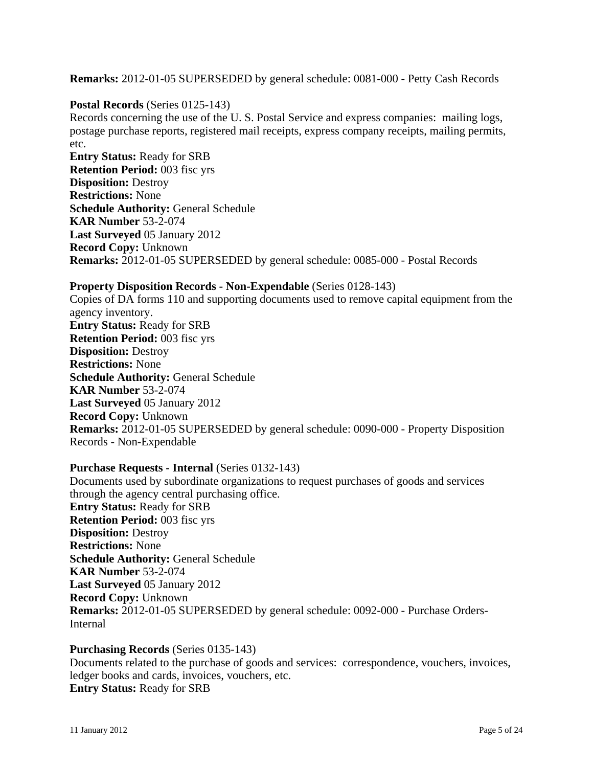**Remarks:** 2012-01-05 SUPERSEDED by general schedule: 0081-000 - Petty Cash Records

**Postal Records** (Series 0125-143)
Records concerning the use of the U. S. Postal Service and express companies: mailing logs, postage purchase reports, registered mail receipts, express company receipts, mailing permits, etc.
**Entry Status:** Ready for SRB
**Retention Period:** 003 fisc yrs
**Disposition:** Destroy
**Restrictions:** None
**Schedule Authority:** General Schedule
**KAR Number** 53-2-074
**Last Surveyed** 05 January 2012
**Record Copy:** Unknown
**Remarks:** 2012-01-05 SUPERSEDED by general schedule: 0085-000 - Postal Records

**Property Disposition Records - Non-Expendable** (Series 0128-143)
Copies of DA forms 110 and supporting documents used to remove capital equipment from the agency inventory.
**Entry Status:** Ready for SRB
**Retention Period:** 003 fisc yrs
**Disposition:** Destroy
**Restrictions:** None
**Schedule Authority:** General Schedule
**KAR Number** 53-2-074
**Last Surveyed** 05 January 2012
**Record Copy:** Unknown
**Remarks:** 2012-01-05 SUPERSEDED by general schedule: 0090-000 - Property Disposition Records - Non-Expendable

**Purchase Requests - Internal** (Series 0132-143)
Documents used by subordinate organizations to request purchases of goods and services through the agency central purchasing office.
**Entry Status:** Ready for SRB
**Retention Period:** 003 fisc yrs
**Disposition:** Destroy
**Restrictions:** None
**Schedule Authority:** General Schedule
**KAR Number** 53-2-074
**Last Surveyed** 05 January 2012
**Record Copy:** Unknown
**Remarks:** 2012-01-05 SUPERSEDED by general schedule: 0092-000 - Purchase Orders-Internal

**Purchasing Records** (Series 0135-143)
Documents related to the purchase of goods and services: correspondence, vouchers, invoices, ledger books and cards, invoices, vouchers, etc.
**Entry Status:** Ready for SRB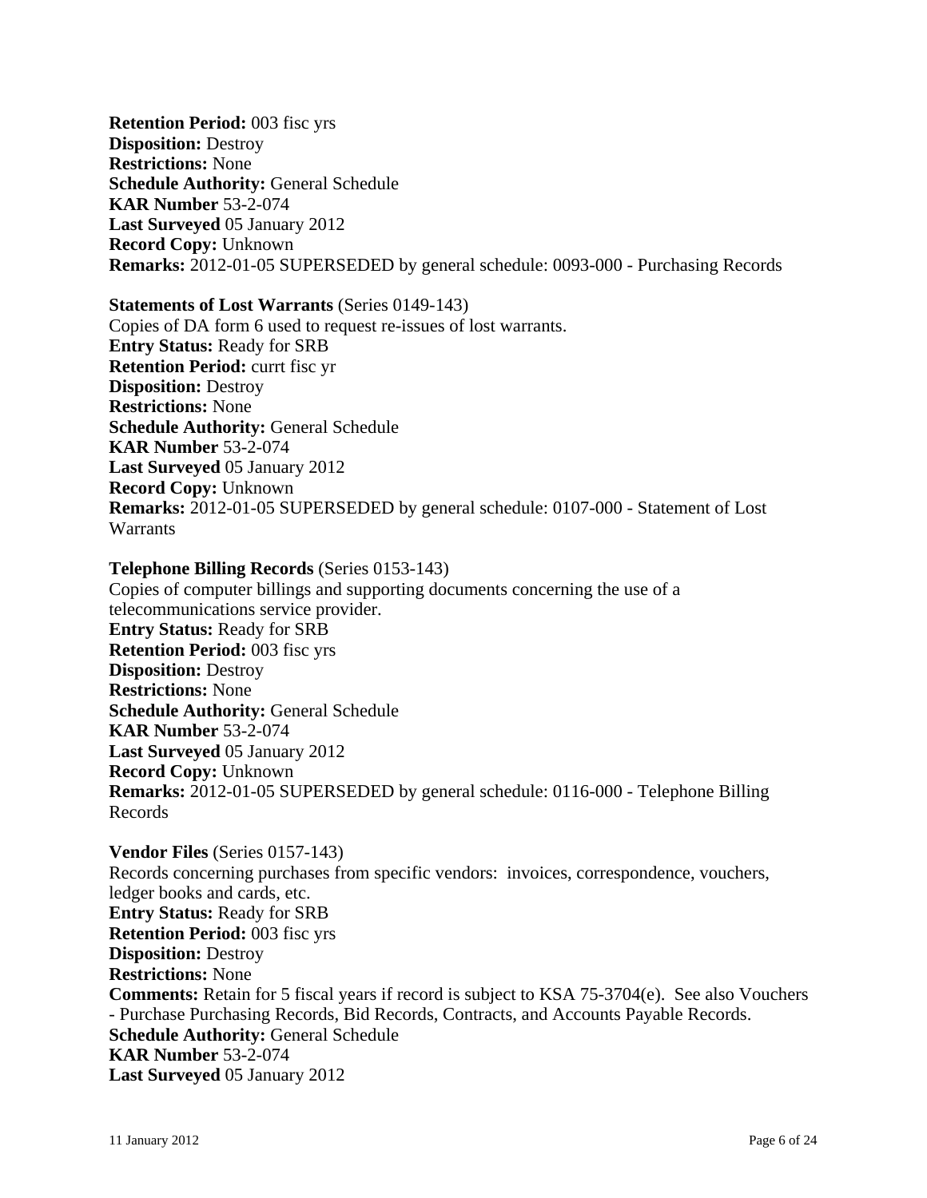**Retention Period:** 003 fisc yrs
**Disposition:** Destroy
**Restrictions:** None
**Schedule Authority:** General Schedule
**KAR Number** 53-2-074
**Last Surveyed** 05 January 2012
**Record Copy:** Unknown
**Remarks:** 2012-01-05 SUPERSEDED by general schedule: 0093-000 - Purchasing Records

**Statements of Lost Warrants** (Series 0149-143)
Copies of DA form 6 used to request re-issues of lost warrants.
**Entry Status:** Ready for SRB
**Retention Period:** currt fisc yr
**Disposition:** Destroy
**Restrictions:** None
**Schedule Authority:** General Schedule
**KAR Number** 53-2-074
**Last Surveyed** 05 January 2012
**Record Copy:** Unknown
**Remarks:** 2012-01-05 SUPERSEDED by general schedule: 0107-000 - Statement of Lost Warrants

**Telephone Billing Records** (Series 0153-143)
Copies of computer billings and supporting documents concerning the use of a telecommunications service provider.
**Entry Status:** Ready for SRB
**Retention Period:** 003 fisc yrs
**Disposition:** Destroy
**Restrictions:** None
**Schedule Authority:** General Schedule
**KAR Number** 53-2-074
**Last Surveyed** 05 January 2012
**Record Copy:** Unknown
**Remarks:** 2012-01-05 SUPERSEDED by general schedule: 0116-000 - Telephone Billing Records

**Vendor Files** (Series 0157-143)
Records concerning purchases from specific vendors: invoices, correspondence, vouchers, ledger books and cards, etc.
**Entry Status:** Ready for SRB
**Retention Period:** 003 fisc yrs
**Disposition:** Destroy
**Restrictions:** None
**Comments:** Retain for 5 fiscal years if record is subject to KSA 75-3704(e). See also Vouchers - Purchase Purchasing Records, Bid Records, Contracts, and Accounts Payable Records.
**Schedule Authority:** General Schedule
**KAR Number** 53-2-074
**Last Surveyed** 05 January 2012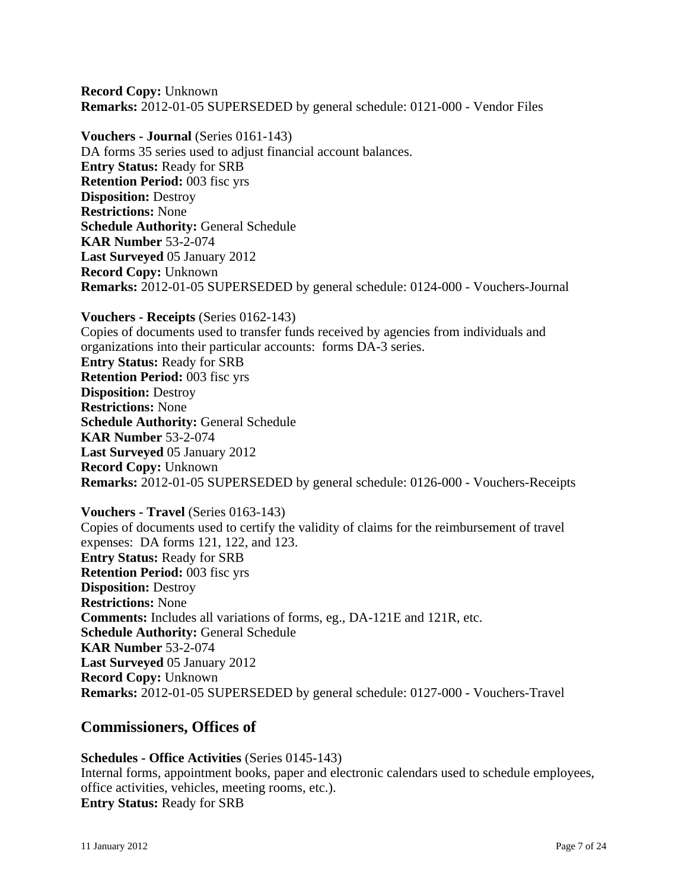**Record Copy:** Unknown
**Remarks:** 2012-01-05 SUPERSEDED by general schedule: 0121-000 - Vendor Files

**Vouchers - Journal** (Series 0161-143)
DA forms 35 series used to adjust financial account balances.
**Entry Status:** Ready for SRB
**Retention Period:** 003 fisc yrs
**Disposition:** Destroy
**Restrictions:** None
**Schedule Authority:** General Schedule
**KAR Number** 53-2-074
**Last Surveyed** 05 January 2012
**Record Copy:** Unknown
**Remarks:** 2012-01-05 SUPERSEDED by general schedule: 0124-000 - Vouchers-Journal

**Vouchers - Receipts** (Series 0162-143)
Copies of documents used to transfer funds received by agencies from individuals and organizations into their particular accounts: forms DA-3 series.
**Entry Status:** Ready for SRB
**Retention Period:** 003 fisc yrs
**Disposition:** Destroy
**Restrictions:** None
**Schedule Authority:** General Schedule
**KAR Number** 53-2-074
**Last Surveyed** 05 January 2012
**Record Copy:** Unknown
**Remarks:** 2012-01-05 SUPERSEDED by general schedule: 0126-000 - Vouchers-Receipts

**Vouchers - Travel** (Series 0163-143)
Copies of documents used to certify the validity of claims for the reimbursement of travel expenses: DA forms 121, 122, and 123.
**Entry Status:** Ready for SRB
**Retention Period:** 003 fisc yrs
**Disposition:** Destroy
**Restrictions:** None
**Comments:** Includes all variations of forms, eg., DA-121E and 121R, etc.
**Schedule Authority:** General Schedule
**KAR Number** 53-2-074
**Last Surveyed** 05 January 2012
**Record Copy:** Unknown
**Remarks:** 2012-01-05 SUPERSEDED by general schedule: 0127-000 - Vouchers-Travel

## Commissioners, Offices of

**Schedules - Office Activities** (Series 0145-143)
Internal forms, appointment books, paper and electronic calendars used to schedule employees, office activities, vehicles, meeting rooms, etc.).
**Entry Status:** Ready for SRB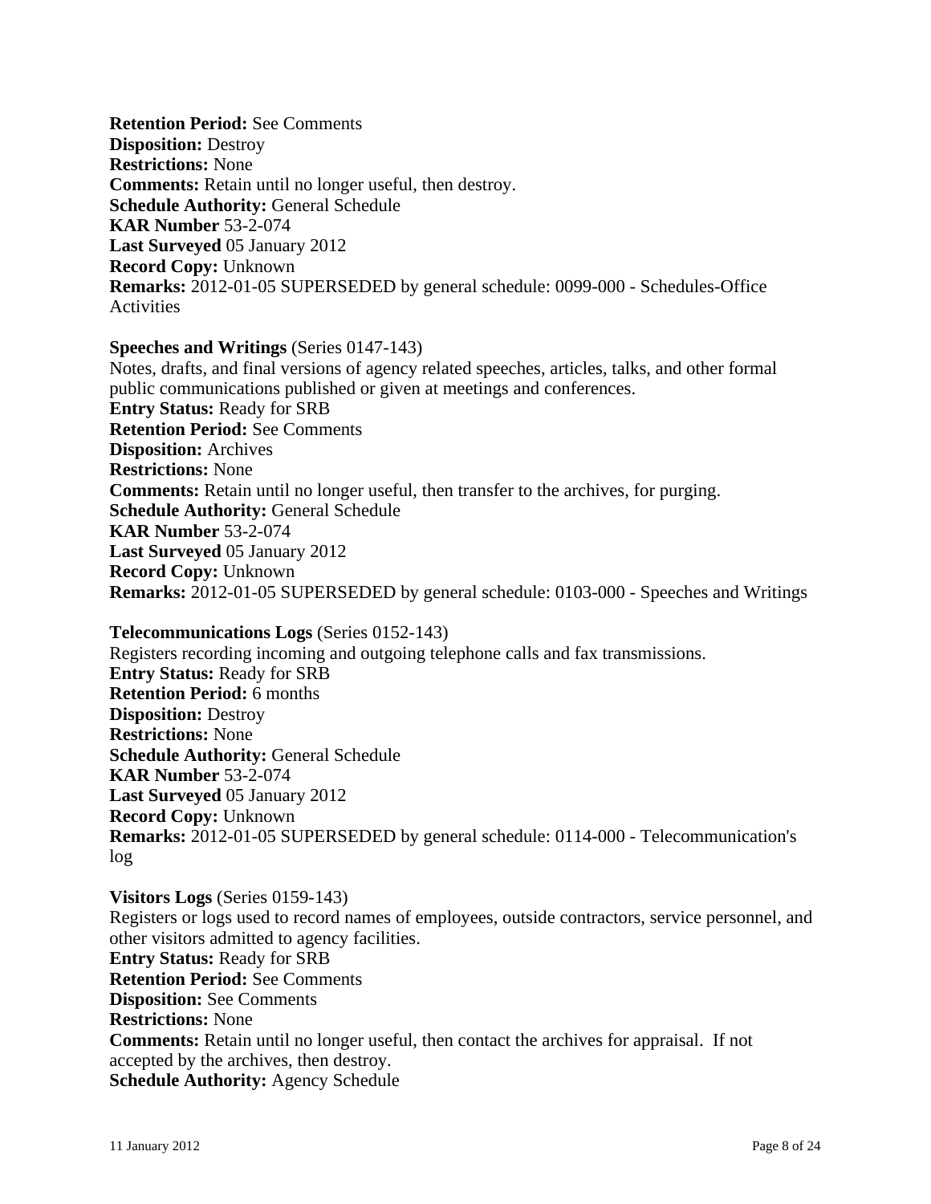**Retention Period:** See Comments
**Disposition:** Destroy
**Restrictions:** None
**Comments:** Retain until no longer useful, then destroy.
**Schedule Authority:** General Schedule
**KAR Number** 53-2-074
**Last Surveyed** 05 January 2012
**Record Copy:** Unknown
**Remarks:** 2012-01-05 SUPERSEDED by general schedule: 0099-000 - Schedules-Office Activities

**Speeches and Writings** (Series 0147-143)
Notes, drafts, and final versions of agency related speeches, articles, talks, and other formal public communications published or given at meetings and conferences.
**Entry Status:** Ready for SRB
**Retention Period:** See Comments
**Disposition:** Archives
**Restrictions:** None
**Comments:** Retain until no longer useful, then transfer to the archives, for purging.
**Schedule Authority:** General Schedule
**KAR Number** 53-2-074
**Last Surveyed** 05 January 2012
**Record Copy:** Unknown
**Remarks:** 2012-01-05 SUPERSEDED by general schedule: 0103-000 - Speeches and Writings

**Telecommunications Logs** (Series 0152-143)
Registers recording incoming and outgoing telephone calls and fax transmissions.
**Entry Status:** Ready for SRB
**Retention Period:** 6 months
**Disposition:** Destroy
**Restrictions:** None
**Schedule Authority:** General Schedule
**KAR Number** 53-2-074
**Last Surveyed** 05 January 2012
**Record Copy:** Unknown
**Remarks:** 2012-01-05 SUPERSEDED by general schedule: 0114-000 - Telecommunication's log

**Visitors Logs** (Series 0159-143)
Registers or logs used to record names of employees, outside contractors, service personnel, and other visitors admitted to agency facilities.
**Entry Status:** Ready for SRB
**Retention Period:** See Comments
**Disposition:** See Comments
**Restrictions:** None
**Comments:** Retain until no longer useful, then contact the archives for appraisal. If not accepted by the archives, then destroy.
**Schedule Authority:** Agency Schedule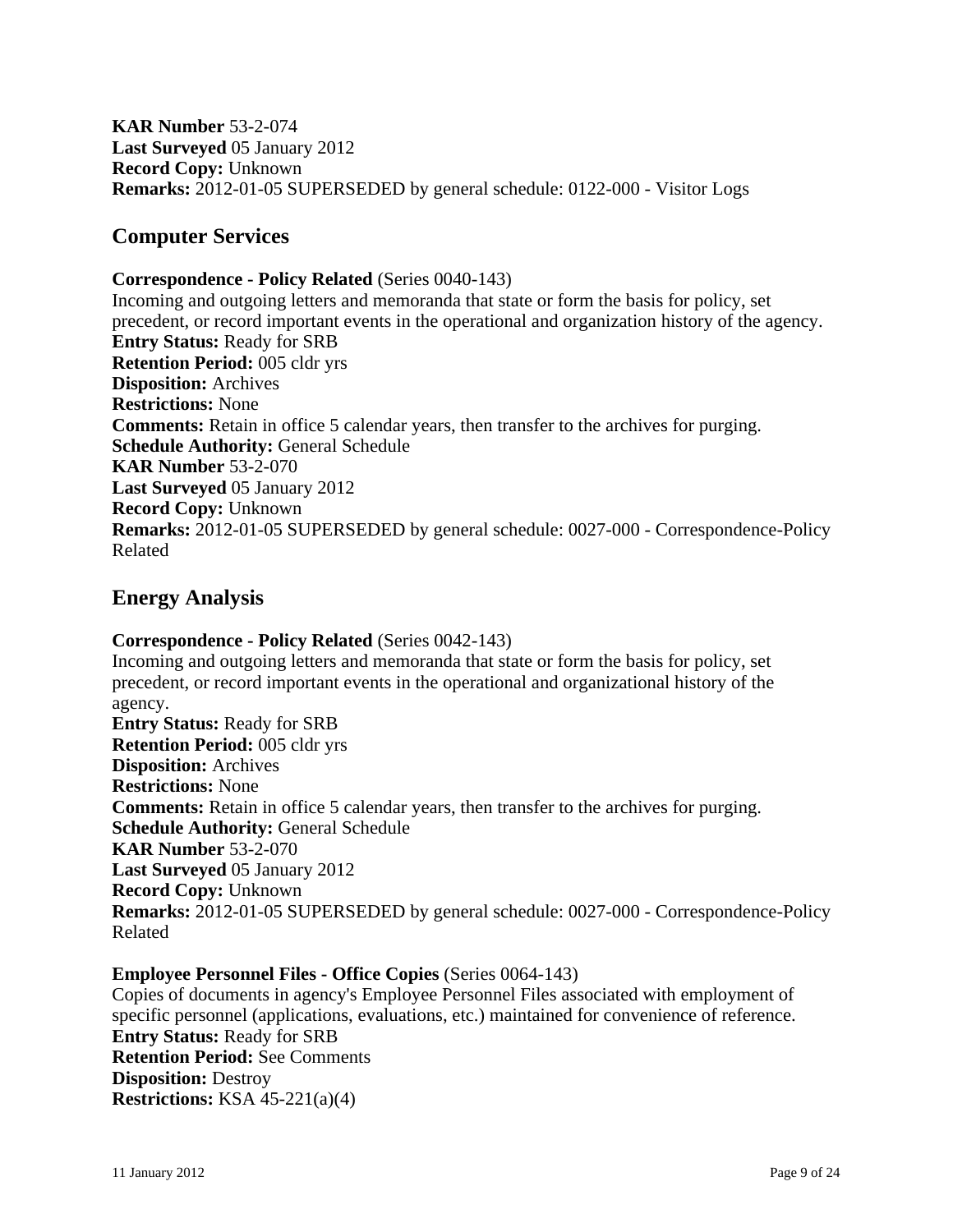**KAR Number** 53-2-074
**Last Surveyed** 05 January 2012
**Record Copy:** Unknown
**Remarks:** 2012-01-05 SUPERSEDED by general schedule: 0122-000 - Visitor Logs

## Computer Services

**Correspondence - Policy Related** (Series 0040-143)
Incoming and outgoing letters and memoranda that state or form the basis for policy, set precedent, or record important events in the operational and organization history of the agency.
**Entry Status:** Ready for SRB
**Retention Period:** 005 cldr yrs
**Disposition:** Archives
**Restrictions:** None
**Comments:** Retain in office 5 calendar years, then transfer to the archives for purging.
**Schedule Authority:** General Schedule
**KAR Number** 53-2-070
**Last Surveyed** 05 January 2012
**Record Copy:** Unknown
**Remarks:** 2012-01-05 SUPERSEDED by general schedule: 0027-000 - Correspondence-Policy Related

## Energy Analysis

**Correspondence - Policy Related** (Series 0042-143)
Incoming and outgoing letters and memoranda that state or form the basis for policy, set precedent, or record important events in the operational and organizational history of the agency.
**Entry Status:** Ready for SRB
**Retention Period:** 005 cldr yrs
**Disposition:** Archives
**Restrictions:** None
**Comments:** Retain in office 5 calendar years, then transfer to the archives for purging.
**Schedule Authority:** General Schedule
**KAR Number** 53-2-070
**Last Surveyed** 05 January 2012
**Record Copy:** Unknown
**Remarks:** 2012-01-05 SUPERSEDED by general schedule: 0027-000 - Correspondence-Policy Related

**Employee Personnel Files - Office Copies** (Series 0064-143)
Copies of documents in agency's Employee Personnel Files associated with employment of specific personnel (applications, evaluations, etc.) maintained for convenience of reference.
**Entry Status:** Ready for SRB
**Retention Period:** See Comments
**Disposition:** Destroy
**Restrictions:** KSA 45-221(a)(4)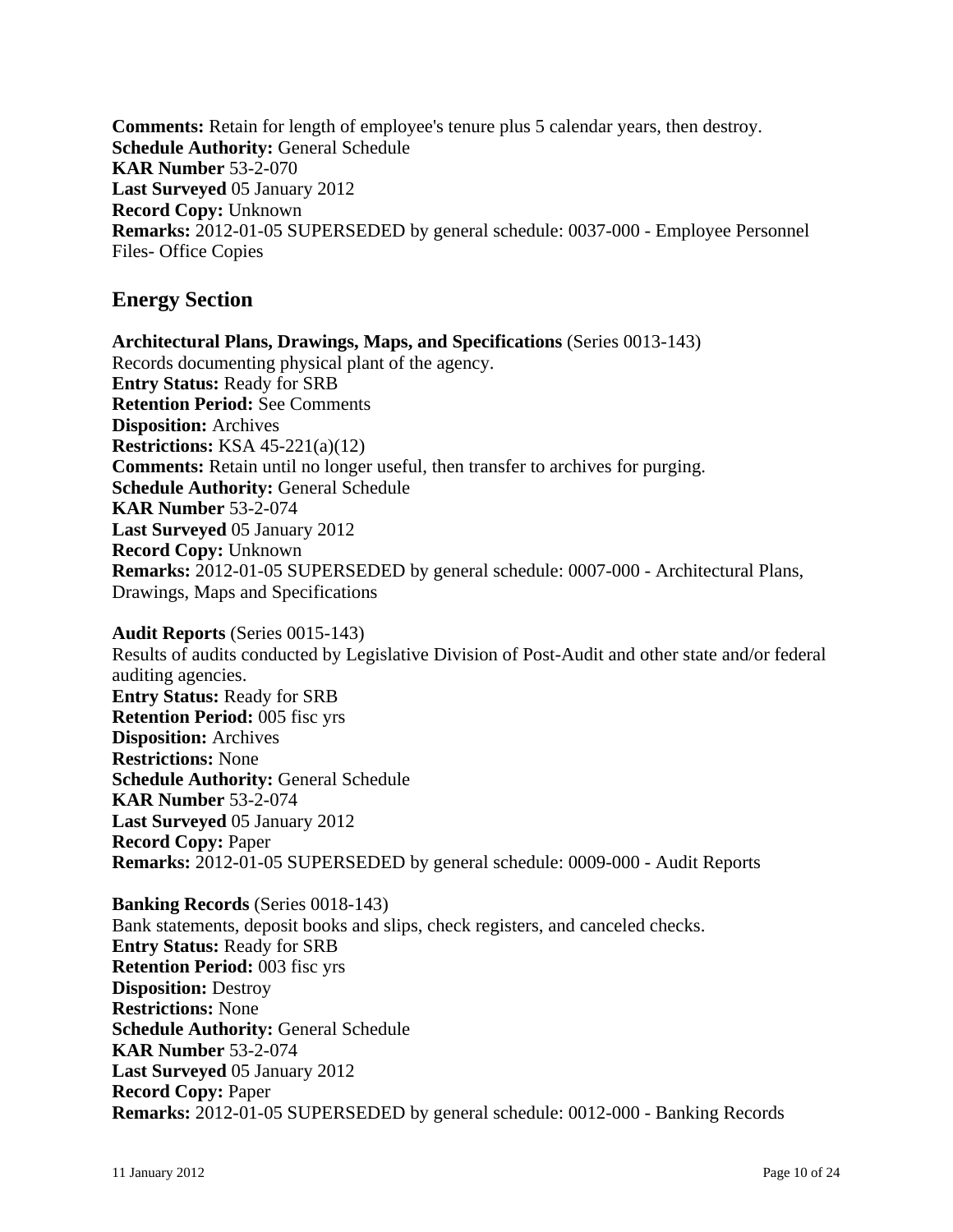**Comments:** Retain for length of employee's tenure plus 5 calendar years, then destroy.
**Schedule Authority:** General Schedule
**KAR Number** 53-2-070
**Last Surveyed** 05 January 2012
**Record Copy:** Unknown
**Remarks:** 2012-01-05 SUPERSEDED by general schedule: 0037-000 - Employee Personnel Files- Office Copies

## Energy Section

**Architectural Plans, Drawings, Maps, and Specifications** (Series 0013-143)
Records documenting physical plant of the agency.
**Entry Status:** Ready for SRB
**Retention Period:** See Comments
**Disposition:** Archives
**Restrictions:** KSA 45-221(a)(12)
**Comments:** Retain until no longer useful, then transfer to archives for purging.
**Schedule Authority:** General Schedule
**KAR Number** 53-2-074
**Last Surveyed** 05 January 2012
**Record Copy:** Unknown
**Remarks:** 2012-01-05 SUPERSEDED by general schedule: 0007-000 - Architectural Plans, Drawings, Maps and Specifications

**Audit Reports** (Series 0015-143)
Results of audits conducted by Legislative Division of Post-Audit and other state and/or federal auditing agencies.
**Entry Status:** Ready for SRB
**Retention Period:** 005 fisc yrs
**Disposition:** Archives
**Restrictions:** None
**Schedule Authority:** General Schedule
**KAR Number** 53-2-074
**Last Surveyed** 05 January 2012
**Record Copy:** Paper
**Remarks:** 2012-01-05 SUPERSEDED by general schedule: 0009-000 - Audit Reports

**Banking Records** (Series 0018-143)
Bank statements, deposit books and slips, check registers, and canceled checks.
**Entry Status:** Ready for SRB
**Retention Period:** 003 fisc yrs
**Disposition:** Destroy
**Restrictions:** None
**Schedule Authority:** General Schedule
**KAR Number** 53-2-074
**Last Surveyed** 05 January 2012
**Record Copy:** Paper
**Remarks:** 2012-01-05 SUPERSEDED by general schedule: 0012-000 - Banking Records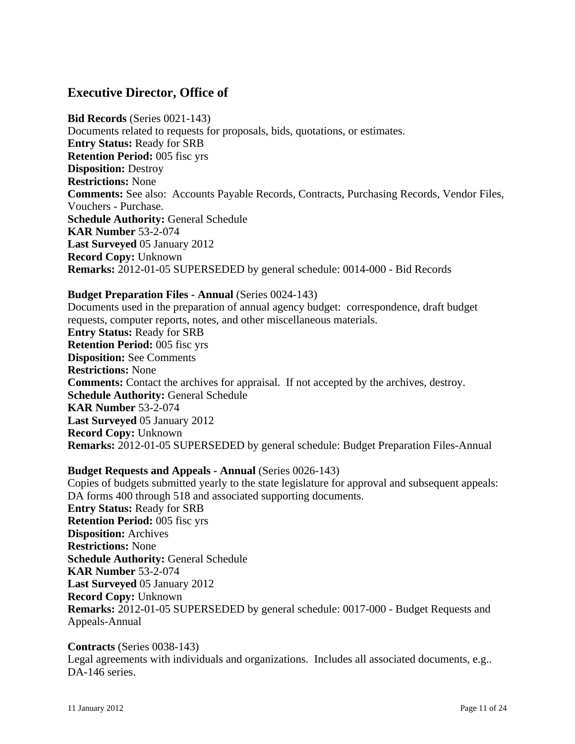## Executive Director, Office of

**Bid Records** (Series 0021-143)
Documents related to requests for proposals, bids, quotations, or estimates.
**Entry Status:** Ready for SRB
**Retention Period:** 005 fisc yrs
**Disposition:** Destroy
**Restrictions:** None
**Comments:** See also: Accounts Payable Records, Contracts, Purchasing Records, Vendor Files, Vouchers - Purchase.
**Schedule Authority:** General Schedule
**KAR Number** 53-2-074
**Last Surveyed** 05 January 2012
**Record Copy:** Unknown
**Remarks:** 2012-01-05 SUPERSEDED by general schedule: 0014-000 - Bid Records

**Budget Preparation Files - Annual** (Series 0024-143)
Documents used in the preparation of annual agency budget: correspondence, draft budget requests, computer reports, notes, and other miscellaneous materials.
**Entry Status:** Ready for SRB
**Retention Period:** 005 fisc yrs
**Disposition:** See Comments
**Restrictions:** None
**Comments:** Contact the archives for appraisal. If not accepted by the archives, destroy.
**Schedule Authority:** General Schedule
**KAR Number** 53-2-074
**Last Surveyed** 05 January 2012
**Record Copy:** Unknown
**Remarks:** 2012-01-05 SUPERSEDED by general schedule: Budget Preparation Files-Annual

**Budget Requests and Appeals - Annual** (Series 0026-143)
Copies of budgets submitted yearly to the state legislature for approval and subsequent appeals: DA forms 400 through 518 and associated supporting documents.
**Entry Status:** Ready for SRB
**Retention Period:** 005 fisc yrs
**Disposition:** Archives
**Restrictions:** None
**Schedule Authority:** General Schedule
**KAR Number** 53-2-074
**Last Surveyed** 05 January 2012
**Record Copy:** Unknown
**Remarks:** 2012-01-05 SUPERSEDED by general schedule: 0017-000 - Budget Requests and Appeals-Annual

**Contracts** (Series 0038-143)
Legal agreements with individuals and organizations. Includes all associated documents, e.g.. DA-146 series.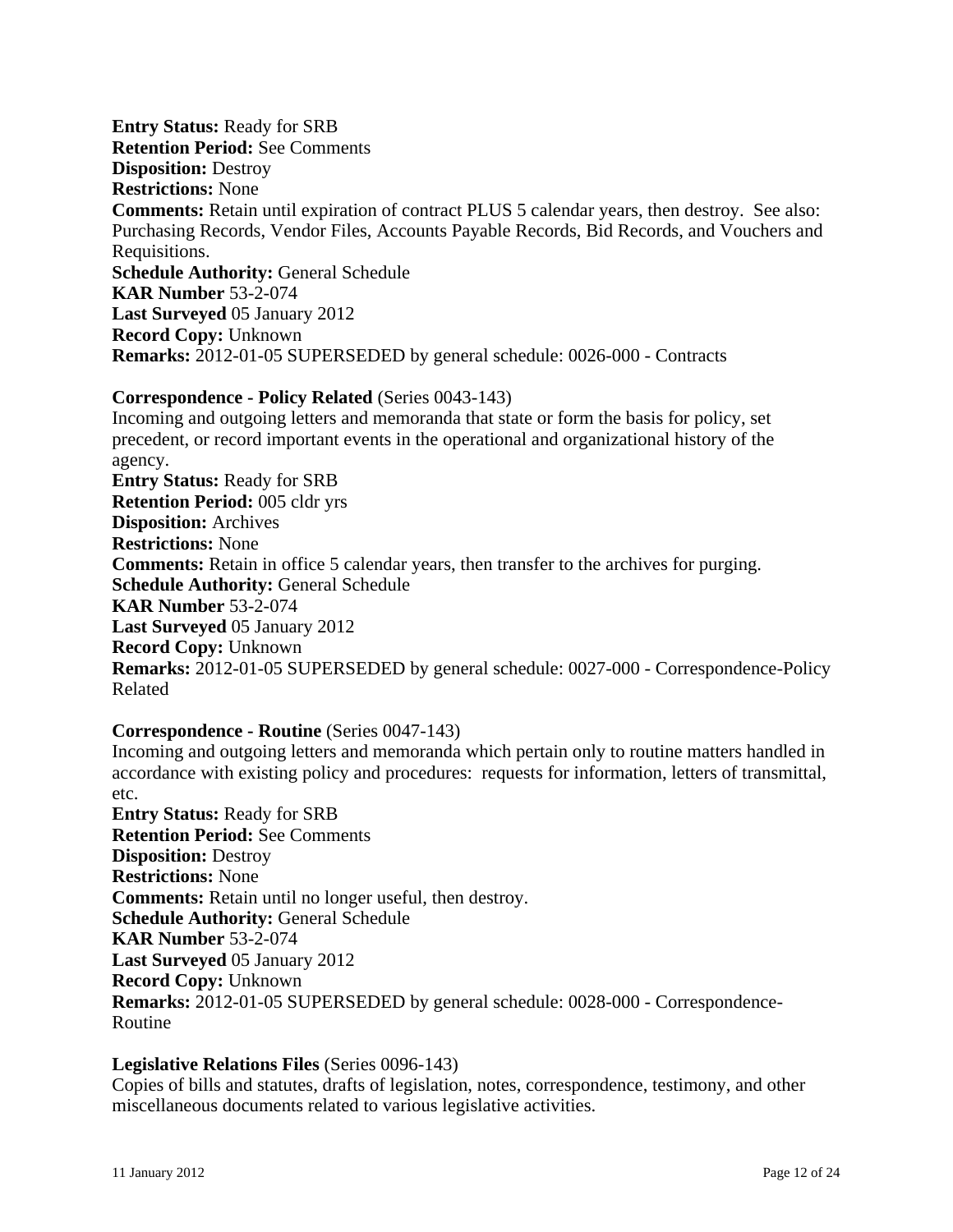**Entry Status:** Ready for SRB
**Retention Period:** See Comments
**Disposition:** Destroy
**Restrictions:** None
**Comments:** Retain until expiration of contract PLUS 5 calendar years, then destroy. See also: Purchasing Records, Vendor Files, Accounts Payable Records, Bid Records, and Vouchers and Requisitions.
**Schedule Authority:** General Schedule
**KAR Number** 53-2-074
**Last Surveyed** 05 January 2012
**Record Copy:** Unknown
**Remarks:** 2012-01-05 SUPERSEDED by general schedule: 0026-000 - Contracts

**Correspondence - Policy Related** (Series 0043-143)
Incoming and outgoing letters and memoranda that state or form the basis for policy, set precedent, or record important events in the operational and organizational history of the agency.
**Entry Status:** Ready for SRB
**Retention Period:** 005 cldr yrs
**Disposition:** Archives
**Restrictions:** None
**Comments:** Retain in office 5 calendar years, then transfer to the archives for purging.
**Schedule Authority:** General Schedule
**KAR Number** 53-2-074
**Last Surveyed** 05 January 2012
**Record Copy:** Unknown
**Remarks:** 2012-01-05 SUPERSEDED by general schedule: 0027-000 - Correspondence-Policy Related

**Correspondence - Routine** (Series 0047-143)
Incoming and outgoing letters and memoranda which pertain only to routine matters handled in accordance with existing policy and procedures: requests for information, letters of transmittal, etc.
**Entry Status:** Ready for SRB
**Retention Period:** See Comments
**Disposition:** Destroy
**Restrictions:** None
**Comments:** Retain until no longer useful, then destroy.
**Schedule Authority:** General Schedule
**KAR Number** 53-2-074
**Last Surveyed** 05 January 2012
**Record Copy:** Unknown
**Remarks:** 2012-01-05 SUPERSEDED by general schedule: 0028-000 - Correspondence-Routine

**Legislative Relations Files** (Series 0096-143)
Copies of bills and statutes, drafts of legislation, notes, correspondence, testimony, and other miscellaneous documents related to various legislative activities.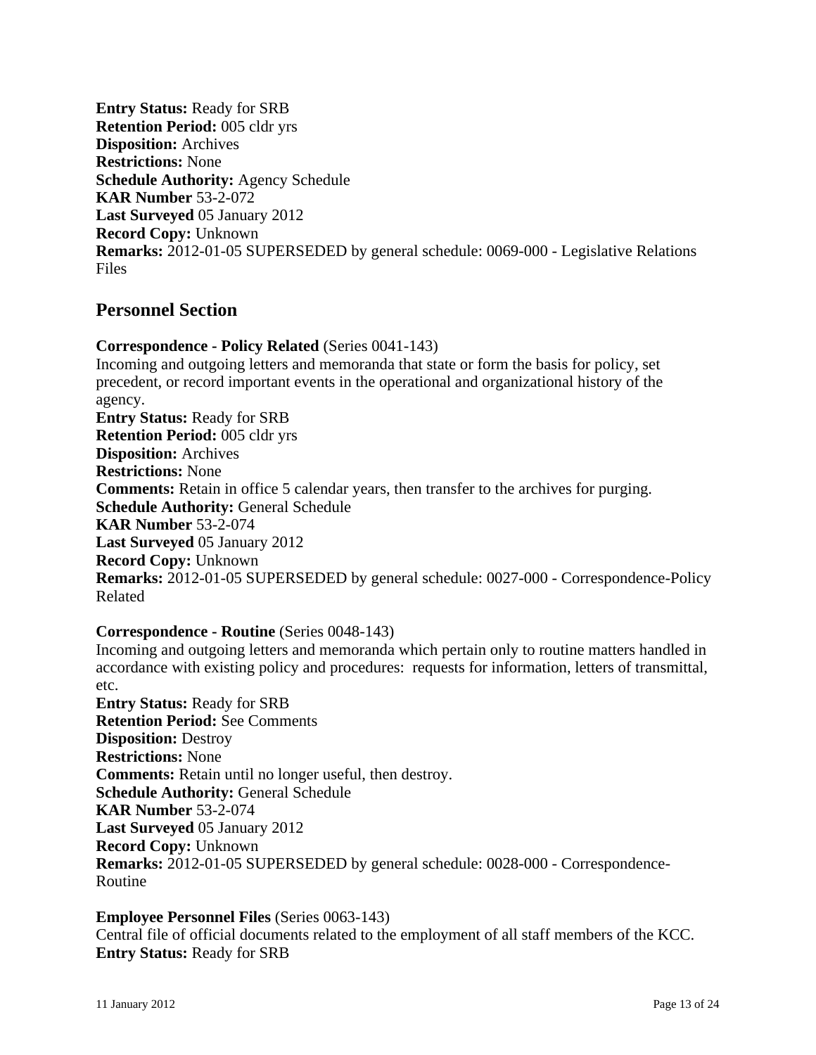**Entry Status:** Ready for SRB
**Retention Period:** 005 cldr yrs
**Disposition:** Archives
**Restrictions:** None
**Schedule Authority:** Agency Schedule
**KAR Number** 53-2-072
**Last Surveyed** 05 January 2012
**Record Copy:** Unknown
**Remarks:** 2012-01-05 SUPERSEDED by general schedule: 0069-000 - Legislative Relations Files

## Personnel Section

**Correspondence - Policy Related** (Series 0041-143)
Incoming and outgoing letters and memoranda that state or form the basis for policy, set precedent, or record important events in the operational and organizational history of the agency.
**Entry Status:** Ready for SRB
**Retention Period:** 005 cldr yrs
**Disposition:** Archives
**Restrictions:** None
**Comments:** Retain in office 5 calendar years, then transfer to the archives for purging.
**Schedule Authority:** General Schedule
**KAR Number** 53-2-074
**Last Surveyed** 05 January 2012
**Record Copy:** Unknown
**Remarks:** 2012-01-05 SUPERSEDED by general schedule: 0027-000 - Correspondence-Policy Related

**Correspondence - Routine** (Series 0048-143)
Incoming and outgoing letters and memoranda which pertain only to routine matters handled in accordance with existing policy and procedures: requests for information, letters of transmittal, etc.
**Entry Status:** Ready for SRB
**Retention Period:** See Comments
**Disposition:** Destroy
**Restrictions:** None
**Comments:** Retain until no longer useful, then destroy.
**Schedule Authority:** General Schedule
**KAR Number** 53-2-074
**Last Surveyed** 05 January 2012
**Record Copy:** Unknown
**Remarks:** 2012-01-05 SUPERSEDED by general schedule: 0028-000 - Correspondence-Routine

**Employee Personnel Files** (Series 0063-143)
Central file of official documents related to the employment of all staff members of the KCC.
**Entry Status:** Ready for SRB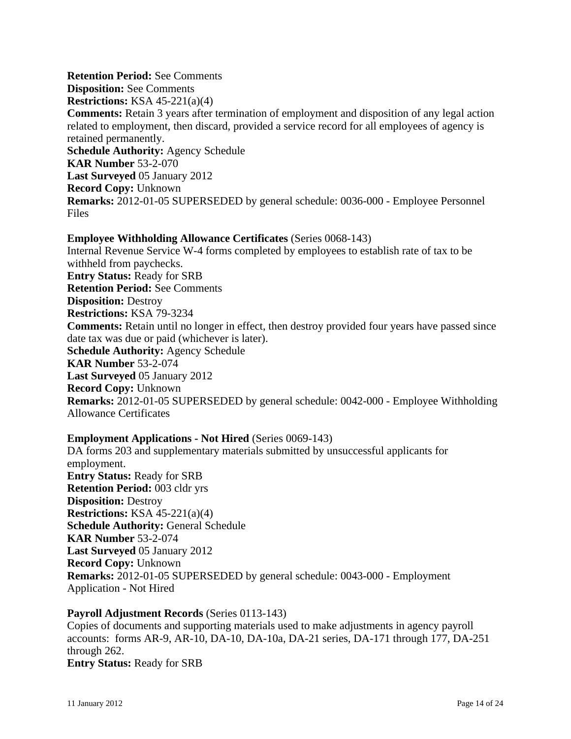**Retention Period:** See Comments
**Disposition:** See Comments
**Restrictions:** KSA 45-221(a)(4)
**Comments:** Retain 3 years after termination of employment and disposition of any legal action related to employment, then discard, provided a service record for all employees of agency is retained permanently.
**Schedule Authority:** Agency Schedule
**KAR Number** 53-2-070
**Last Surveyed** 05 January 2012
**Record Copy:** Unknown
**Remarks:** 2012-01-05 SUPERSEDED by general schedule: 0036-000 - Employee Personnel Files

**Employee Withholding Allowance Certificates** (Series 0068-143)
Internal Revenue Service W-4 forms completed by employees to establish rate of tax to be withheld from paychecks.
**Entry Status:** Ready for SRB
**Retention Period:** See Comments
**Disposition:** Destroy
**Restrictions:** KSA 79-3234
**Comments:** Retain until no longer in effect, then destroy provided four years have passed since date tax was due or paid (whichever is later).
**Schedule Authority:** Agency Schedule
**KAR Number** 53-2-074
**Last Surveyed** 05 January 2012
**Record Copy:** Unknown
**Remarks:** 2012-01-05 SUPERSEDED by general schedule: 0042-000 - Employee Withholding Allowance Certificates

**Employment Applications - Not Hired** (Series 0069-143)
DA forms 203 and supplementary materials submitted by unsuccessful applicants for employment.
**Entry Status:** Ready for SRB
**Retention Period:** 003 cldr yrs
**Disposition:** Destroy
**Restrictions:** KSA 45-221(a)(4)
**Schedule Authority:** General Schedule
**KAR Number** 53-2-074
**Last Surveyed** 05 January 2012
**Record Copy:** Unknown
**Remarks:** 2012-01-05 SUPERSEDED by general schedule: 0043-000 - Employment Application - Not Hired

**Payroll Adjustment Records** (Series 0113-143)
Copies of documents and supporting materials used to make adjustments in agency payroll accounts: forms AR-9, AR-10, DA-10, DA-10a, DA-21 series, DA-171 through 177, DA-251 through 262.
**Entry Status:** Ready for SRB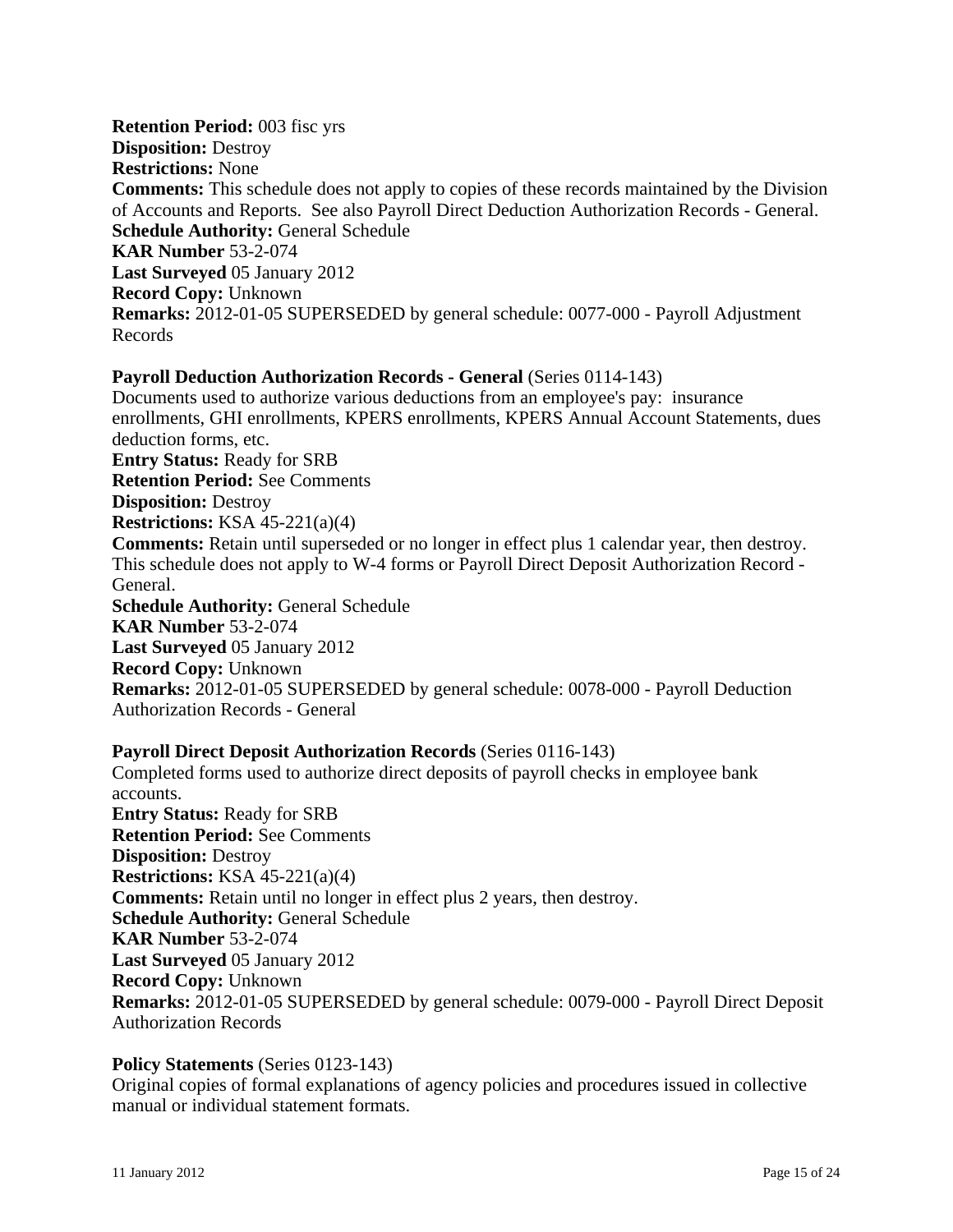**Retention Period:** 003 fisc yrs
**Disposition:** Destroy
**Restrictions:** None
**Comments:** This schedule does not apply to copies of these records maintained by the Division of Accounts and Reports. See also Payroll Direct Deduction Authorization Records - General.
**Schedule Authority:** General Schedule
**KAR Number** 53-2-074
**Last Surveyed** 05 January 2012
**Record Copy:** Unknown
**Remarks:** 2012-01-05 SUPERSEDED by general schedule: 0077-000 - Payroll Adjustment Records

**Payroll Deduction Authorization Records - General** (Series 0114-143)
Documents used to authorize various deductions from an employee's pay: insurance enrollments, GHI enrollments, KPERS enrollments, KPERS Annual Account Statements, dues deduction forms, etc.
**Entry Status:** Ready for SRB
**Retention Period:** See Comments
**Disposition:** Destroy
**Restrictions:** KSA 45-221(a)(4)
**Comments:** Retain until superseded or no longer in effect plus 1 calendar year, then destroy. This schedule does not apply to W-4 forms or Payroll Direct Deposit Authorization Record - General.
**Schedule Authority:** General Schedule
**KAR Number** 53-2-074
**Last Surveyed** 05 January 2012
**Record Copy:** Unknown
**Remarks:** 2012-01-05 SUPERSEDED by general schedule: 0078-000 - Payroll Deduction Authorization Records - General

**Payroll Direct Deposit Authorization Records** (Series 0116-143)
Completed forms used to authorize direct deposits of payroll checks in employee bank accounts.
**Entry Status:** Ready for SRB
**Retention Period:** See Comments
**Disposition:** Destroy
**Restrictions:** KSA 45-221(a)(4)
**Comments:** Retain until no longer in effect plus 2 years, then destroy.
**Schedule Authority:** General Schedule
**KAR Number** 53-2-074
**Last Surveyed** 05 January 2012
**Record Copy:** Unknown
**Remarks:** 2012-01-05 SUPERSEDED by general schedule: 0079-000 - Payroll Direct Deposit Authorization Records

**Policy Statements** (Series 0123-143)
Original copies of formal explanations of agency policies and procedures issued in collective manual or individual statement formats.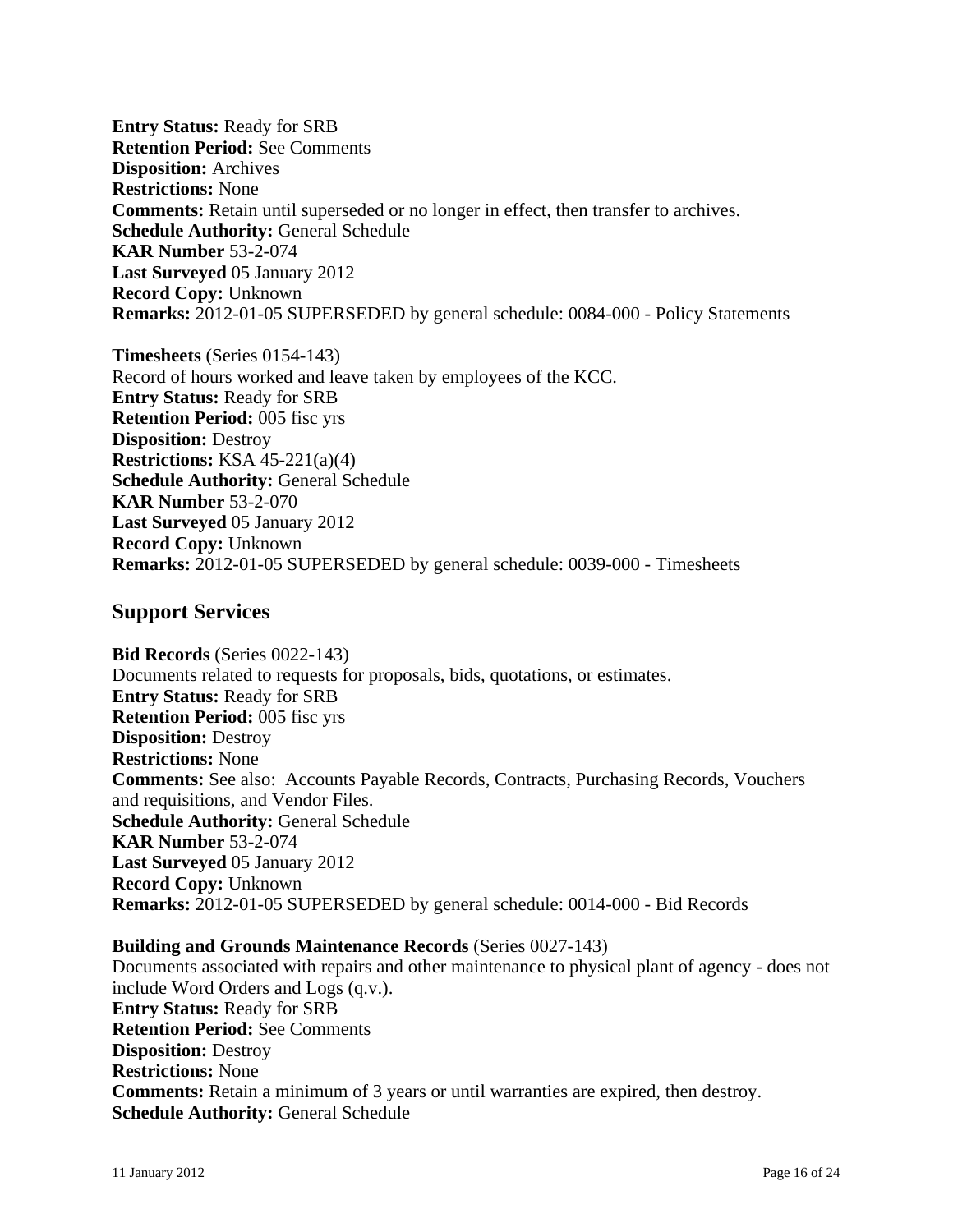**Entry Status:** Ready for SRB
**Retention Period:** See Comments
**Disposition:** Archives
**Restrictions:** None
**Comments:** Retain until superseded or no longer in effect, then transfer to archives.
**Schedule Authority:** General Schedule
**KAR Number** 53-2-074
**Last Surveyed** 05 January 2012
**Record Copy:** Unknown
**Remarks:** 2012-01-05 SUPERSEDED by general schedule: 0084-000 - Policy Statements

**Timesheets** (Series 0154-143)
Record of hours worked and leave taken by employees of the KCC.
**Entry Status:** Ready for SRB
**Retention Period:** 005 fisc yrs
**Disposition:** Destroy
**Restrictions:** KSA 45-221(a)(4)
**Schedule Authority:** General Schedule
**KAR Number** 53-2-070
**Last Surveyed** 05 January 2012
**Record Copy:** Unknown
**Remarks:** 2012-01-05 SUPERSEDED by general schedule: 0039-000 - Timesheets

## Support Services

**Bid Records** (Series 0022-143)
Documents related to requests for proposals, bids, quotations, or estimates.
**Entry Status:** Ready for SRB
**Retention Period:** 005 fisc yrs
**Disposition:** Destroy
**Restrictions:** None
**Comments:** See also: Accounts Payable Records, Contracts, Purchasing Records, Vouchers and requisitions, and Vendor Files.
**Schedule Authority:** General Schedule
**KAR Number** 53-2-074
**Last Surveyed** 05 January 2012
**Record Copy:** Unknown
**Remarks:** 2012-01-05 SUPERSEDED by general schedule: 0014-000 - Bid Records

**Building and Grounds Maintenance Records** (Series 0027-143)
Documents associated with repairs and other maintenance to physical plant of agency - does not include Word Orders and Logs (q.v.).
**Entry Status:** Ready for SRB
**Retention Period:** See Comments
**Disposition:** Destroy
**Restrictions:** None
**Comments:** Retain a minimum of 3 years or until warranties are expired, then destroy.
**Schedule Authority:** General Schedule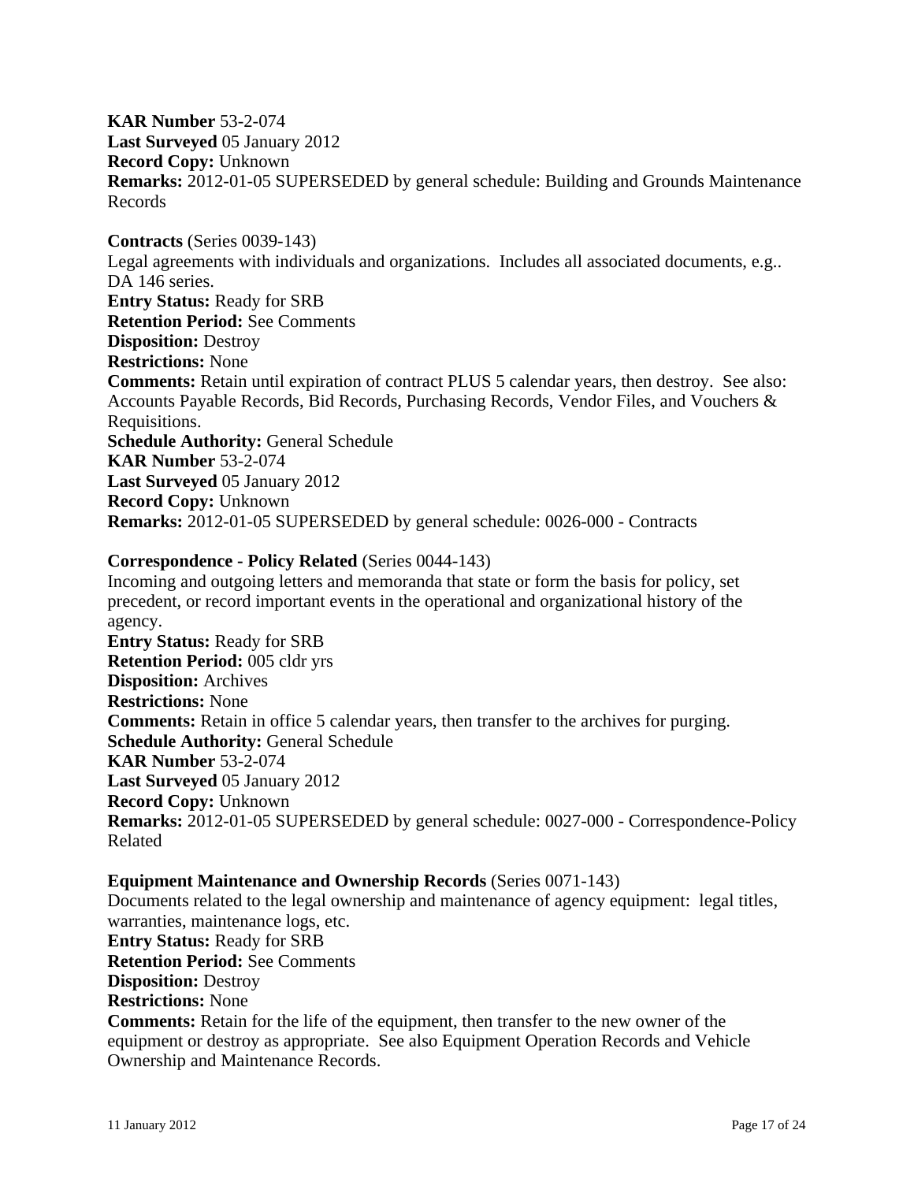**KAR Number** 53-2-074
**Last Surveyed** 05 January 2012
**Record Copy:** Unknown
**Remarks:** 2012-01-05 SUPERSEDED by general schedule: Building and Grounds Maintenance Records

**Contracts** (Series 0039-143)
Legal agreements with individuals and organizations. Includes all associated documents, e.g.. DA 146 series.
**Entry Status:** Ready for SRB
**Retention Period:** See Comments
**Disposition:** Destroy
**Restrictions:** None
**Comments:** Retain until expiration of contract PLUS 5 calendar years, then destroy. See also: Accounts Payable Records, Bid Records, Purchasing Records, Vendor Files, and Vouchers & Requisitions.
**Schedule Authority:** General Schedule
**KAR Number** 53-2-074
**Last Surveyed** 05 January 2012
**Record Copy:** Unknown
**Remarks:** 2012-01-05 SUPERSEDED by general schedule: 0026-000 - Contracts

**Correspondence - Policy Related** (Series 0044-143)
Incoming and outgoing letters and memoranda that state or form the basis for policy, set precedent, or record important events in the operational and organizational history of the agency.
**Entry Status:** Ready for SRB
**Retention Period:** 005 cldr yrs
**Disposition:** Archives
**Restrictions:** None
**Comments:** Retain in office 5 calendar years, then transfer to the archives for purging.
**Schedule Authority:** General Schedule
**KAR Number** 53-2-074
**Last Surveyed** 05 January 2012
**Record Copy:** Unknown
**Remarks:** 2012-01-05 SUPERSEDED by general schedule: 0027-000 - Correspondence-Policy Related

**Equipment Maintenance and Ownership Records** (Series 0071-143)
Documents related to the legal ownership and maintenance of agency equipment: legal titles, warranties, maintenance logs, etc.
**Entry Status:** Ready for SRB
**Retention Period:** See Comments
**Disposition:** Destroy
**Restrictions:** None
**Comments:** Retain for the life of the equipment, then transfer to the new owner of the equipment or destroy as appropriate. See also Equipment Operation Records and Vehicle Ownership and Maintenance Records.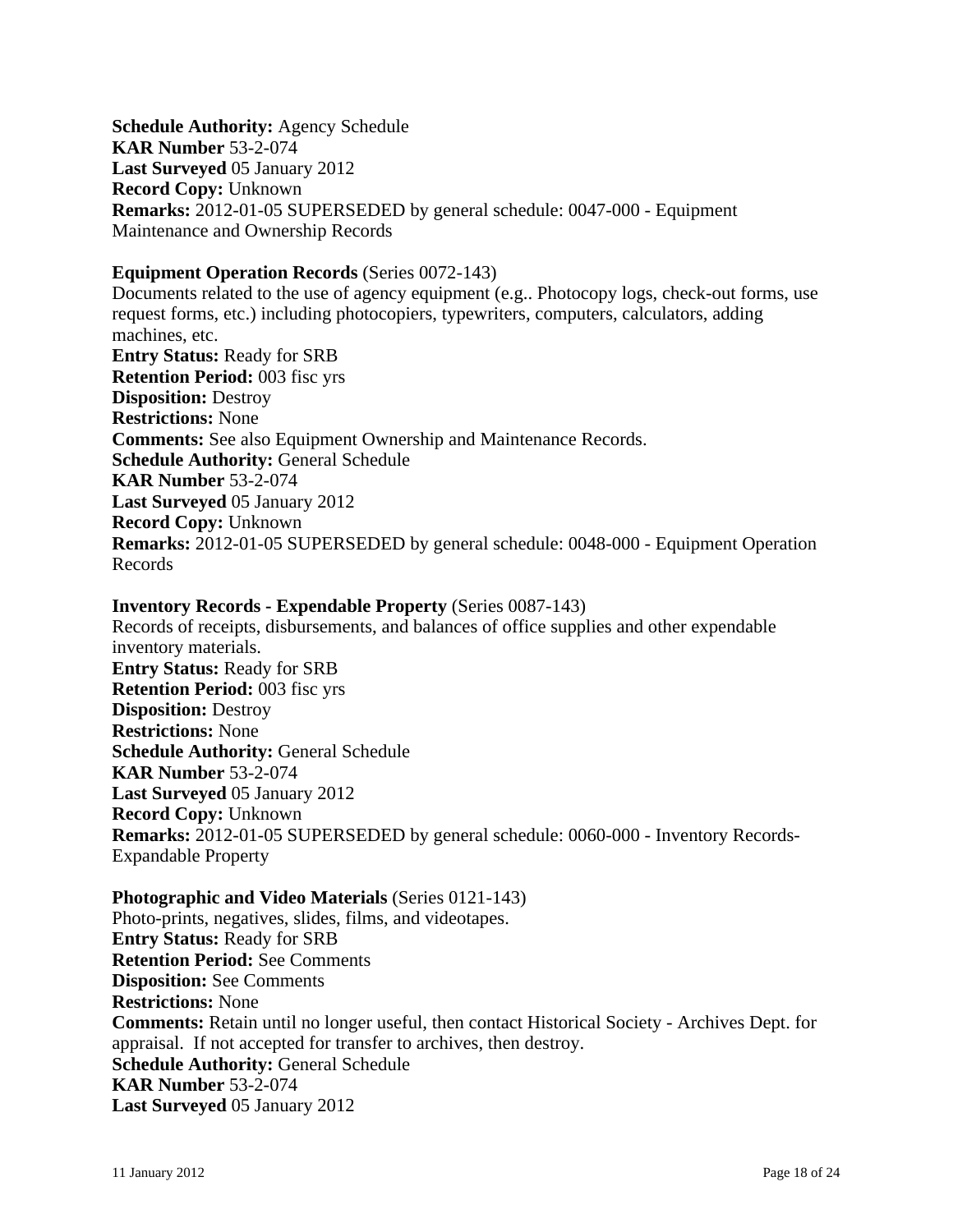**Schedule Authority:** Agency Schedule
**KAR Number** 53-2-074
**Last Surveyed** 05 January 2012
**Record Copy:** Unknown
**Remarks:** 2012-01-05 SUPERSEDED by general schedule: 0047-000 - Equipment Maintenance and Ownership Records

**Equipment Operation Records** (Series 0072-143)
Documents related to the use of agency equipment (e.g.. Photocopy logs, check-out forms, use request forms, etc.) including photocopiers, typewriters, computers, calculators, adding machines, etc.
**Entry Status:** Ready for SRB
**Retention Period:** 003 fisc yrs
**Disposition:** Destroy
**Restrictions:** None
**Comments:** See also Equipment Ownership and Maintenance Records.
**Schedule Authority:** General Schedule
**KAR Number** 53-2-074
**Last Surveyed** 05 January 2012
**Record Copy:** Unknown
**Remarks:** 2012-01-05 SUPERSEDED by general schedule: 0048-000 - Equipment Operation Records

**Inventory Records - Expendable Property** (Series 0087-143)
Records of receipts, disbursements, and balances of office supplies and other expendable inventory materials.
**Entry Status:** Ready for SRB
**Retention Period:** 003 fisc yrs
**Disposition:** Destroy
**Restrictions:** None
**Schedule Authority:** General Schedule
**KAR Number** 53-2-074
**Last Surveyed** 05 January 2012
**Record Copy:** Unknown
**Remarks:** 2012-01-05 SUPERSEDED by general schedule: 0060-000 - Inventory Records-Expandable Property

**Photographic and Video Materials** (Series 0121-143)
Photo-prints, negatives, slides, films, and videotapes.
**Entry Status:** Ready for SRB
**Retention Period:** See Comments
**Disposition:** See Comments
**Restrictions:** None
**Comments:** Retain until no longer useful, then contact Historical Society - Archives Dept. for appraisal. If not accepted for transfer to archives, then destroy.
**Schedule Authority:** General Schedule
**KAR Number** 53-2-074
**Last Surveyed** 05 January 2012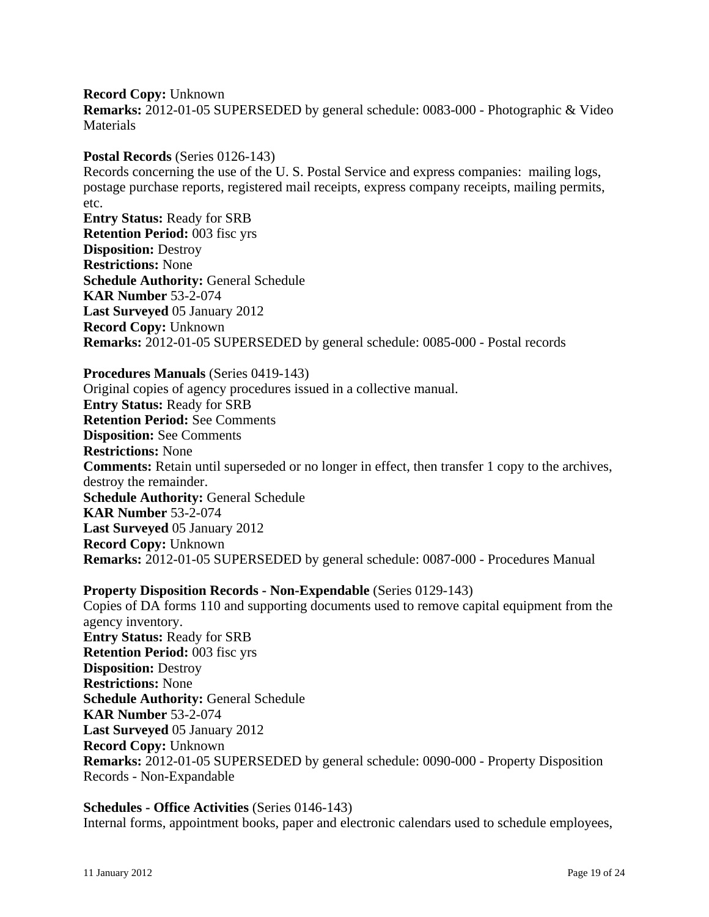**Record Copy:** Unknown
**Remarks:** 2012-01-05 SUPERSEDED by general schedule: 0083-000 - Photographic & Video Materials

**Postal Records** (Series 0126-143)
Records concerning the use of the U. S. Postal Service and express companies: mailing logs, postage purchase reports, registered mail receipts, express company receipts, mailing permits, etc.
**Entry Status:** Ready for SRB
**Retention Period:** 003 fisc yrs
**Disposition:** Destroy
**Restrictions:** None
**Schedule Authority:** General Schedule
**KAR Number** 53-2-074
**Last Surveyed** 05 January 2012
**Record Copy:** Unknown
**Remarks:** 2012-01-05 SUPERSEDED by general schedule: 0085-000 - Postal records

**Procedures Manuals** (Series 0419-143)
Original copies of agency procedures issued in a collective manual.
**Entry Status:** Ready for SRB
**Retention Period:** See Comments
**Disposition:** See Comments
**Restrictions:** None
**Comments:** Retain until superseded or no longer in effect, then transfer 1 copy to the archives, destroy the remainder.
**Schedule Authority:** General Schedule
**KAR Number** 53-2-074
**Last Surveyed** 05 January 2012
**Record Copy:** Unknown
**Remarks:** 2012-01-05 SUPERSEDED by general schedule: 0087-000 - Procedures Manual

**Property Disposition Records - Non-Expendable** (Series 0129-143)
Copies of DA forms 110 and supporting documents used to remove capital equipment from the agency inventory.
**Entry Status:** Ready for SRB
**Retention Period:** 003 fisc yrs
**Disposition:** Destroy
**Restrictions:** None
**Schedule Authority:** General Schedule
**KAR Number** 53-2-074
**Last Surveyed** 05 January 2012
**Record Copy:** Unknown
**Remarks:** 2012-01-05 SUPERSEDED by general schedule: 0090-000 - Property Disposition Records - Non-Expandable

**Schedules - Office Activities** (Series 0146-143)
Internal forms, appointment books, paper and electronic calendars used to schedule employees,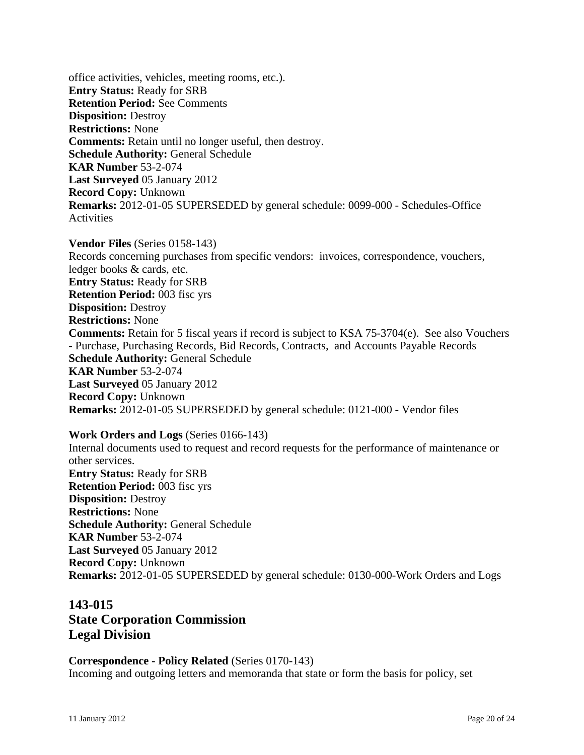office activities, vehicles, meeting rooms, etc.).
**Entry Status:** Ready for SRB
**Retention Period:** See Comments
**Disposition:** Destroy
**Restrictions:** None
**Comments:** Retain until no longer useful, then destroy.
**Schedule Authority:** General Schedule
**KAR Number** 53-2-074
**Last Surveyed** 05 January 2012
**Record Copy:** Unknown
**Remarks:** 2012-01-05 SUPERSEDED by general schedule: 0099-000 - Schedules-Office Activities

**Vendor Files** (Series 0158-143)
Records concerning purchases from specific vendors: invoices, correspondence, vouchers, ledger books & cards, etc.
**Entry Status:** Ready for SRB
**Retention Period:** 003 fisc yrs
**Disposition:** Destroy
**Restrictions:** None
**Comments:** Retain for 5 fiscal years if record is subject to KSA 75-3704(e). See also Vouchers - Purchase, Purchasing Records, Bid Records, Contracts, and Accounts Payable Records
**Schedule Authority:** General Schedule
**KAR Number** 53-2-074
**Last Surveyed** 05 January 2012
**Record Copy:** Unknown
**Remarks:** 2012-01-05 SUPERSEDED by general schedule: 0121-000 - Vendor files

**Work Orders and Logs** (Series 0166-143)
Internal documents used to request and record requests for the performance of maintenance or other services.
**Entry Status:** Ready for SRB
**Retention Period:** 003 fisc yrs
**Disposition:** Destroy
**Restrictions:** None
**Schedule Authority:** General Schedule
**KAR Number** 53-2-074
**Last Surveyed** 05 January 2012
**Record Copy:** Unknown
**Remarks:** 2012-01-05 SUPERSEDED by general schedule: 0130-000-Work Orders and Logs

## 143-015
## State Corporation Commission
## Legal Division

**Correspondence - Policy Related** (Series 0170-143)
Incoming and outgoing letters and memoranda that state or form the basis for policy, set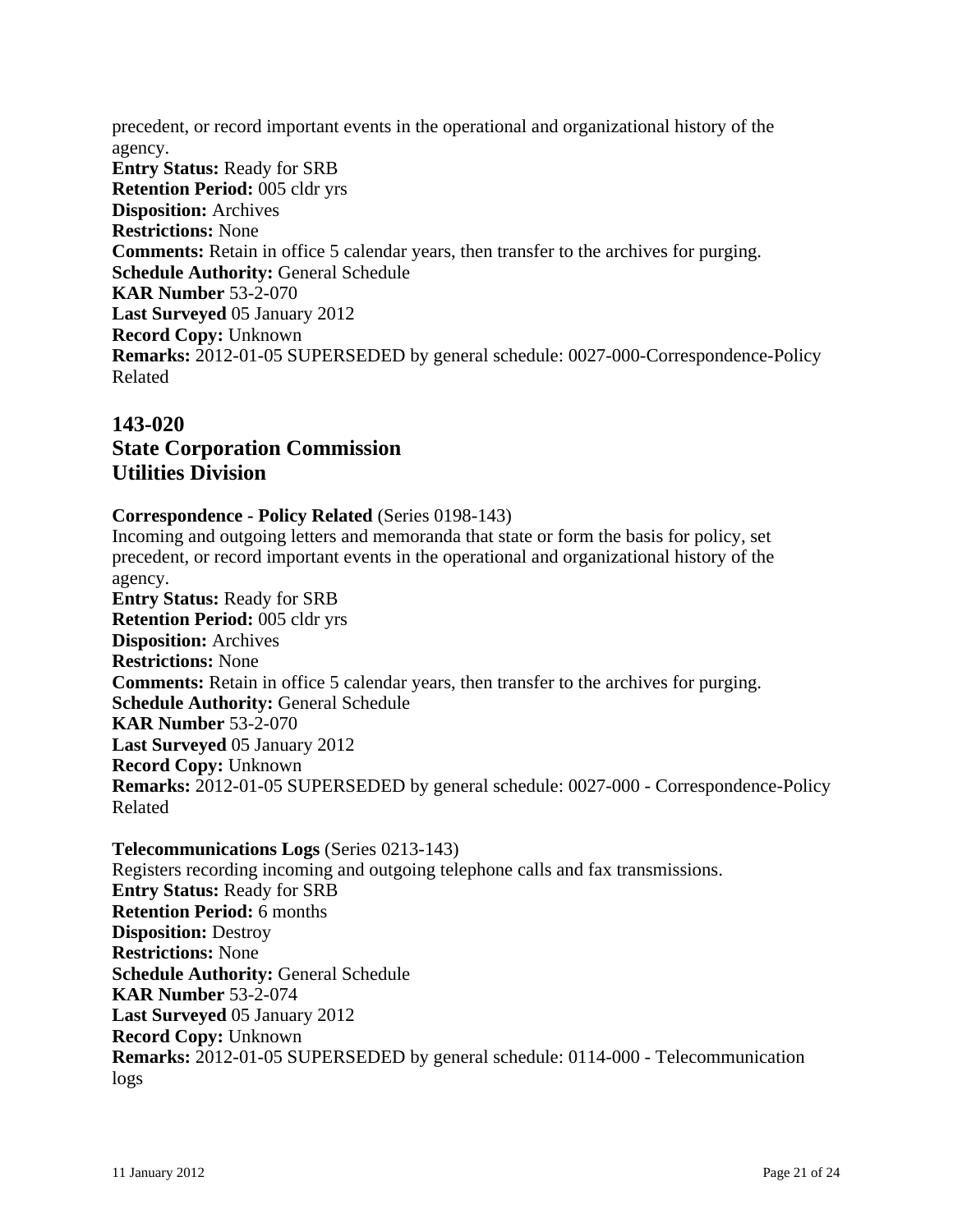precedent, or record important events in the operational and organizational history of the agency.
**Entry Status:** Ready for SRB
**Retention Period:** 005 cldr yrs
**Disposition:** Archives
**Restrictions:** None
**Comments:** Retain in office 5 calendar years, then transfer to the archives for purging.
**Schedule Authority:** General Schedule
**KAR Number** 53-2-070
**Last Surveyed** 05 January 2012
**Record Copy:** Unknown
**Remarks:** 2012-01-05 SUPERSEDED by general schedule: 0027-000-Correspondence-Policy Related

## 143-020
## State Corporation Commission
## Utilities Division

**Correspondence - Policy Related** (Series 0198-143)
Incoming and outgoing letters and memoranda that state or form the basis for policy, set precedent, or record important events in the operational and organizational history of the agency.
**Entry Status:** Ready for SRB
**Retention Period:** 005 cldr yrs
**Disposition:** Archives
**Restrictions:** None
**Comments:** Retain in office 5 calendar years, then transfer to the archives for purging.
**Schedule Authority:** General Schedule
**KAR Number** 53-2-070
**Last Surveyed** 05 January 2012
**Record Copy:** Unknown
**Remarks:** 2012-01-05 SUPERSEDED by general schedule: 0027-000 - Correspondence-Policy Related

**Telecommunications Logs** (Series 0213-143)
Registers recording incoming and outgoing telephone calls and fax transmissions.
**Entry Status:** Ready for SRB
**Retention Period:** 6 months
**Disposition:** Destroy
**Restrictions:** None
**Schedule Authority:** General Schedule
**KAR Number** 53-2-074
**Last Surveyed** 05 January 2012
**Record Copy:** Unknown
**Remarks:** 2012-01-05 SUPERSEDED by general schedule: 0114-000 - Telecommunication logs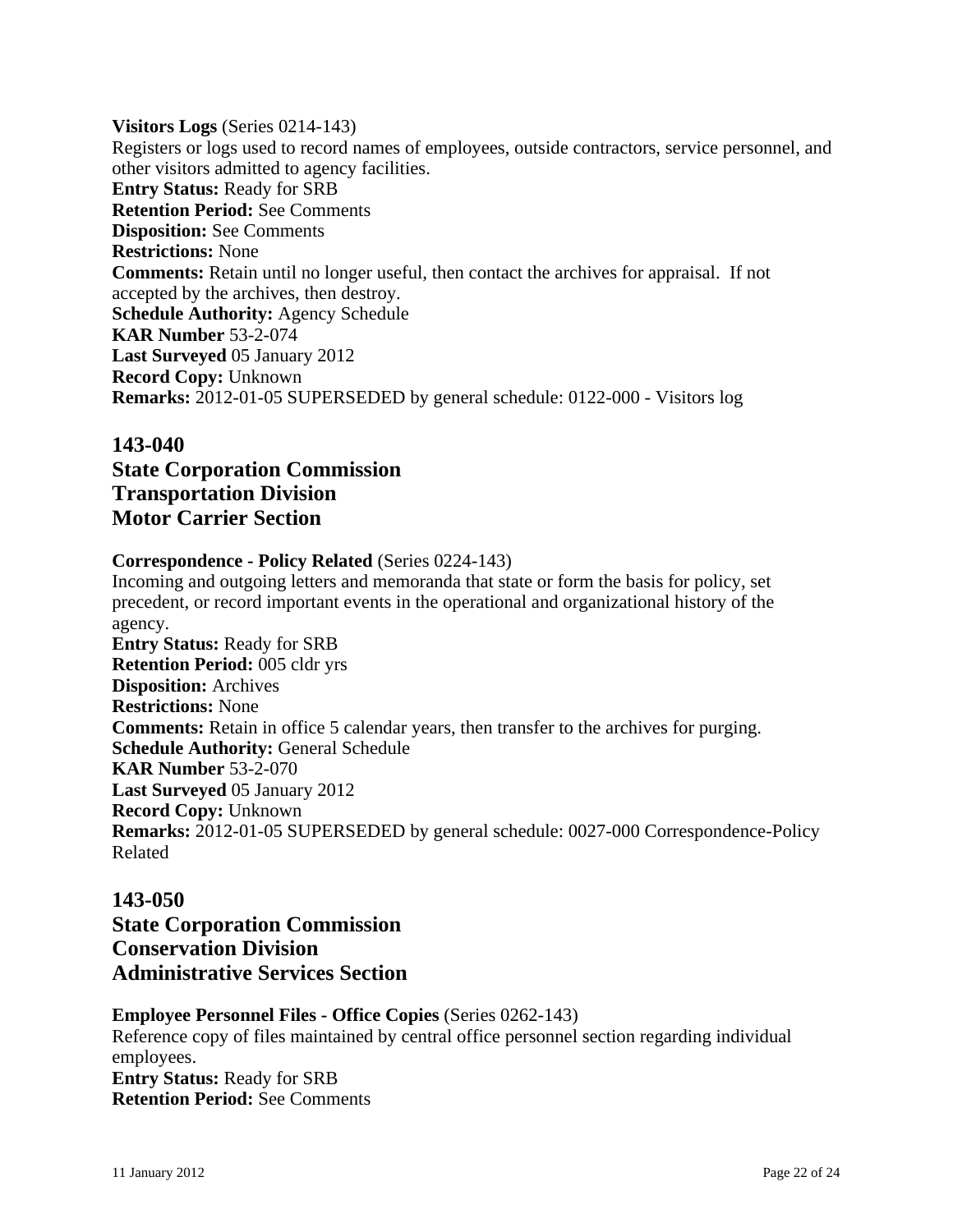**Visitors Logs** (Series 0214-143)
Registers or logs used to record names of employees, outside contractors, service personnel, and other visitors admitted to agency facilities.
**Entry Status:** Ready for SRB
**Retention Period:** See Comments
**Disposition:** See Comments
**Restrictions:** None
**Comments:** Retain until no longer useful, then contact the archives for appraisal. If not accepted by the archives, then destroy.
**Schedule Authority:** Agency Schedule
**KAR Number** 53-2-074
**Last Surveyed** 05 January 2012
**Record Copy:** Unknown
**Remarks:** 2012-01-05 SUPERSEDED by general schedule: 0122-000 - Visitors log

## 143-040
## State Corporation Commission
## Transportation Division
## Motor Carrier Section

**Correspondence - Policy Related** (Series 0224-143)
Incoming and outgoing letters and memoranda that state or form the basis for policy, set precedent, or record important events in the operational and organizational history of the agency.
**Entry Status:** Ready for SRB
**Retention Period:** 005 cldr yrs
**Disposition:** Archives
**Restrictions:** None
**Comments:** Retain in office 5 calendar years, then transfer to the archives for purging.
**Schedule Authority:** General Schedule
**KAR Number** 53-2-070
**Last Surveyed** 05 January 2012
**Record Copy:** Unknown
**Remarks:** 2012-01-05 SUPERSEDED by general schedule: 0027-000 Correspondence-Policy Related

## 143-050
## State Corporation Commission
## Conservation Division
## Administrative Services Section

**Employee Personnel Files - Office Copies** (Series 0262-143)
Reference copy of files maintained by central office personnel section regarding individual employees.
**Entry Status:** Ready for SRB
**Retention Period:** See Comments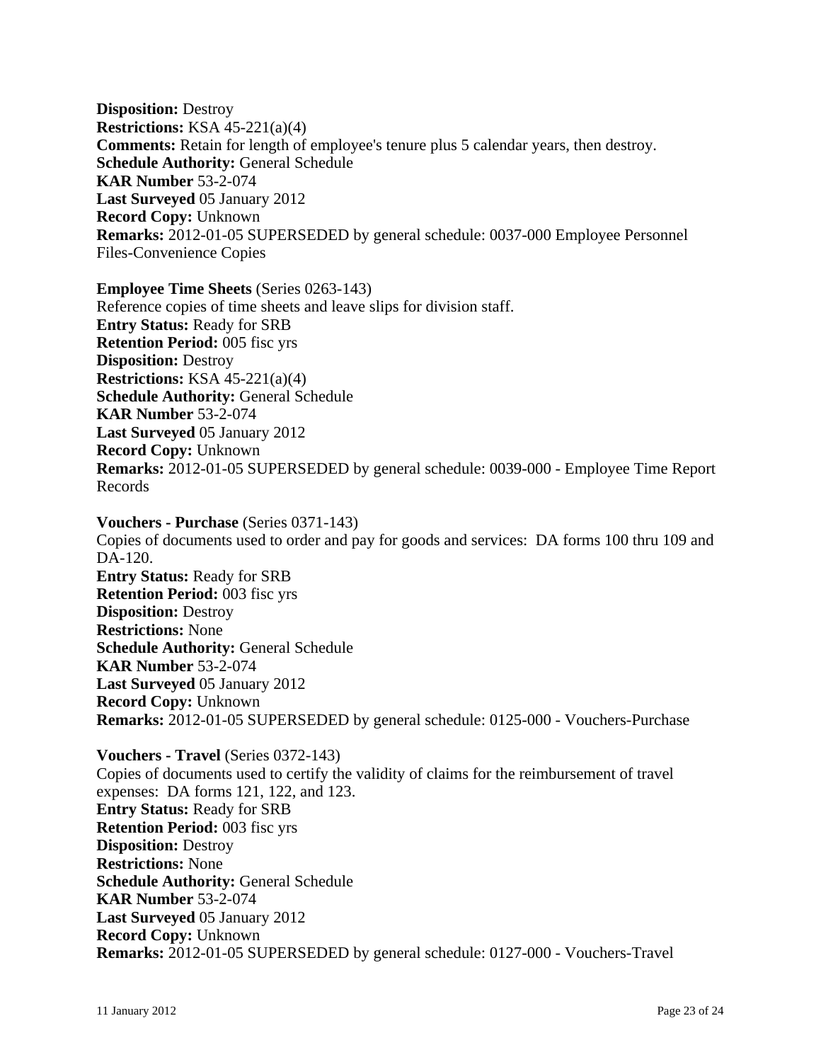**Disposition:** Destroy
**Restrictions:** KSA 45-221(a)(4)
**Comments:** Retain for length of employee's tenure plus 5 calendar years, then destroy.
**Schedule Authority:** General Schedule
**KAR Number** 53-2-074
**Last Surveyed** 05 January 2012
**Record Copy:** Unknown
**Remarks:** 2012-01-05 SUPERSEDED by general schedule: 0037-000 Employee Personnel Files-Convenience Copies

**Employee Time Sheets** (Series 0263-143)
Reference copies of time sheets and leave slips for division staff.
**Entry Status:** Ready for SRB
**Retention Period:** 005 fisc yrs
**Disposition:** Destroy
**Restrictions:** KSA 45-221(a)(4)
**Schedule Authority:** General Schedule
**KAR Number** 53-2-074
**Last Surveyed** 05 January 2012
**Record Copy:** Unknown
**Remarks:** 2012-01-05 SUPERSEDED by general schedule: 0039-000 - Employee Time Report Records

**Vouchers - Purchase** (Series 0371-143)
Copies of documents used to order and pay for goods and services: DA forms 100 thru 109 and DA-120.
**Entry Status:** Ready for SRB
**Retention Period:** 003 fisc yrs
**Disposition:** Destroy
**Restrictions:** None
**Schedule Authority:** General Schedule
**KAR Number** 53-2-074
**Last Surveyed** 05 January 2012
**Record Copy:** Unknown
**Remarks:** 2012-01-05 SUPERSEDED by general schedule: 0125-000 - Vouchers-Purchase

**Vouchers - Travel** (Series 0372-143)
Copies of documents used to certify the validity of claims for the reimbursement of travel expenses: DA forms 121, 122, and 123.
**Entry Status:** Ready for SRB
**Retention Period:** 003 fisc yrs
**Disposition:** Destroy
**Restrictions:** None
**Schedule Authority:** General Schedule
**KAR Number** 53-2-074
**Last Surveyed** 05 January 2012
**Record Copy:** Unknown
**Remarks:** 2012-01-05 SUPERSEDED by general schedule: 0127-000 - Vouchers-Travel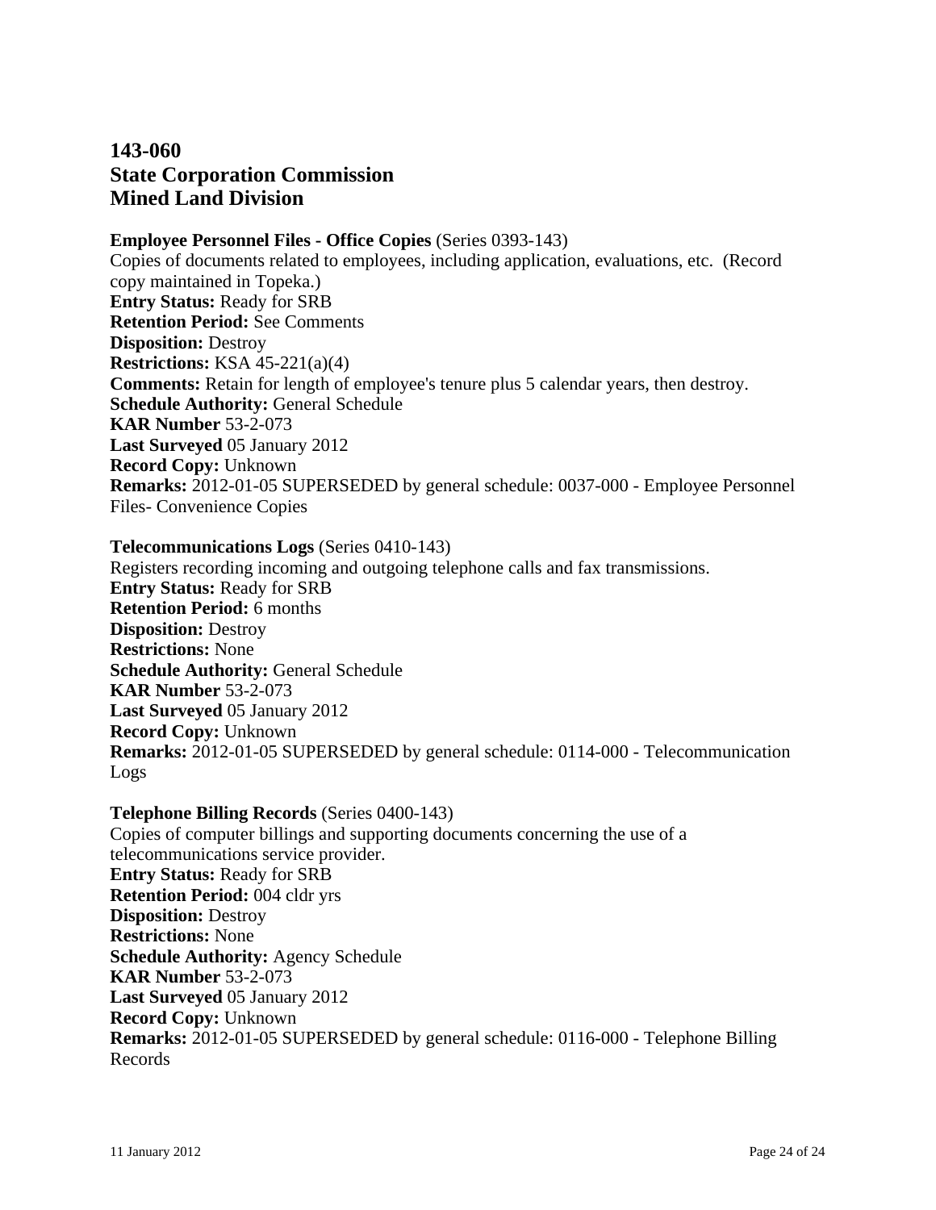## 143-060
## State Corporation Commission
## Mined Land Division

**Employee Personnel Files - Office Copies** (Series 0393-143)
Copies of documents related to employees, including application, evaluations, etc. (Record copy maintained in Topeka.)
**Entry Status:** Ready for SRB
**Retention Period:** See Comments
**Disposition:** Destroy
**Restrictions:** KSA 45-221(a)(4)
**Comments:** Retain for length of employee's tenure plus 5 calendar years, then destroy.
**Schedule Authority:** General Schedule
**KAR Number** 53-2-073
**Last Surveyed** 05 January 2012
**Record Copy:** Unknown
**Remarks:** 2012-01-05 SUPERSEDED by general schedule: 0037-000 - Employee Personnel Files- Convenience Copies

**Telecommunications Logs** (Series 0410-143)
Registers recording incoming and outgoing telephone calls and fax transmissions.
**Entry Status:** Ready for SRB
**Retention Period:** 6 months
**Disposition:** Destroy
**Restrictions:** None
**Schedule Authority:** General Schedule
**KAR Number** 53-2-073
**Last Surveyed** 05 January 2012
**Record Copy:** Unknown
**Remarks:** 2012-01-05 SUPERSEDED by general schedule: 0114-000 - Telecommunication Logs

**Telephone Billing Records** (Series 0400-143)
Copies of computer billings and supporting documents concerning the use of a telecommunications service provider.
**Entry Status:** Ready for SRB
**Retention Period:** 004 cldr yrs
**Disposition:** Destroy
**Restrictions:** None
**Schedule Authority:** Agency Schedule
**KAR Number** 53-2-073
**Last Surveyed** 05 January 2012
**Record Copy:** Unknown
**Remarks:** 2012-01-05 SUPERSEDED by general schedule: 0116-000 - Telephone Billing Records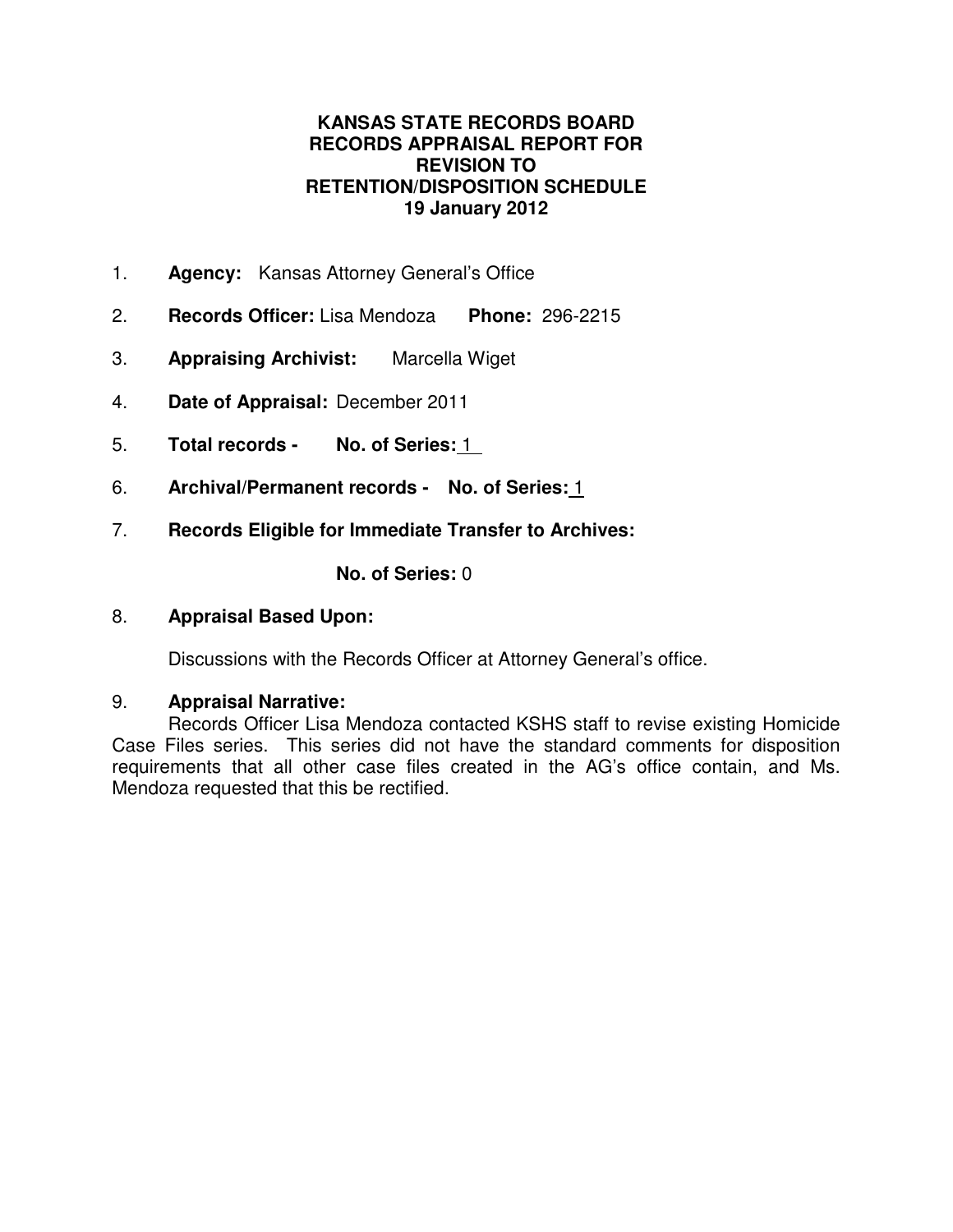# KANSAS STATE RECORDS BOARD
# RECORDS APPRAISAL REPORT FOR REVISION TO RETENTION/DISPOSITION SCHEDULE
# 19 January 2012

1. **Agency:** Kansas Attorney General's Office
2. **Records Officer:** Lisa Mendoza **Phone:** 296-2215
3. **Appraising Archivist:** Marcella Wiget
4. **Date of Appraisal:** December 2011
5. **Total records - No. of Series:** 1
6. **Archival/Permanent records - No. of Series:** 1
7. **Records Eligible for Immediate Transfer to Archives:**

   **No. of Series:** 0

8. **Appraisal Based Upon:**

   Discussions with the Records Officer at Attorney General's office.

9. **Appraisal Narrative:**

   Records Officer Lisa Mendoza contacted KSHS staff to revise existing Homicide Case Files series. This series did not have the standard comments for disposition requirements that all other case files created in the AG's office contain, and Ms. Mendoza requested that this be rectified.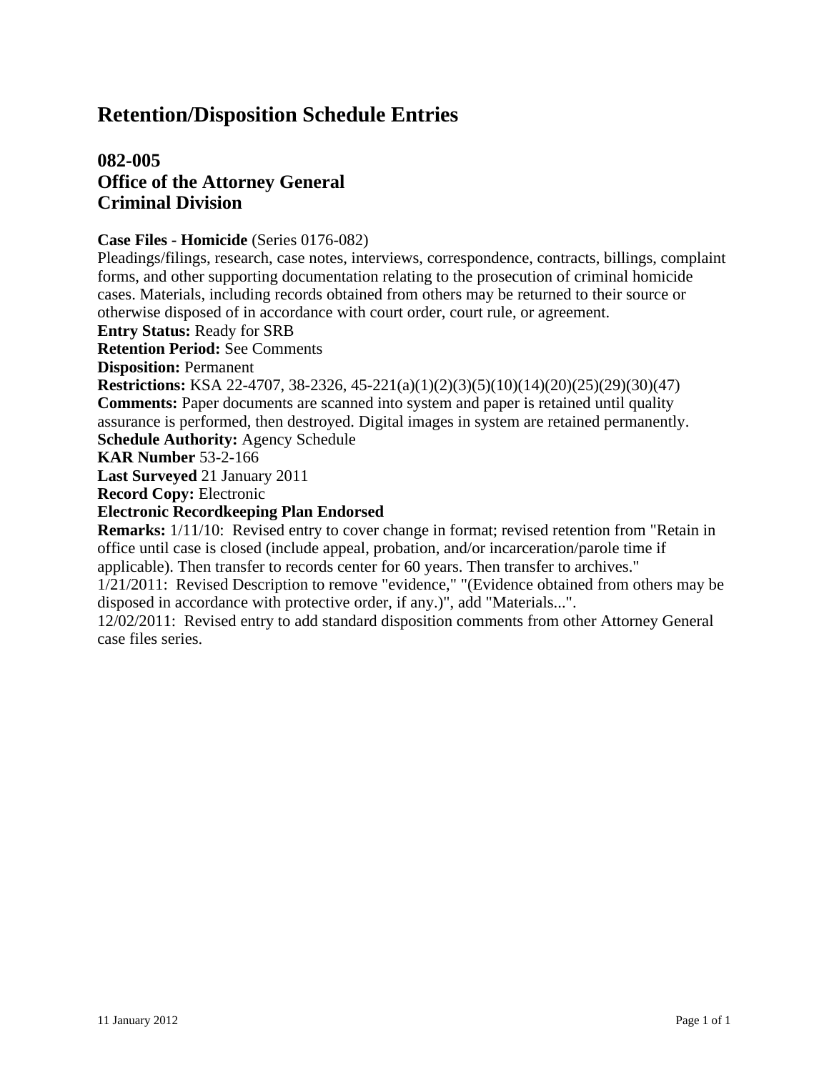# Retention/Disposition Schedule Entries

## 082-005
## Office of the Attorney General
## Criminal Division

**Case Files - Homicide** (Series 0176-082)
Pleadings/filings, research, case notes, interviews, correspondence, contracts, billings, complaint forms, and other supporting documentation relating to the prosecution of criminal homicide cases. Materials, including records obtained from others may be returned to their source or otherwise disposed of in accordance with court order, court rule, or agreement.
**Entry Status:** Ready for SRB
**Retention Period:** See Comments
**Disposition:** Permanent
**Restrictions:** KSA 22-4707, 38-2326, 45-221(a)(1)(2)(3)(5)(10)(14)(20)(25)(29)(30)(47)
**Comments:** Paper documents are scanned into system and paper is retained until quality assurance is performed, then destroyed. Digital images in system are retained permanently.
**Schedule Authority:** Agency Schedule
**KAR Number** 53-2-166
**Last Surveyed** 21 January 2011
**Record Copy:** Electronic
**Electronic Recordkeeping Plan Endorsed**
**Remarks:** 1/11/10: Revised entry to cover change in format; revised retention from "Retain in office until case is closed (include appeal, probation, and/or incarceration/parole time if applicable). Then transfer to records center for 60 years. Then transfer to archives."
1/21/2011: Revised Description to remove "evidence," "(Evidence obtained from others may be disposed in accordance with protective order, if any.)", add "Materials...".
12/02/2011: Revised entry to add standard disposition comments from other Attorney General case files series.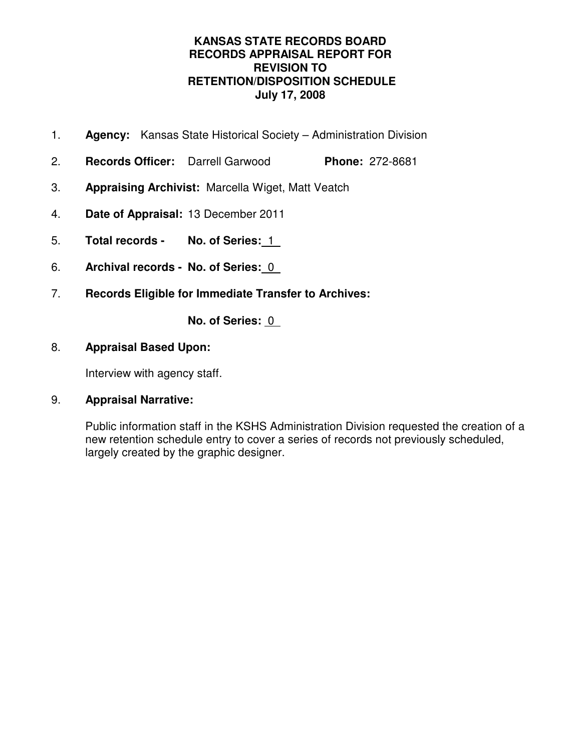**KANSAS STATE RECORDS BOARD**
**RECORDS APPRAISAL REPORT FOR**
**REVISION TO**
**RETENTION/DISPOSITION SCHEDULE**
**July 17, 2008**

1. **Agency:** Kansas State Historical Society – Administration Division

2. **Records Officer:** Darrell Garwood **Phone:** 272-8681

3. **Appraising Archivist:** Marcella Wiget, Matt Veatch

4. **Date of Appraisal:** 13 December 2011

5. **Total records - No. of Series:** 1

6. **Archival records - No. of Series:** 0

7. **Records Eligible for Immediate Transfer to Archives:**

   **No. of Series:** 0

8. **Appraisal Based Upon:**

   Interview with agency staff.

9. **Appraisal Narrative:**

   Public information staff in the KSHS Administration Division requested the creation of a new retention schedule entry to cover a series of records not previously scheduled, largely created by the graphic designer.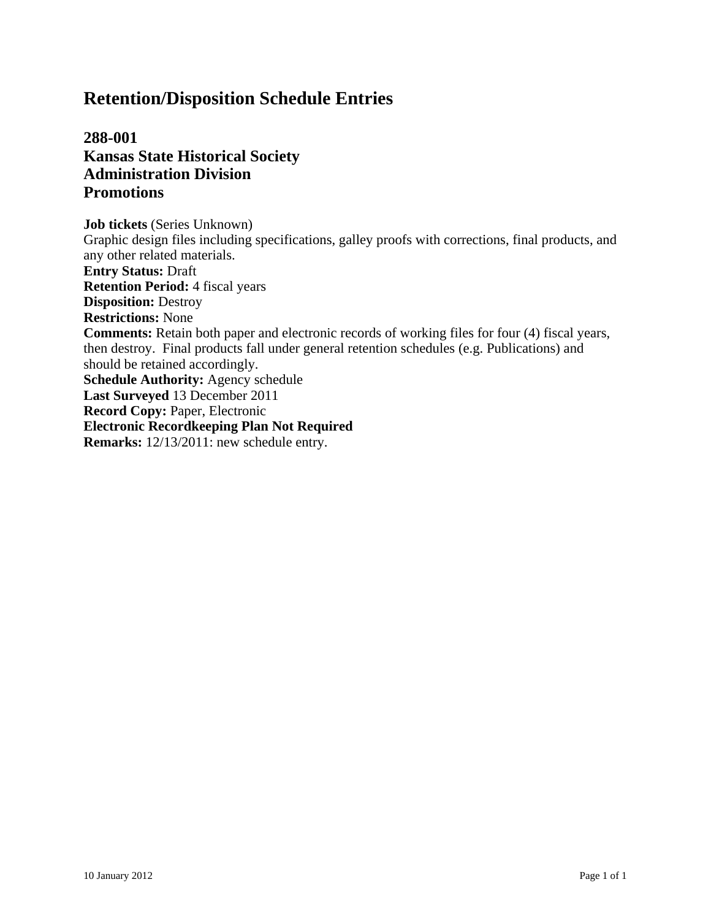# Retention/Disposition Schedule Entries

## 288-001
## Kansas State Historical Society
## Administration Division
## Promotions

**Job tickets** (Series Unknown)
Graphic design files including specifications, galley proofs with corrections, final products, and any other related materials.
**Entry Status:** Draft
**Retention Period:** 4 fiscal years
**Disposition:** Destroy
**Restrictions:** None
**Comments:** Retain both paper and electronic records of working files for four (4) fiscal years, then destroy. Final products fall under general retention schedules (e.g. Publications) and should be retained accordingly.
**Schedule Authority:** Agency schedule
**Last Surveyed** 13 December 2011
**Record Copy:** Paper, Electronic
**Electronic Recordkeeping Plan Not Required**
**Remarks:** 12/13/2011: new schedule entry.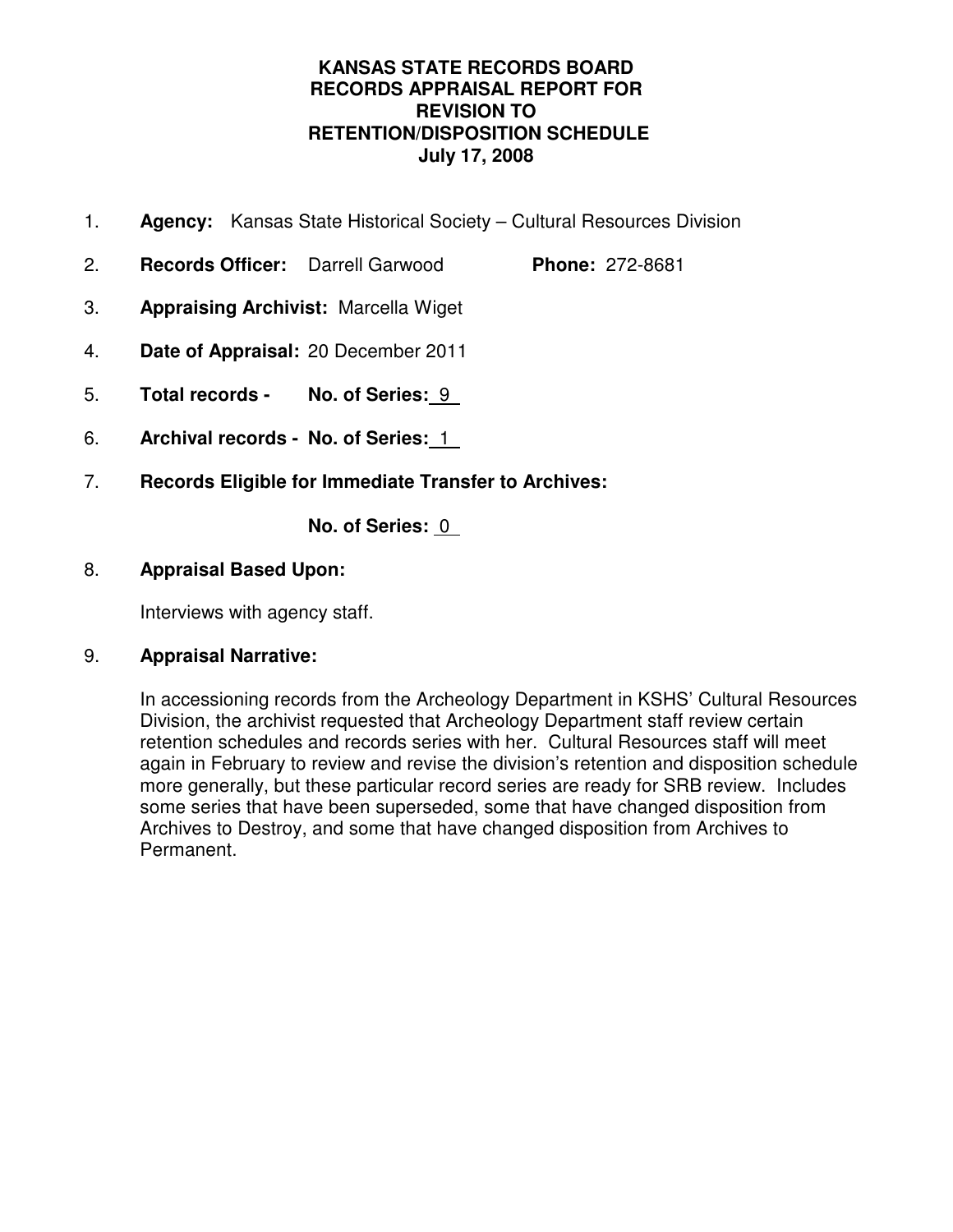**KANSAS STATE RECORDS BOARD**
**RECORDS APPRAISAL REPORT FOR**
**REVISION TO**
**RETENTION/DISPOSITION SCHEDULE**
**July 17, 2008**

1. **Agency:** Kansas State Historical Society – Cultural Resources Division

2. **Records Officer:** Darrell Garwood **Phone:** 272-8681

3. **Appraising Archivist:** Marcella Wiget

4. **Date of Appraisal:** 20 December 2011

5. **Total records - No. of Series:** 9

6. **Archival records - No. of Series:** 1

7. **Records Eligible for Immediate Transfer to Archives:**

   **No. of Series:** 0

8. **Appraisal Based Upon:**

   Interviews with agency staff.

9. **Appraisal Narrative:**

   In accessioning records from the Archeology Department in KSHS' Cultural Resources Division, the archivist requested that Archeology Department staff review certain retention schedules and records series with her. Cultural Resources staff will meet again in February to review and revise the division's retention and disposition schedule more generally, but these particular record series are ready for SRB review. Includes some series that have been superseded, some that have changed disposition from Archives to Destroy, and some that have changed disposition from Archives to Permanent.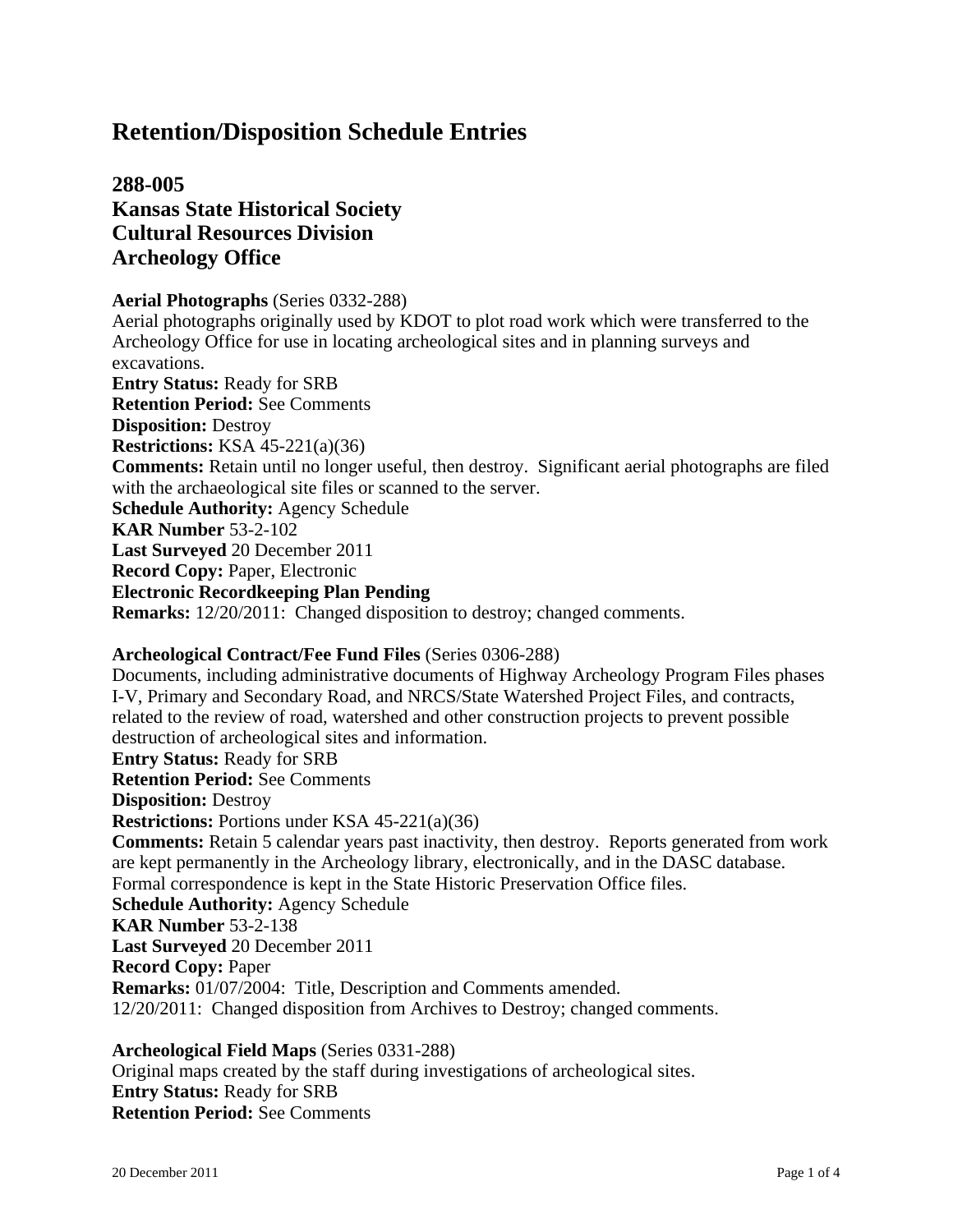# Retention/Disposition Schedule Entries

## 288-005
## Kansas State Historical Society
## Cultural Resources Division
## Archeology Office

**Aerial Photographs** (Series 0332-288)
Aerial photographs originally used by KDOT to plot road work which were transferred to the Archeology Office for use in locating archeological sites and in planning surveys and excavations.
**Entry Status:** Ready for SRB
**Retention Period:** See Comments
**Disposition:** Destroy
**Restrictions:** KSA 45-221(a)(36)
**Comments:** Retain until no longer useful, then destroy. Significant aerial photographs are filed with the archaeological site files or scanned to the server.
**Schedule Authority:** Agency Schedule
**KAR Number** 53-2-102
**Last Surveyed** 20 December 2011
**Record Copy:** Paper, Electronic
**Electronic Recordkeeping Plan Pending**
**Remarks:** 12/20/2011: Changed disposition to destroy; changed comments.

**Archeological Contract/Fee Fund Files** (Series 0306-288)
Documents, including administrative documents of Highway Archeology Program Files phases I-V, Primary and Secondary Road, and NRCS/State Watershed Project Files, and contracts, related to the review of road, watershed and other construction projects to prevent possible destruction of archeological sites and information.
**Entry Status:** Ready for SRB
**Retention Period:** See Comments
**Disposition:** Destroy
**Restrictions:** Portions under KSA 45-221(a)(36)
**Comments:** Retain 5 calendar years past inactivity, then destroy. Reports generated from work are kept permanently in the Archeology library, electronically, and in the DASC database. Formal correspondence is kept in the State Historic Preservation Office files.
**Schedule Authority:** Agency Schedule
**KAR Number** 53-2-138
**Last Surveyed** 20 December 2011
**Record Copy:** Paper
**Remarks:** 01/07/2004: Title, Description and Comments amended.
12/20/2011: Changed disposition from Archives to Destroy; changed comments.

**Archeological Field Maps** (Series 0331-288)
Original maps created by the staff during investigations of archeological sites.
**Entry Status:** Ready for SRB
**Retention Period:** See Comments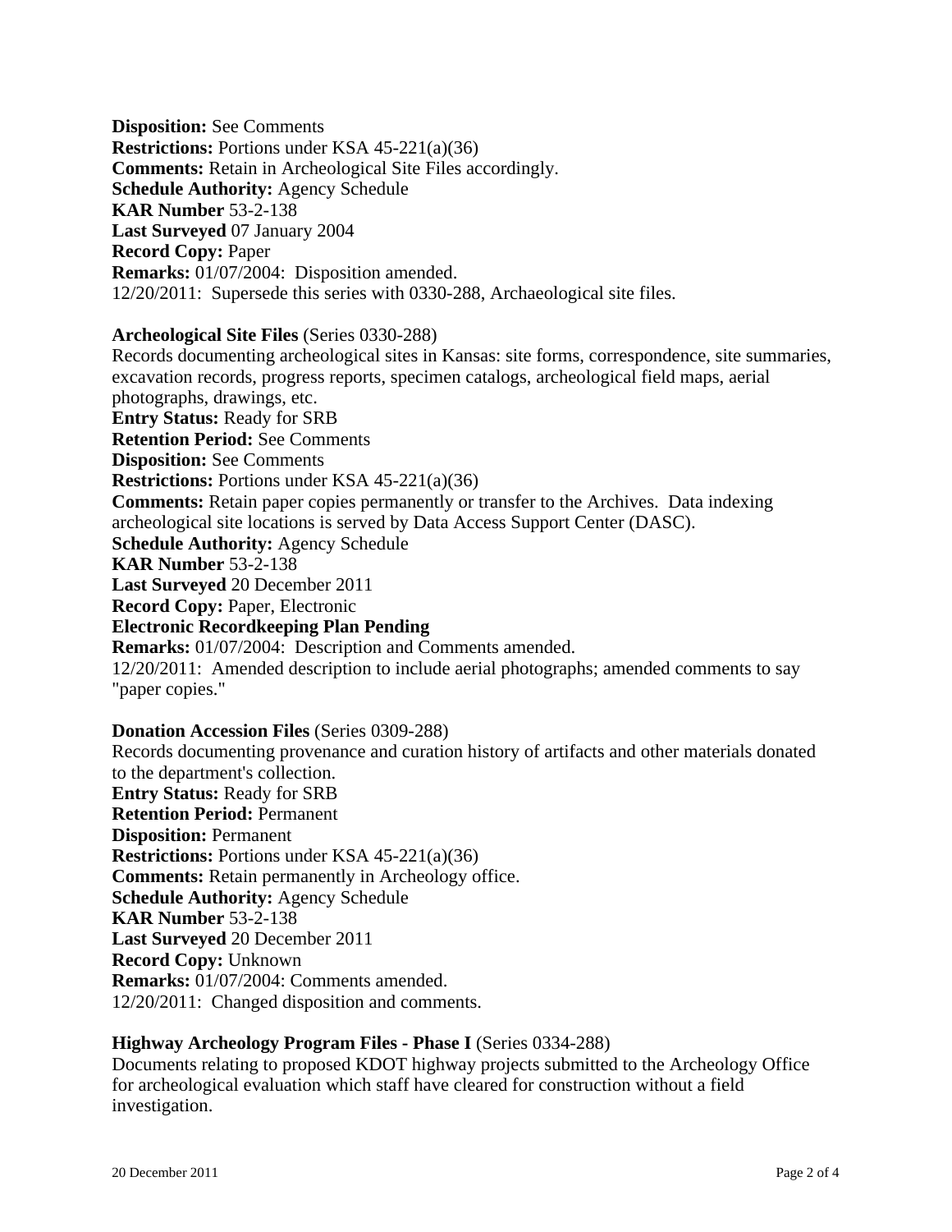**Disposition:** See Comments
**Restrictions:** Portions under KSA 45-221(a)(36)
**Comments:** Retain in Archeological Site Files accordingly.
**Schedule Authority:** Agency Schedule
**KAR Number** 53-2-138
**Last Surveyed** 07 January 2004
**Record Copy:** Paper
**Remarks:** 01/07/2004: Disposition amended.
12/20/2011: Supersede this series with 0330-288, Archaeological site files.

**Archeological Site Files** (Series 0330-288)
Records documenting archeological sites in Kansas: site forms, correspondence, site summaries, excavation records, progress reports, specimen catalogs, archeological field maps, aerial photographs, drawings, etc.
**Entry Status:** Ready for SRB
**Retention Period:** See Comments
**Disposition:** See Comments
**Restrictions:** Portions under KSA 45-221(a)(36)
**Comments:** Retain paper copies permanently or transfer to the Archives. Data indexing archeological site locations is served by Data Access Support Center (DASC).
**Schedule Authority:** Agency Schedule
**KAR Number** 53-2-138
**Last Surveyed** 20 December 2011
**Record Copy:** Paper, Electronic
**Electronic Recordkeeping Plan Pending**
**Remarks:** 01/07/2004: Description and Comments amended.
12/20/2011: Amended description to include aerial photographs; amended comments to say "paper copies."

**Donation Accession Files** (Series 0309-288)
Records documenting provenance and curation history of artifacts and other materials donated to the department's collection.
**Entry Status:** Ready for SRB
**Retention Period:** Permanent
**Disposition:** Permanent
**Restrictions:** Portions under KSA 45-221(a)(36)
**Comments:** Retain permanently in Archeology office.
**Schedule Authority:** Agency Schedule
**KAR Number** 53-2-138
**Last Surveyed** 20 December 2011
**Record Copy:** Unknown
**Remarks:** 01/07/2004: Comments amended.
12/20/2011: Changed disposition and comments.

**Highway Archeology Program Files - Phase I** (Series 0334-288)
Documents relating to proposed KDOT highway projects submitted to the Archeology Office for archeological evaluation which staff have cleared for construction without a field investigation.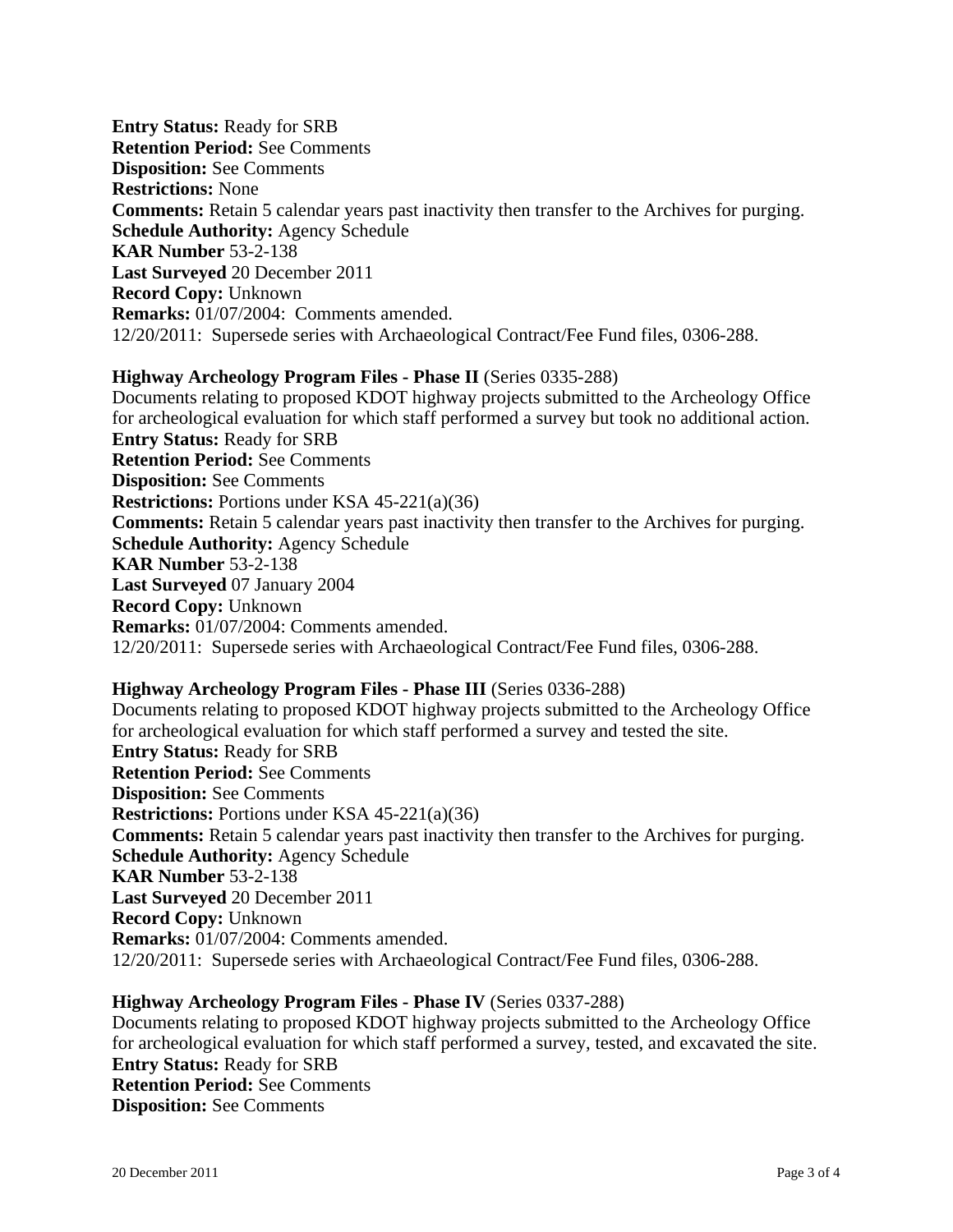**Entry Status:** Ready for SRB
**Retention Period:** See Comments
**Disposition:** See Comments
**Restrictions:** None
**Comments:** Retain 5 calendar years past inactivity then transfer to the Archives for purging.
**Schedule Authority:** Agency Schedule
**KAR Number** 53-2-138
**Last Surveyed** 20 December 2011
**Record Copy:** Unknown
**Remarks:** 01/07/2004: Comments amended.
12/20/2011: Supersede series with Archaeological Contract/Fee Fund files, 0306-288.

**Highway Archeology Program Files - Phase II** (Series 0335-288)
Documents relating to proposed KDOT highway projects submitted to the Archeology Office for archeological evaluation for which staff performed a survey but took no additional action.
**Entry Status:** Ready for SRB
**Retention Period:** See Comments
**Disposition:** See Comments
**Restrictions:** Portions under KSA 45-221(a)(36)
**Comments:** Retain 5 calendar years past inactivity then transfer to the Archives for purging.
**Schedule Authority:** Agency Schedule
**KAR Number** 53-2-138
**Last Surveyed** 07 January 2004
**Record Copy:** Unknown
**Remarks:** 01/07/2004: Comments amended.
12/20/2011: Supersede series with Archaeological Contract/Fee Fund files, 0306-288.

**Highway Archeology Program Files - Phase III** (Series 0336-288)
Documents relating to proposed KDOT highway projects submitted to the Archeology Office for archeological evaluation for which staff performed a survey and tested the site.
**Entry Status:** Ready for SRB
**Retention Period:** See Comments
**Disposition:** See Comments
**Restrictions:** Portions under KSA 45-221(a)(36)
**Comments:** Retain 5 calendar years past inactivity then transfer to the Archives for purging.
**Schedule Authority:** Agency Schedule
**KAR Number** 53-2-138
**Last Surveyed** 20 December 2011
**Record Copy:** Unknown
**Remarks:** 01/07/2004: Comments amended.
12/20/2011: Supersede series with Archaeological Contract/Fee Fund files, 0306-288.

**Highway Archeology Program Files - Phase IV** (Series 0337-288)
Documents relating to proposed KDOT highway projects submitted to the Archeology Office for archeological evaluation for which staff performed a survey, tested, and excavated the site.
**Entry Status:** Ready for SRB
**Retention Period:** See Comments
**Disposition:** See Comments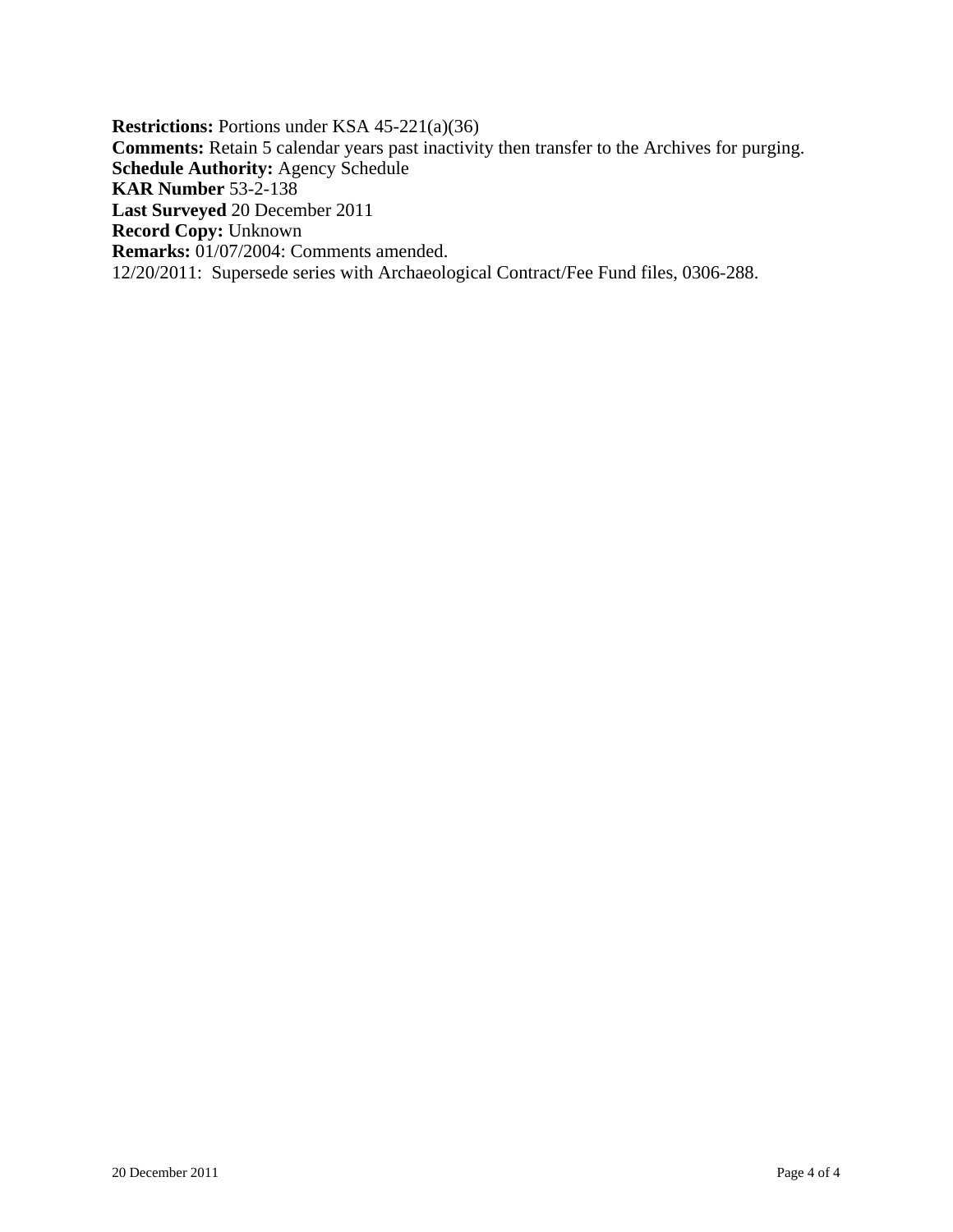**Restrictions:** Portions under KSA 45-221(a)(36)
**Comments:** Retain 5 calendar years past inactivity then transfer to the Archives for purging.
**Schedule Authority:** Agency Schedule
**KAR Number** 53-2-138
**Last Surveyed** 20 December 2011
**Record Copy:** Unknown
**Remarks:** 01/07/2004: Comments amended.
12/20/2011: Supersede series with Archaeological Contract/Fee Fund files, 0306-288.